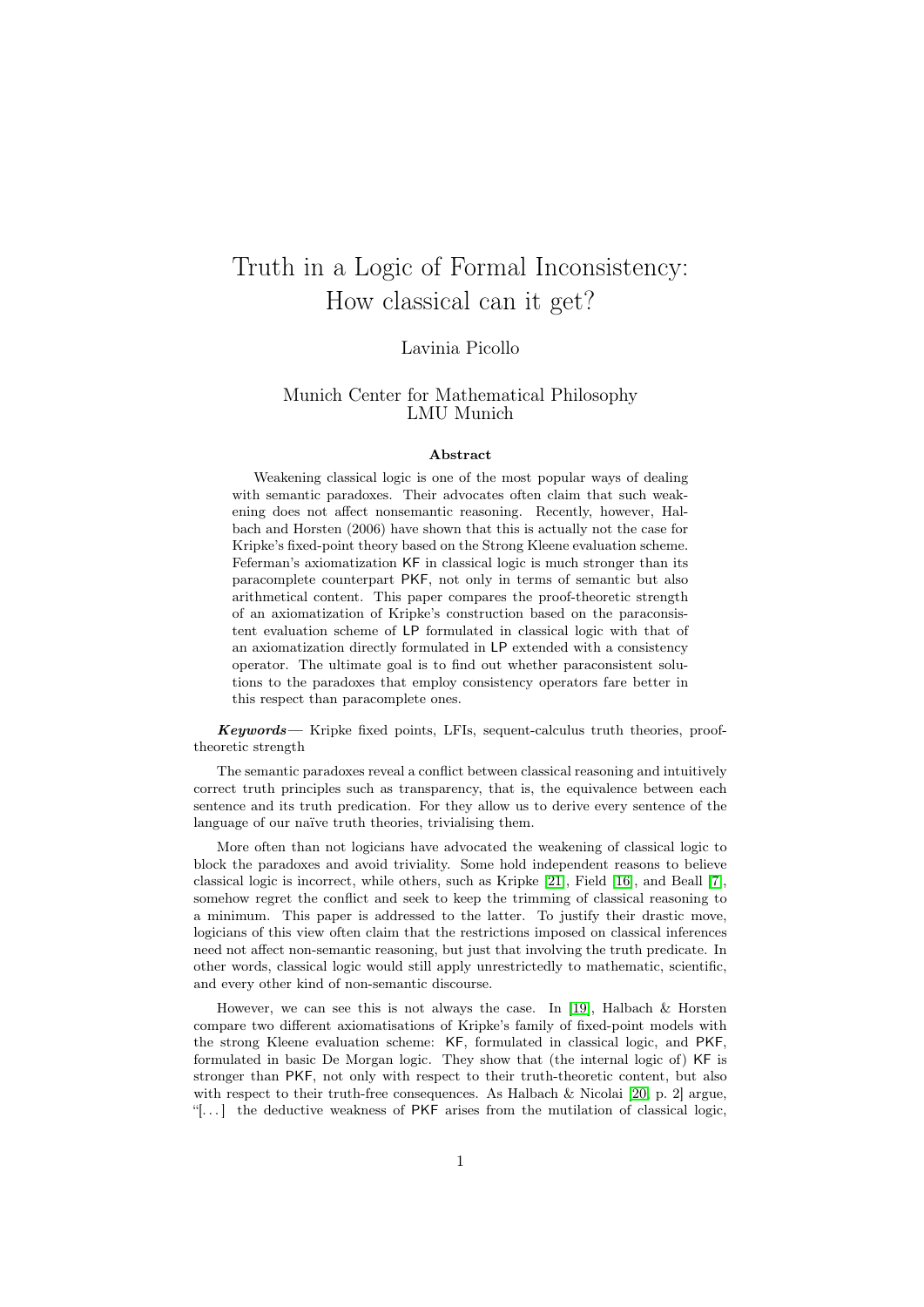# Truth in a Logic of Formal Inconsistency: How classical can it get?

Lavinia Picollo

Munich Center for Mathematical Philosophy
LMU Munich

### Abstract

Weakening classical logic is one of the most popular ways of dealing with semantic paradoxes. Their advocates often claim that such weakening does not affect nonsemantic reasoning. Recently, however, Halbach and Horsten (2006) have shown that this is actually not the case for Kripke's fixed-point theory based on the Strong Kleene evaluation scheme. Feferman's axiomatization KF in classical logic is much stronger than its paracomplete counterpart PKF, not only in terms of semantic but also arithmetical content. This paper compares the proof-theoretic strength of an axiomatization of Kripke's construction based on the paraconsistent evaluation scheme of LP formulated in classical logic with that of an axiomatization directly formulated in LP extended with a consistency operator. The ultimate goal is to find out whether paraconsistent solutions to the paradoxes that employ consistency operators fare better in this respect than paracomplete ones.

***Keywords***— Kripke fixed points, LFIs, sequent-calculus truth theories, proof-theoretic strength

The semantic paradoxes reveal a conflict between classical reasoning and intuitively correct truth principles such as transparency, that is, the equivalence between each sentence and its truth predication. For they allow us to derive every sentence of the language of our naïve truth theories, trivialising them.

More often than not logicians have advocated the weakening of classical logic to block the paradoxes and avoid triviality. Some hold independent reasons to believe classical logic is incorrect, while others, such as Kripke [21], Field [16], and Beall [7], somehow regret the conflict and seek to keep the trimming of classical reasoning to a minimum. This paper is addressed to the latter. To justify their drastic move, logicians of this view often claim that the restrictions imposed on classical inferences need not affect non-semantic reasoning, but just that involving the truth predicate. In other words, classical logic would still apply unrestrictedly to mathematic, scientific, and every other kind of non-semantic discourse.

However, we can see this is not always the case. In [19], Halbach & Horsten compare two different axiomatisations of Kripke's family of fixed-point models with the strong Kleene evaluation scheme: KF, formulated in classical logic, and PKF, formulated in basic De Morgan logic. They show that (the internal logic of) KF is stronger than PKF, not only with respect to their truth-theoretic content, but also with respect to their truth-free consequences. As Halbach & Nicolai [20, p. 2] argue, "[...] the deductive weakness of PKF arises from the mutilation of classical logic,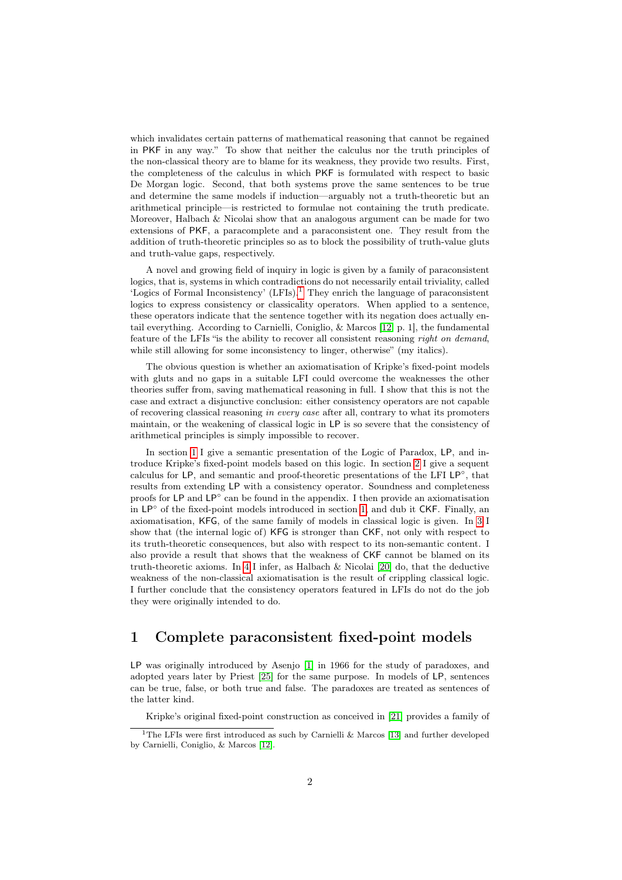which invalidates certain patterns of mathematical reasoning that cannot be regained in PKF in any way." To show that neither the calculus nor the truth principles of the non-classical theory are to blame for its weakness, they provide two results. First, the completeness of the calculus in which PKF is formulated with respect to basic De Morgan logic. Second, that both systems prove the same sentences to be true and determine the same models if induction—arguably not a truth-theoretic but an arithmetical principle—is restricted to formulae not containing the truth predicate. Moreover, Halbach & Nicolai show that an analogous argument can be made for two extensions of PKF, a paracomplete and a paraconsistent one. They result from the addition of truth-theoretic principles so as to block the possibility of truth-value gluts and truth-value gaps, respectively.

A novel and growing field of inquiry in logic is given by a family of paraconsistent logics, that is, systems in which contradictions do not necessarily entail triviality, called 'Logics of Formal Inconsistency' (LFIs).[1] They enrich the language of paraconsistent logics to express consistency or classicality operators. When applied to a sentence, these operators indicate that the sentence together with its negation does actually entail everything. According to Carnielli, Coniglio, & Marcos [12, p. 1], the fundamental feature of the LFIs "is the ability to recover all consistent reasoning *right on demand*, while still allowing for some inconsistency to linger, otherwise" (my italics).

The obvious question is whether an axiomatisation of Kripke's fixed-point models with gluts and no gaps in a suitable LFI could overcome the weaknesses the other theories suffer from, saving mathematical reasoning in full. I show that this is not the case and extract a disjunctive conclusion: either consistency operators are not capable of recovering classical reasoning *in every case* after all, contrary to what its promoters maintain, or the weakening of classical logic in LP is so severe that the consistency of arithmetical principles is simply impossible to recover.

In section 1 I give a semantic presentation of the Logic of Paradox, LP, and introduce Kripke's fixed-point models based on this logic. In section 2 I give a sequent calculus for LP, and semantic and proof-theoretic presentations of the LFI LP°, that results from extending LP with a consistency operator. Soundness and completeness proofs for LP and LP° can be found in the appendix. I then provide an axiomatisation in LP° of the fixed-point models introduced in section 1, and dub it CKF. Finally, an axiomatisation, KFG, of the same family of models in classical logic is given. In 3 I show that (the internal logic of) KFG is stronger than CKF, not only with respect to its truth-theoretic consequences, but also with respect to its non-semantic content. I also provide a result that shows that the weakness of CKF cannot be blamed on its truth-theoretic axioms. In 4 I infer, as Halbach & Nicolai [20] do, that the deductive weakness of the non-classical axiomatisation is the result of crippling classical logic. I further conclude that the consistency operators featured in LFIs do not do the job they were originally intended to do.

# 1 Complete paraconsistent fixed-point models

LP was originally introduced by Asenjo [1] in 1966 for the study of paradoxes, and adopted years later by Priest [25] for the same purpose. In models of LP, sentences can be true, false, or both true and false. The paradoxes are treated as sentences of the latter kind.

Kripke's original fixed-point construction as conceived in [21] provides a family of

[1] The LFIs were first introduced as such by Carnielli & Marcos [13] and further developed by Carnielli, Coniglio, & Marcos [12].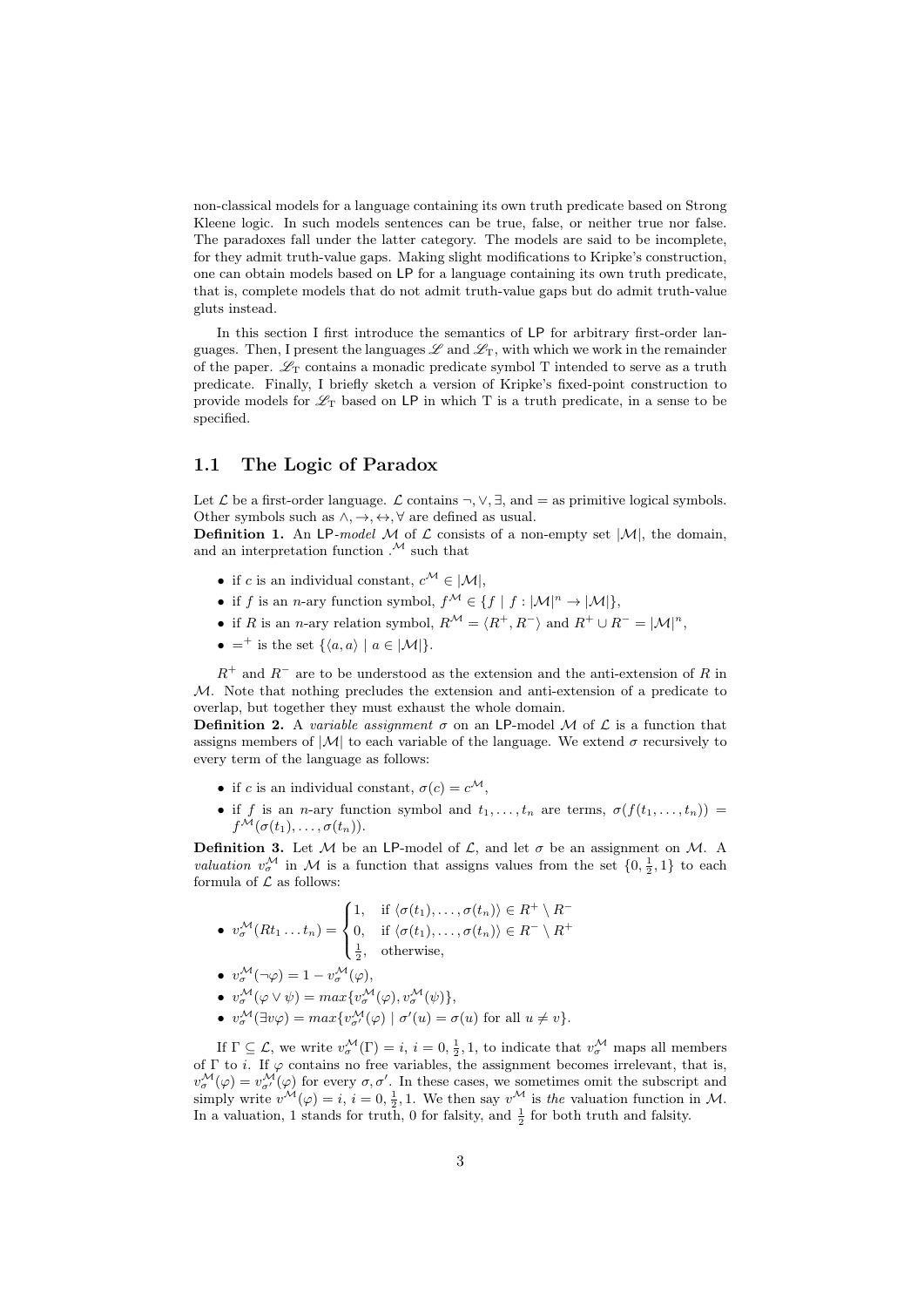non-classical models for a language containing its own truth predicate based on Strong Kleene logic. In such models sentences can be true, false, or neither true nor false. The paradoxes fall under the latter category. The models are said to be incomplete, for they admit truth-value gaps. Making slight modifications to Kripke's construction, one can obtain models based on LP for a language containing its own truth predicate, that is, complete models that do not admit truth-value gaps but do admit truth-value gluts instead.

In this section I first introduce the semantics of LP for arbitrary first-order languages. Then, I present the languages $\mathscr{L}$ and $\mathscr{L}_{\mathrm{T}}$, with which we work in the remainder of the paper. $\mathscr{L}_{\mathrm{T}}$ contains a monadic predicate symbol T intended to serve as a truth predicate. Finally, I briefly sketch a version of Kripke's fixed-point construction to provide models for $\mathscr{L}_{\mathrm{T}}$ based on LP in which T is a truth predicate, in a sense to be specified.

## 1.1 The Logic of Paradox

Let $\mathcal{L}$ be a first-order language. $\mathcal{L}$ contains $\neg, \vee, \exists$, and $=$ as primitive logical symbols. Other symbols such as $\wedge, \rightarrow, \leftrightarrow, \forall$ are defined as usual.

**Definition 1.** An LP*-model* $\mathcal{M}$ of $\mathcal{L}$ consists of a non-empty set $|\mathcal{M}|$, the domain, and an interpretation function $.^{\mathcal{M}}$ such that

- if $c$ is an individual constant, $c^{\mathcal{M}} \in |\mathcal{M}|$,
- if $f$ is an $n$-ary function symbol, $f^{\mathcal{M}} \in \{f \mid f : |\mathcal{M}|^n \rightarrow |\mathcal{M}|\}$,
- if $R$ is an $n$-ary relation symbol, $R^{\mathcal{M}} = \langle R^+, R^- \rangle$ and $R^+ \cup R^- = |\mathcal{M}|^n$,
- $=^+$ is the set $\{\langle a, a \rangle \mid a \in |\mathcal{M}|\}$.

$R^+$ and $R^-$ are to be understood as the extension and the anti-extension of $R$ in $\mathcal{M}$. Note that nothing precludes the extension and anti-extension of a predicate to overlap, but together they must exhaust the whole domain.

**Definition 2.** A *variable assignment* $\sigma$ on an LP-model $\mathcal{M}$ of $\mathcal{L}$ is a function that assigns members of $|\mathcal{M}|$ to each variable of the language. We extend $\sigma$ recursively to every term of the language as follows:

- if $c$ is an individual constant, $\sigma(c) = c^{\mathcal{M}}$,
- if $f$ is an $n$-ary function symbol and $t_1, \ldots, t_n$ are terms, $\sigma(f(t_1, \ldots, t_n)) = f^{\mathcal{M}}(\sigma(t_1), \ldots, \sigma(t_n))$.

**Definition 3.** Let $\mathcal{M}$ be an LP-model of $\mathcal{L}$, and let $\sigma$ be an assignment on $\mathcal{M}$. A *valuation* $v_\sigma^{\mathcal{M}}$ in $\mathcal{M}$ is a function that assigns values from the set $\{0, \frac{1}{2}, 1\}$ to each formula of $\mathcal{L}$ as follows:

- $v_\sigma^{\mathcal{M}}(Rt_1 \ldots t_n) = \begin{cases} 1, & \text{if } \langle \sigma(t_1), \ldots, \sigma(t_n) \rangle \in R^+ \setminus R^- \\ 0, & \text{if } \langle \sigma(t_1), \ldots, \sigma(t_n) \rangle \in R^- \setminus R^+ \\ \frac{1}{2}, & \text{otherwise,} \end{cases}$
- $v_\sigma^{\mathcal{M}}(\neg\varphi) = 1 - v_\sigma^{\mathcal{M}}(\varphi)$,
- $v_\sigma^{\mathcal{M}}(\varphi \vee \psi) = max\{v_\sigma^{\mathcal{M}}(\varphi), v_\sigma^{\mathcal{M}}(\psi)\}$,
- $v_\sigma^{\mathcal{M}}(\exists v\varphi) = max\{v_{\sigma'}^{\mathcal{M}}(\varphi) \mid \sigma'(u) = \sigma(u) \text{ for all } u \neq v\}$.

If $\Gamma \subseteq \mathcal{L}$, we write $v_\sigma^{\mathcal{M}}(\Gamma) = i$, $i = 0, \frac{1}{2}, 1$, to indicate that $v_\sigma^{\mathcal{M}}$ maps all members of $\Gamma$ to $i$. If $\varphi$ contains no free variables, the assignment becomes irrelevant, that is, $v_\sigma^{\mathcal{M}}(\varphi) = v_{\sigma'}^{\mathcal{M}}(\varphi)$ for every $\sigma, \sigma'$. In these cases, we sometimes omit the subscript and simply write $v^{\mathcal{M}}(\varphi) = i$, $i = 0, \frac{1}{2}, 1$. We then say $v^{\mathcal{M}}$ is *the* valuation function in $\mathcal{M}$. In a valuation, 1 stands for truth, 0 for falsity, and $\frac{1}{2}$ for both truth and falsity.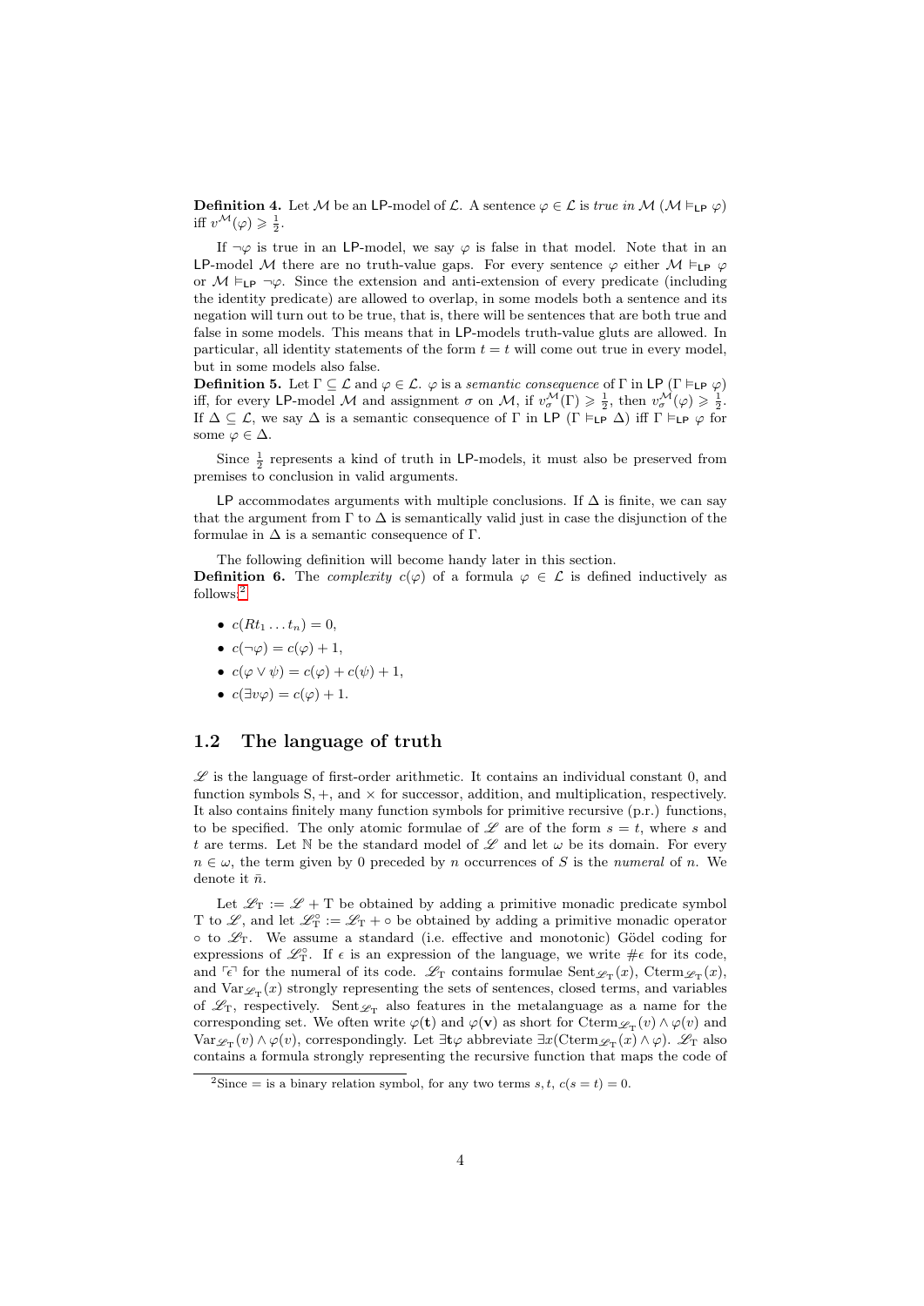**Definition 4.** Let $\mathcal{M}$ be an $\mathsf{LP}$-model of $\mathcal{L}$. A sentence $\varphi \in \mathcal{L}$ is *true in* $\mathcal{M}$ ($\mathcal{M} \vDash_{\mathsf{LP}} \varphi$) iff $v^{\mathcal{M}}(\varphi) \geqslant \frac{1}{2}$.

If $\neg\varphi$ is true in an $\mathsf{LP}$-model, we say $\varphi$ is false in that model. Note that in an $\mathsf{LP}$-model $\mathcal{M}$ there are no truth-value gaps. For every sentence $\varphi$ either $\mathcal{M} \vDash_{\mathsf{LP}} \varphi$ or $\mathcal{M} \vDash_{\mathsf{LP}} \neg\varphi$. Since the extension and anti-extension of every predicate (including the identity predicate) are allowed to overlap, in some models both a sentence and its negation will turn out to be true, that is, there will be sentences that are both true and false in some models. This means that in $\mathsf{LP}$-models truth-value gluts are allowed. In particular, all identity statements of the form $t = t$ will come out true in every model, but in some models also false.

**Definition 5.** Let $\Gamma \subseteq \mathcal{L}$ and $\varphi \in \mathcal{L}$. $\varphi$ is a *semantic consequence* of $\Gamma$ in $\mathsf{LP}$ ($\Gamma \vDash_{\mathsf{LP}} \varphi$) iff, for every $\mathsf{LP}$-model $\mathcal{M}$ and assignment $\sigma$ on $\mathcal{M}$, if $v^{\mathcal{M}}_{\sigma}(\Gamma) \geqslant \frac{1}{2}$, then $v^{\mathcal{M}}_{\sigma}(\varphi) \geqslant \frac{1}{2}$. If $\Delta \subseteq \mathcal{L}$, we say $\Delta$ is a semantic consequence of $\Gamma$ in $\mathsf{LP}$ ($\Gamma \vDash_{\mathsf{LP}} \Delta$) iff $\Gamma \vDash_{\mathsf{LP}} \varphi$ for some $\varphi \in \Delta$.

Since $\frac{1}{2}$ represents a kind of truth in $\mathsf{LP}$-models, it must also be preserved from premises to conclusion in valid arguments.

$\mathsf{LP}$ accommodates arguments with multiple conclusions. If $\Delta$ is finite, we can say that the argument from $\Gamma$ to $\Delta$ is semantically valid just in case the disjunction of the formulae in $\Delta$ is a semantic consequence of $\Gamma$.

The following definition will become handy later in this section.

**Definition 6.** The *complexity* $c(\varphi)$ of a formula $\varphi \in \mathcal{L}$ is defined inductively as follows:[2]

- $c(Rt_1 \dots t_n) = 0$,
- $c(\neg\varphi) = c(\varphi) + 1$,
- $c(\varphi \vee \psi) = c(\varphi) + c(\psi) + 1$,
- $c(\exists v \varphi) = c(\varphi) + 1$.

## 1.2 The language of truth

$\mathscr{L}$ is the language of first-order arithmetic. It contains an individual constant 0, and function symbols S, +, and $\times$ for successor, addition, and multiplication, respectively. It also contains finitely many function symbols for primitive recursive (p.r.) functions, to be specified. The only atomic formulae of $\mathscr{L}$ are of the form $s = t$, where $s$ and $t$ are terms. Let $\mathbb{N}$ be the standard model of $\mathscr{L}$ and let $\omega$ be its domain. For every $n \in \omega$, the term given by 0 preceded by $n$ occurrences of $S$ is the *numeral* of $n$. We denote it $\bar{n}$.

Let $\mathscr{L}_{\mathrm{T}} := \mathscr{L} + \mathrm{T}$ be obtained by adding a primitive monadic predicate symbol T to $\mathscr{L}$, and let $\mathscr{L}^{\circ}_{\mathrm{T}} := \mathscr{L}_{\mathrm{T}} + \circ$ be obtained by adding a primitive monadic operator $\circ$ to $\mathscr{L}_{\mathrm{T}}$. We assume a standard (i.e. effective and monotonic) Gödel coding for expressions of $\mathscr{L}^{\circ}_{\mathrm{T}}$. If $\epsilon$ is an expression of the language, we write $\#\epsilon$ for its code, and $\ulcorner \epsilon \urcorner$ for the numeral of its code. $\mathscr{L}_{\mathrm{T}}$ contains formulae $\mathrm{Sent}_{\mathscr{L}_{\mathrm{T}}}(x)$, $\mathrm{Cterm}_{\mathscr{L}_{\mathrm{T}}}(x)$, and $\mathrm{Var}_{\mathscr{L}_{\mathrm{T}}}(x)$ strongly representing the sets of sentences, closed terms, and variables of $\mathscr{L}_{\mathrm{T}}$, respectively. $\mathrm{Sent}_{\mathscr{L}_{\mathrm{T}}}$ also features in the metalanguage as a name for the corresponding set. We often write $\varphi(\mathbf{t})$ and $\varphi(\mathbf{v})$ as short for $\mathrm{Cterm}_{\mathscr{L}_{\mathrm{T}}}(v) \wedge \varphi(v)$ and $\mathrm{Var}_{\mathscr{L}_{\mathrm{T}}}(v) \wedge \varphi(v)$, correspondingly. Let $\exists \mathbf{t} \varphi$ abbreviate $\exists x(\mathrm{Cterm}_{\mathscr{L}_{\mathrm{T}}}(x) \wedge \varphi)$. $\mathscr{L}_{\mathrm{T}}$ also contains a formula strongly representing the recursive function that maps the code of

[2] Since $=$ is a binary relation symbol, for any two terms $s, t$, $c(s = t) = 0$.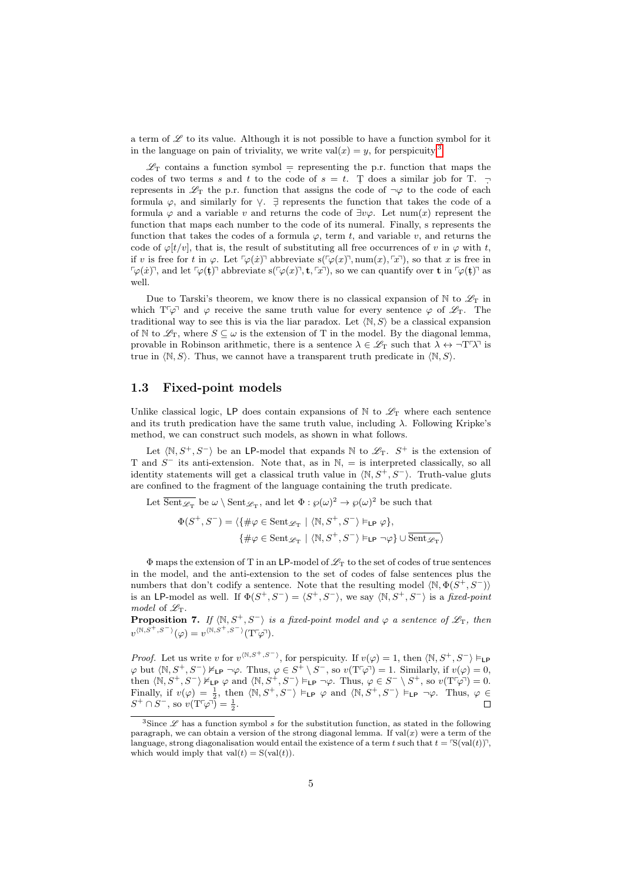a term of $\mathscr{L}$ to its value. Although it is not possible to have a function symbol for it in the language on pain of triviality, we write $\text{val}(x) = y$, for perspicuity.[3]

$\mathscr{L}_\text{T}$ contains a function symbol $\underset{\cdot}{=}$ representing the p.r. function that maps the codes of two terms $s$ and $t$ to the code of $s = t$. $\underset{\cdot}{\text{T}}$ does a similar job for T. $\underset{\cdot}{\neg}$ represents in $\mathscr{L}_\text{T}$ the p.r. function that assigns the code of $\neg\varphi$ to the code of each formula $\varphi$, and similarly for $\vee$. $\underset{\cdot}{\exists}$ represents the function that takes the code of a formula $\varphi$ and a variable $v$ and returns the code of $\exists v \varphi$. Let $\text{num}(x)$ represent the function that maps each number to the code of its numeral. Finally, s represents the function that takes the codes of a formula $\varphi$, term $t$, and variable $v$, and returns the code of $\varphi[t/v]$, that is, the result of substituting all free occurrences of $v$ in $\varphi$ with $t$, if $v$ is free for $t$ in $\varphi$. Let $\ulcorner\varphi(\dot{x})\urcorner$ abbreviate $\text{s}(\ulcorner\varphi(x)\urcorner, \text{num}(x), \ulcorner x\urcorner)$, so that $x$ is free in $\ulcorner\varphi(\dot{x})\urcorner$, and let $\ulcorner\varphi(\underset{\cdot}{\mathbf{t}})\urcorner$ abbreviate $\text{s}(\ulcorner\varphi(x)\urcorner, \mathbf{t}, \ulcorner x\urcorner)$, so we can quantify over $\mathbf{t}$ in $\ulcorner\varphi(\underset{\cdot}{\mathbf{t}})\urcorner$ as well.

Due to Tarski's theorem, we know there is no classical expansion of $\mathbb{N}$ to $\mathscr{L}_\text{T}$ in which $\text{T}\ulcorner\varphi\urcorner$ and $\varphi$ receive the same truth value for every sentence $\varphi$ of $\mathscr{L}_\text{T}$. The traditional way to see this is via the liar paradox. Let $\langle\mathbb{N}, S\rangle$ be a classical expansion of $\mathbb{N}$ to $\mathscr{L}_\text{T}$, where $S \subseteq \omega$ is the extension of T in the model. By the diagonal lemma, provable in Robinson arithmetic, there is a sentence $\lambda \in \mathscr{L}_\text{T}$ such that $\lambda \leftrightarrow \neg\text{T}\ulcorner\lambda\urcorner$ is true in $\langle\mathbb{N}, S\rangle$. Thus, we cannot have a transparent truth predicate in $\langle\mathbb{N}, S\rangle$.

## 1.3 Fixed-point models

Unlike classical logic, LP does contain expansions of $\mathbb{N}$ to $\mathscr{L}_\text{T}$ where each sentence and its truth predication have the same truth value, including $\lambda$. Following Kripke's method, we can construct such models, as shown in what follows.

Let $\langle\mathbb{N}, S^+, S^-\rangle$ be an LP-model that expands $\mathbb{N}$ to $\mathscr{L}_\text{T}$. $S^+$ is the extension of T and $S^-$ its anti-extension. Note that, as in $\mathbb{N}$, $=$ is interpreted classically, so all identity statements will get a classical truth value in $\langle\mathbb{N}, S^+, S^-\rangle$. Truth-value gluts are confined to the fragment of the language containing the truth predicate.

Let $\overline{\text{Sent}_{\mathscr{L}_\text{T}}}$ be $\omega \setminus \text{Sent}_{\mathscr{L}_\text{T}}$, and let $\Phi : \wp(\omega)^2 \to \wp(\omega)^2$ be such that

$$\Phi(S^+, S^-) = \langle\{\#\varphi \in \text{Sent}_{\mathscr{L}_\text{T}} \mid \langle\mathbb{N}, S^+, S^-\rangle \vDash_{\mathsf{LP}} \varphi\},$$
$$\{\#\varphi \in \text{Sent}_{\mathscr{L}_\text{T}} \mid \langle\mathbb{N}, S^+, S^-\rangle \vDash_{\mathsf{LP}} \neg\varphi\} \cup \overline{\text{Sent}_{\mathscr{L}_\text{T}}}\rangle$$

$\Phi$ maps the extension of T in an LP-model of $\mathscr{L}_\text{T}$ to the set of codes of true sentences in the model, and the anti-extension to the set of codes of false sentences plus the numbers that don't codify a sentence. Note that the resulting model $\langle\mathbb{N}, \Phi(S^+, S^-)\rangle$ is an LP-model as well. If $\Phi(S^+, S^-) = \langle S^+, S^-\rangle$, we say $\langle\mathbb{N}, S^+, S^-\rangle$ is a *fixed-point model* of $\mathscr{L}_\text{T}$.

**Proposition 7.** *If $\langle\mathbb{N}, S^+, S^-\rangle$ is a fixed-point model and $\varphi$ a sentence of $\mathscr{L}_\text{T}$, then $v^{\langle\mathbb{N}, S^+, S^-\rangle}(\varphi) = v^{\langle\mathbb{N}, S^+, S^-\rangle}(\text{T}\ulcorner\varphi\urcorner)$.*

*Proof.* Let us write $v$ for $v^{\langle\mathbb{N}, S^+, S^-\rangle}$, for perspicuity. If $v(\varphi) = 1$, then $\langle\mathbb{N}, S^+, S^-\rangle \vDash_{\mathsf{LP}} \varphi$ but $\langle\mathbb{N}, S^+, S^-\rangle \nvDash_{\mathsf{LP}} \neg\varphi$. Thus, $\varphi \in S^+ \setminus S^-$, so $v(\text{T}\ulcorner\varphi\urcorner) = 1$. Similarly, if $v(\varphi) = 0$, then $\langle\mathbb{N}, S^+, S^-\rangle \nvDash_{\mathsf{LP}} \varphi$ and $\langle\mathbb{N}, S^+, S^-\rangle \vDash_{\mathsf{LP}} \neg\varphi$. Thus, $\varphi \in S^- \setminus S^+$, so $v(\text{T}\ulcorner\varphi\urcorner) = 0$. Finally, if $v(\varphi) = \frac{1}{2}$, then $\langle\mathbb{N}, S^+, S^-\rangle \vDash_{\mathsf{LP}} \varphi$ and $\langle\mathbb{N}, S^+, S^-\rangle \vDash_{\mathsf{LP}} \neg\varphi$. Thus, $\varphi \in S^+ \cap S^-$, so $v(\text{T}\ulcorner\varphi\urcorner) = \frac{1}{2}$. $\square$

[3] Since $\mathscr{L}$ has a function symbol $s$ for the substitution function, as stated in the following paragraph, we can obtain a version of the strong diagonal lemma. If $\text{val}(x)$ were a term of the language, strong diagonalisation would entail the existence of a term $t$ such that $t = \ulcorner\text{S}(\text{val}(t))\urcorner$, which would imply that $\text{val}(t) = \text{S}(\text{val}(t))$.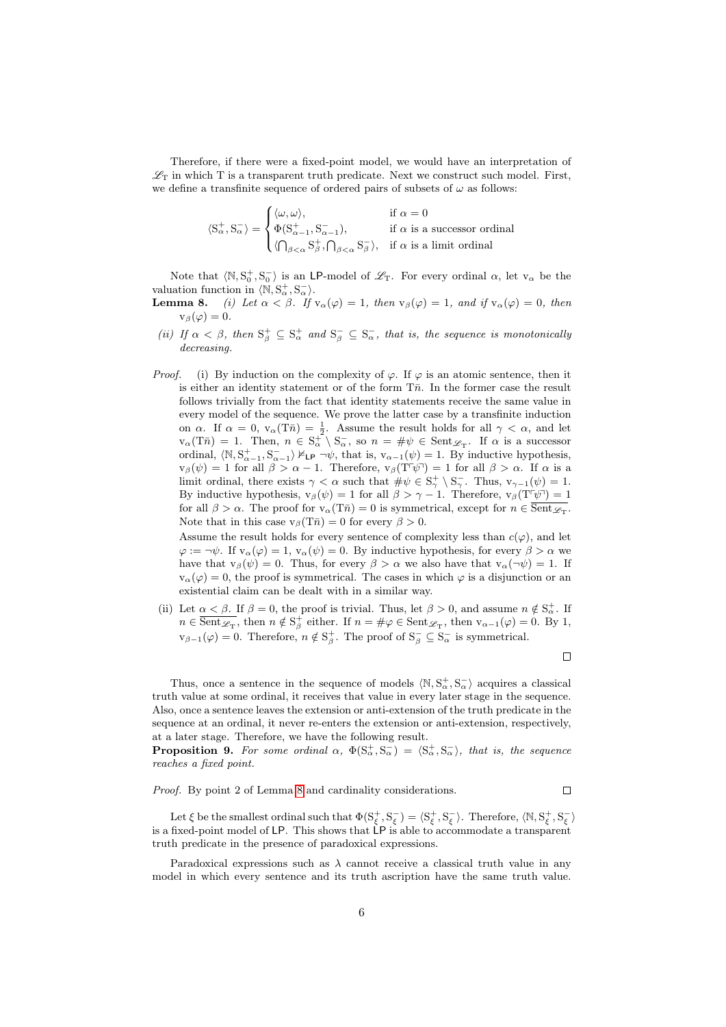Therefore, if there were a fixed-point model, we would have an interpretation of $\mathscr{L}_{\mathrm{T}}$ in which T is a transparent truth predicate. Next we construct such model. First, we define a transfinite sequence of ordered pairs of subsets of $\omega$ as follows:

$$\langle \mathrm{S}^+_\alpha, \mathrm{S}^-_\alpha \rangle = \begin{cases} \langle \omega, \omega \rangle, & \text{if } \alpha = 0 \\ \Phi(\mathrm{S}^+_{\alpha-1}, \mathrm{S}^-_{\alpha-1}), & \text{if } \alpha \text{ is a successor ordinal} \\ \langle \bigcap_{\beta<\alpha} \mathrm{S}^+_\beta, \bigcap_{\beta<\alpha} \mathrm{S}^-_\beta \rangle, & \text{if } \alpha \text{ is a limit ordinal} \end{cases}$$

Note that $\langle \mathbb{N}, \mathrm{S}^+_0, \mathrm{S}^-_0 \rangle$ is an LP-model of $\mathscr{L}_{\mathrm{T}}$. For every ordinal $\alpha$, let $\mathrm{v}_\alpha$ be the valuation function in $\langle \mathbb{N}, \mathrm{S}^+_\alpha, \mathrm{S}^-_\alpha \rangle$.

**Lemma 8.** *(i) Let $\alpha < \beta$. If $\mathrm{v}_\alpha(\varphi) = 1$, then $\mathrm{v}_\beta(\varphi) = 1$, and if $\mathrm{v}_\alpha(\varphi) = 0$, then $\mathrm{v}_\beta(\varphi) = 0$.*

*(ii) If $\alpha < \beta$, then $\mathrm{S}^+_\beta \subseteq \mathrm{S}^+_\alpha$ and $\mathrm{S}^-_\beta \subseteq \mathrm{S}^-_\alpha$, that is, the sequence is monotonically decreasing.*

*Proof.* (i) By induction on the complexity of $\varphi$. If $\varphi$ is an atomic sentence, then it is either an identity statement or of the form $\mathrm{T}\bar{n}$. In the former case the result follows trivially from the fact that identity statements receive the same value in every model of the sequence. We prove the latter case by a transfinite induction on $\alpha$. If $\alpha = 0$, $\mathrm{v}_\alpha(\mathrm{T}\bar{n}) = \frac{1}{2}$. Assume the result holds for all $\gamma < \alpha$, and let $\mathrm{v}_\alpha(\mathrm{T}\bar{n}) = 1$. Then, $n \in \mathrm{S}^+_\alpha \setminus \mathrm{S}^-_\alpha$, so $n = \#\psi \in \mathrm{Sent}_{\mathscr{L}_{\mathrm{T}}}$. If $\alpha$ is a successor ordinal, $\langle \mathbb{N}, \mathrm{S}^+_{\alpha-1}, \mathrm{S}^-_{\alpha-1} \rangle \nvDash_{\mathsf{LP}} \neg\psi$, that is, $\mathrm{v}_{\alpha-1}(\psi) = 1$. By inductive hypothesis, $\mathrm{v}_\beta(\psi) = 1$ for all $\beta > \alpha - 1$. Therefore, $\mathrm{v}_\beta(\mathrm{T}\ulcorner\psi\urcorner) = 1$ for all $\beta > \alpha$. If $\alpha$ is a limit ordinal, there exists $\gamma < \alpha$ such that $\#\psi \in \mathrm{S}^+_\gamma \setminus \mathrm{S}^-_\gamma$. Thus, $\mathrm{v}_{\gamma-1}(\psi) = 1$. By inductive hypothesis, $\mathrm{v}_\beta(\psi) = 1$ for all $\beta > \gamma - 1$. Therefore, $\mathrm{v}_\beta(\mathrm{T}\ulcorner\psi\urcorner) = 1$ for all $\beta > \alpha$. The proof for $\mathrm{v}_\alpha(\mathrm{T}\bar{n}) = 0$ is symmetrical, except for $n \in \overline{\mathrm{Sent}_{\mathscr{L}_{\mathrm{T}}}}$. Note that in this case $\mathrm{v}_\beta(\mathrm{T}\bar{n}) = 0$ for every $\beta > 0$.

Assume the result holds for every sentence of complexity less than $c(\varphi)$, and let $\varphi := \neg\psi$. If $\mathrm{v}_\alpha(\varphi) = 1$, $\mathrm{v}_\alpha(\psi) = 0$. By inductive hypothesis, for every $\beta > \alpha$ we have that $\mathrm{v}_\beta(\psi) = 0$. Thus, for every $\beta > \alpha$ we also have that $\mathrm{v}_\alpha(\neg\psi) = 1$. If $\mathrm{v}_\alpha(\varphi) = 0$, the proof is symmetrical. The cases in which $\varphi$ is a disjunction or an existential claim can be dealt with in a similar way.

(ii) Let $\alpha < \beta$. If $\beta = 0$, the proof is trivial. Thus, let $\beta > 0$, and assume $n \notin \mathrm{S}^+_\alpha$. If $n \in \overline{\mathrm{Sent}_{\mathscr{L}_{\mathrm{T}}}}$, then $n \notin \mathrm{S}^+_\beta$ either. If $n = \#\varphi \in \mathrm{Sent}_{\mathscr{L}_{\mathrm{T}}}$, then $\mathrm{v}_{\alpha-1}(\varphi) = 0$. By 1, $\mathrm{v}_{\beta-1}(\varphi) = 0$. Therefore, $n \notin \mathrm{S}^+_\beta$. The proof of $\mathrm{S}^-_\beta \subseteq \mathrm{S}^-_\alpha$ is symmetrical. ∎

Thus, once a sentence in the sequence of models $\langle \mathbb{N}, \mathrm{S}^+_\alpha, \mathrm{S}^-_\alpha \rangle$ acquires a classical truth value at some ordinal, it receives that value in every later stage in the sequence. Also, once a sentence leaves the extension or anti-extension of the truth predicate in the sequence at an ordinal, it never re-enters the extension or anti-extension, respectively, at a later stage. Therefore, we have the following result.

**Proposition 9.** *For some ordinal $\alpha$, $\Phi(\mathrm{S}^+_\alpha, \mathrm{S}^-_\alpha) = \langle \mathrm{S}^+_\alpha, \mathrm{S}^-_\alpha \rangle$, that is, the sequence reaches a fixed point.*

*Proof.* By point 2 of Lemma 8 and cardinality considerations. ∎

Let $\xi$ be the smallest ordinal such that $\Phi(\mathrm{S}^+_\xi, \mathrm{S}^-_\xi) = \langle \mathrm{S}^+_\xi, \mathrm{S}^-_\xi \rangle$. Therefore, $\langle \mathbb{N}, \mathrm{S}^+_\xi, \mathrm{S}^-_\xi \rangle$ is a fixed-point model of LP. This shows that LP is able to accommodate a transparent truth predicate in the presence of paradoxical expressions.

Paradoxical expressions such as $\lambda$ cannot receive a classical truth value in any model in which every sentence and its truth ascription have the same truth value.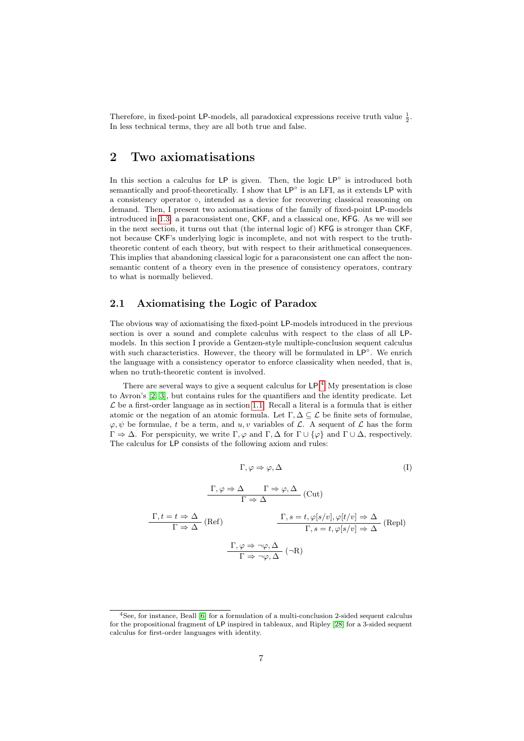Therefore, in fixed-point LP-models, all paradoxical expressions receive truth value $\frac{1}{2}$. In less technical terms, they are all both true and false.

# 2 Two axiomatisations

In this section a calculus for LP is given. Then, the logic $\mathsf{LP}^\circ$ is introduced both semantically and proof-theoretically. I show that $\mathsf{LP}^\circ$ is an LFI, as it extends LP with a consistency operator $\circ$, intended as a device for recovering classical reasoning on demand. Then, I present two axiomatisations of the family of fixed-point LP-models introduced in 1.3: a paraconsistent one, CKF, and a classical one, KFG. As we will see in the next section, it turns out that (the internal logic of) KFG is stronger than CKF, not because CKF's underlying logic is incomplete, and not with respect to the truth-theoretic content of each theory, but with respect to their arithmetical consequences. This implies that abandoning classical logic for a paraconsistent one can affect the non-semantic content of a theory even in the presence of consistency operators, contrary to what is normally believed.

## 2.1 Axiomatising the Logic of Paradox

The obvious way of axiomatising the fixed-point LP-models introduced in the previous section is over a sound and complete calculus with respect to the class of all LP-models. In this section I provide a Gentzen-style multiple-conclusion sequent calculus with such characteristics. However, the theory will be formulated in $\mathsf{LP}^\circ$. We enrich the language with a consistency operator to enforce classicality when needed, that is, when no truth-theoretic content is involved.

There are several ways to give a sequent calculus for LP.[4] My presentation is close to Avron's [2, 3], but contains rules for the quantifiers and the identity predicate. Let $\mathcal{L}$ be a first-order language as in section 1.1. Recall a literal is a formula that is either atomic or the negation of an atomic formula. Let $\Gamma, \Delta \subseteq \mathcal{L}$ be finite sets of formulae, $\varphi, \psi$ be formulae, $t$ be a term, and $u, v$ variables of $\mathcal{L}$. A sequent of $\mathcal{L}$ has the form $\Gamma \Rightarrow \Delta$. For perspicuity, we write $\Gamma, \varphi$ and $\Gamma, \Delta$ for $\Gamma \cup \{\varphi\}$ and $\Gamma \cup \Delta$, respectively. The calculus for LP consists of the following axiom and rules:

$$\Gamma, \varphi \Rightarrow \varphi, \Delta \tag{I}$$

$$\frac{\Gamma, \varphi \Rightarrow \Delta \qquad \Gamma \Rightarrow \varphi, \Delta}{\Gamma \Rightarrow \Delta}\ \text{(Cut)}$$

$$\frac{\Gamma, t = t \Rightarrow \Delta}{\Gamma \Rightarrow \Delta}\ \text{(Ref)} \qquad\qquad \frac{\Gamma, s = t, \varphi[s/v], \varphi[t/v] \Rightarrow \Delta}{\Gamma, s = t, \varphi[s/v] \Rightarrow \Delta}\ \text{(Repl)}$$

$$\frac{\Gamma, \varphi \Rightarrow \neg\varphi, \Delta}{\Gamma \Rightarrow \neg\varphi, \Delta}\ (\neg\text{R})$$

[4] See, for instance, Beall [6] for a formulation of a multi-conclusion 2-sided sequent calculus for the propositional fragment of LP inspired in tableaux, and Ripley [28] for a 3-sided sequent calculus for first-order languages with identity.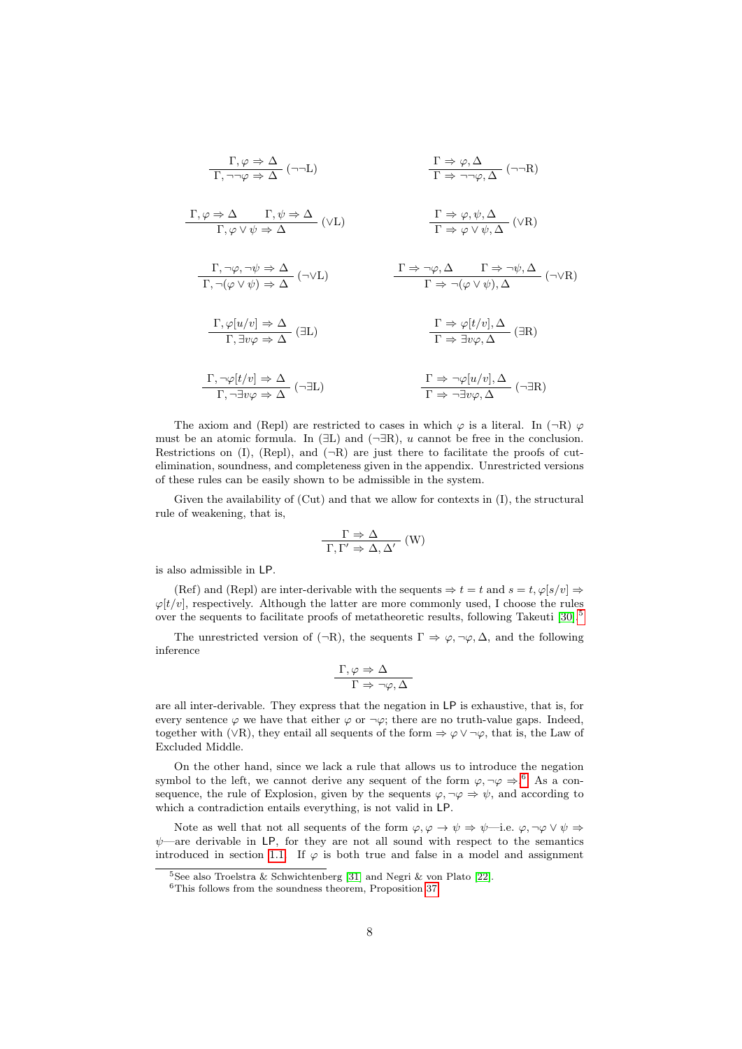$$\frac{\Gamma, \varphi \Rightarrow \Delta}{\Gamma, \neg\neg\varphi \Rightarrow \Delta}\ (\neg\neg\mathrm{L}) \qquad \frac{\Gamma \Rightarrow \varphi, \Delta}{\Gamma \Rightarrow \neg\neg\varphi, \Delta}\ (\neg\neg\mathrm{R})$$

$$\frac{\Gamma, \varphi \Rightarrow \Delta \qquad \Gamma, \psi \Rightarrow \Delta}{\Gamma, \varphi \vee \psi \Rightarrow \Delta}\ (\vee\mathrm{L}) \qquad \frac{\Gamma \Rightarrow \varphi, \psi, \Delta}{\Gamma \Rightarrow \varphi \vee \psi, \Delta}\ (\vee\mathrm{R})$$

$$\frac{\Gamma, \neg\varphi, \neg\psi \Rightarrow \Delta}{\Gamma, \neg(\varphi \vee \psi) \Rightarrow \Delta}\ (\neg\vee\mathrm{L}) \qquad \frac{\Gamma \Rightarrow \neg\varphi, \Delta \qquad \Gamma \Rightarrow \neg\psi, \Delta}{\Gamma \Rightarrow \neg(\varphi \vee \psi), \Delta}\ (\neg\vee\mathrm{R})$$

$$\frac{\Gamma, \varphi[u/v] \Rightarrow \Delta}{\Gamma, \exists v\varphi \Rightarrow \Delta}\ (\exists\mathrm{L}) \qquad \frac{\Gamma \Rightarrow \varphi[t/v], \Delta}{\Gamma \Rightarrow \exists v\varphi, \Delta}\ (\exists\mathrm{R})$$

$$\frac{\Gamma, \neg\varphi[t/v] \Rightarrow \Delta}{\Gamma, \neg\exists v\varphi \Rightarrow \Delta}\ (\neg\exists\mathrm{L}) \qquad \frac{\Gamma \Rightarrow \neg\varphi[u/v], \Delta}{\Gamma \Rightarrow \neg\exists v\varphi, \Delta}\ (\neg\exists\mathrm{R})$$

The axiom and (Repl) are restricted to cases in which $\varphi$ is a literal. In ($\neg$R) $\varphi$ must be an atomic formula. In ($\exists$L) and ($\neg\exists$R), $u$ cannot be free in the conclusion. Restrictions on (I), (Repl), and ($\neg$R) are just there to facilitate the proofs of cut-elimination, soundness, and completeness given in the appendix. Unrestricted versions of these rules can be easily shown to be admissible in the system.

Given the availability of (Cut) and that we allow for contexts in (I), the structural rule of weakening, that is,

$$\frac{\Gamma \Rightarrow \Delta}{\Gamma, \Gamma' \Rightarrow \Delta, \Delta'}\ (\mathrm{W})$$

is also admissible in LP.

(Ref) and (Repl) are inter-derivable with the sequents $\Rightarrow t = t$ and $s = t, \varphi[s/v] \Rightarrow \varphi[t/v]$, respectively. Although the latter are more commonly used, I choose the rules over the sequents to facilitate proofs of metatheoretic results, following Takeuti [30].[5]

The unrestricted version of ($\neg$R), the sequents $\Gamma \Rightarrow \varphi, \neg\varphi, \Delta$, and the following inference

$$\frac{\Gamma, \varphi \Rightarrow \Delta}{\Gamma \Rightarrow \neg\varphi, \Delta}$$

are all inter-derivable. They express that the negation in LP is exhaustive, that is, for every sentence $\varphi$ we have that either $\varphi$ or $\neg\varphi$; there are no truth-value gaps. Indeed, together with ($\vee$R), they entail all sequents of the form $\Rightarrow \varphi \vee \neg\varphi$, that is, the Law of Excluded Middle.

On the other hand, since we lack a rule that allows us to introduce the negation symbol to the left, we cannot derive any sequent of the form $\varphi, \neg\varphi \Rightarrow$.[6] As a consequence, the rule of Explosion, given by the sequents $\varphi, \neg\varphi \Rightarrow \psi$, and according to which a contradiction entails everything, is not valid in LP.

Note as well that not all sequents of the form $\varphi, \varphi \to \psi \Rightarrow \psi$—i.e. $\varphi, \neg\varphi \vee \psi \Rightarrow \psi$—are derivable in LP, for they are not all sound with respect to the semantics introduced in section 1.1. If $\varphi$ is both true and false in a model and assignment

[5] See also Troelstra & Schwichtenberg [31] and Negri & von Plato [22].

[6] This follows from the soundness theorem, Proposition 37.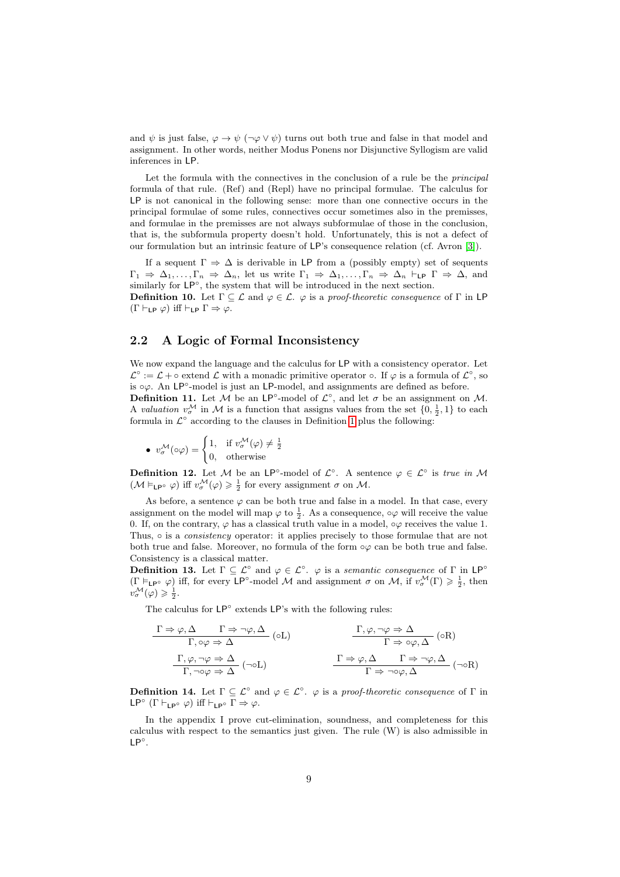and $\psi$ is just false, $\varphi \to \psi$ ($\neg\varphi \vee \psi$) turns out both true and false in that model and assignment. In other words, neither Modus Ponens nor Disjunctive Syllogism are valid inferences in LP.

Let the formula with the connectives in the conclusion of a rule be the *principal* formula of that rule. (Ref) and (Repl) have no principal formulae. The calculus for LP is not canonical in the following sense: more than one connective occurs in the principal formulae of some rules, connectives occur sometimes also in the premisses, and formulae in the premisses are not always subformulae of those in the conclusion, that is, the subformula property doesn't hold. Unfortunately, this is not a defect of our formulation but an intrinsic feature of LP's consequence relation (cf. Avron [3]).

If a sequent $\Gamma \Rightarrow \Delta$ is derivable in LP from a (possibly empty) set of sequents $\Gamma_1 \Rightarrow \Delta_1, \ldots, \Gamma_n \Rightarrow \Delta_n$, let us write $\Gamma_1 \Rightarrow \Delta_1, \ldots, \Gamma_n \Rightarrow \Delta_n \vdash_{\mathsf{LP}} \Gamma \Rightarrow \Delta$, and similarly for $\mathsf{LP}^\circ$, the system that will be introduced in the next section.

**Definition 10.** Let $\Gamma \subseteq \mathcal{L}$ and $\varphi \in \mathcal{L}$. $\varphi$ is a *proof-theoretic consequence* of $\Gamma$ in LP ($\Gamma \vdash_{\mathsf{LP}} \varphi$) iff $\vdash_{\mathsf{LP}} \Gamma \Rightarrow \varphi$.

## 2.2 A Logic of Formal Inconsistency

We now expand the language and the calculus for LP with a consistency operator. Let $\mathcal{L}^\circ := \mathcal{L} + \circ$ extend $\mathcal{L}$ with a monadic primitive operator $\circ$. If $\varphi$ is a formula of $\mathcal{L}^\circ$, so is $\circ\varphi$. An $\mathsf{LP}^\circ$-model is just an LP-model, and assignments are defined as before.

**Definition 11.** Let $\mathcal{M}$ be an $\mathsf{LP}^\circ$-model of $\mathcal{L}^\circ$, and let $\sigma$ be an assignment on $\mathcal{M}$. A *valuation* $v^{\mathcal{M}}_{\sigma}$ in $\mathcal{M}$ is a function that assigns values from the set $\{0, \frac{1}{2}, 1\}$ to each formula in $\mathcal{L}^\circ$ according to the clauses in Definition 1 plus the following:

- $v^{\mathcal{M}}_{\sigma}(\circ\varphi) = \begin{cases} 1, & \text{if } v^{\mathcal{M}}_{\sigma}(\varphi) \neq \frac{1}{2} \\ 0, & \text{otherwise} \end{cases}$

**Definition 12.** Let $\mathcal{M}$ be an $\mathsf{LP}^\circ$-model of $\mathcal{L}^\circ$. A sentence $\varphi \in \mathcal{L}^\circ$ is *true in* $\mathcal{M}$ ($\mathcal{M} \vDash_{\mathsf{LP}^\circ} \varphi$) iff $v^{\mathcal{M}}_{\sigma}(\varphi) \geqslant \frac{1}{2}$ for every assignment $\sigma$ on $\mathcal{M}$.

As before, a sentence $\varphi$ can be both true and false in a model. In that case, every assignment on the model will map $\varphi$ to $\frac{1}{2}$. As a consequence, $\circ\varphi$ will receive the value 0. If, on the contrary, $\varphi$ has a classical truth value in a model, $\circ\varphi$ receives the value 1. Thus, $\circ$ is a *consistency* operator: it applies precisely to those formulae that are not both true and false. Moreover, no formula of the form $\circ\varphi$ can be both true and false. Consistency is a classical matter.

**Definition 13.** Let $\Gamma \subseteq \mathcal{L}^\circ$ and $\varphi \in \mathcal{L}^\circ$. $\varphi$ is a *semantic consequence* of $\Gamma$ in $\mathsf{LP}^\circ$ ($\Gamma \vDash_{\mathsf{LP}^\circ} \varphi$) iff, for every $\mathsf{LP}^\circ$-model $\mathcal{M}$ and assignment $\sigma$ on $\mathcal{M}$, if $v^{\mathcal{M}}_{\sigma}(\Gamma) \geqslant \frac{1}{2}$, then $v^{\mathcal{M}}_{\sigma}(\varphi) \geqslant \frac{1}{2}$.

The calculus for $\mathsf{LP}^\circ$ extends LP's with the following rules:

$$\frac{\Gamma \Rightarrow \varphi, \Delta \qquad \Gamma \Rightarrow \neg\varphi, \Delta}{\Gamma, \circ\varphi \Rightarrow \Delta}\ (\circ\text{L}) \qquad\qquad \frac{\Gamma, \varphi, \neg\varphi \Rightarrow \Delta}{\Gamma \Rightarrow \circ\varphi, \Delta}\ (\circ\text{R})$$

$$\frac{\Gamma, \varphi, \neg\varphi \Rightarrow \Delta}{\Gamma, \neg\circ\varphi \Rightarrow \Delta}\ (\neg\circ\text{L}) \qquad\qquad \frac{\Gamma \Rightarrow \varphi, \Delta \qquad \Gamma \Rightarrow \neg\varphi, \Delta}{\Gamma \Rightarrow \neg\circ\varphi, \Delta}\ (\neg\circ\text{R})$$

**Definition 14.** Let $\Gamma \subseteq \mathcal{L}^\circ$ and $\varphi \in \mathcal{L}^\circ$. $\varphi$ is a *proof-theoretic consequence* of $\Gamma$ in $\mathsf{LP}^\circ$ ($\Gamma \vdash_{\mathsf{LP}^\circ} \varphi$) iff $\vdash_{\mathsf{LP}^\circ} \Gamma \Rightarrow \varphi$.

In the appendix I prove cut-elimination, soundness, and completeness for this calculus with respect to the semantics just given. The rule (W) is also admissible in $\mathsf{LP}^\circ$.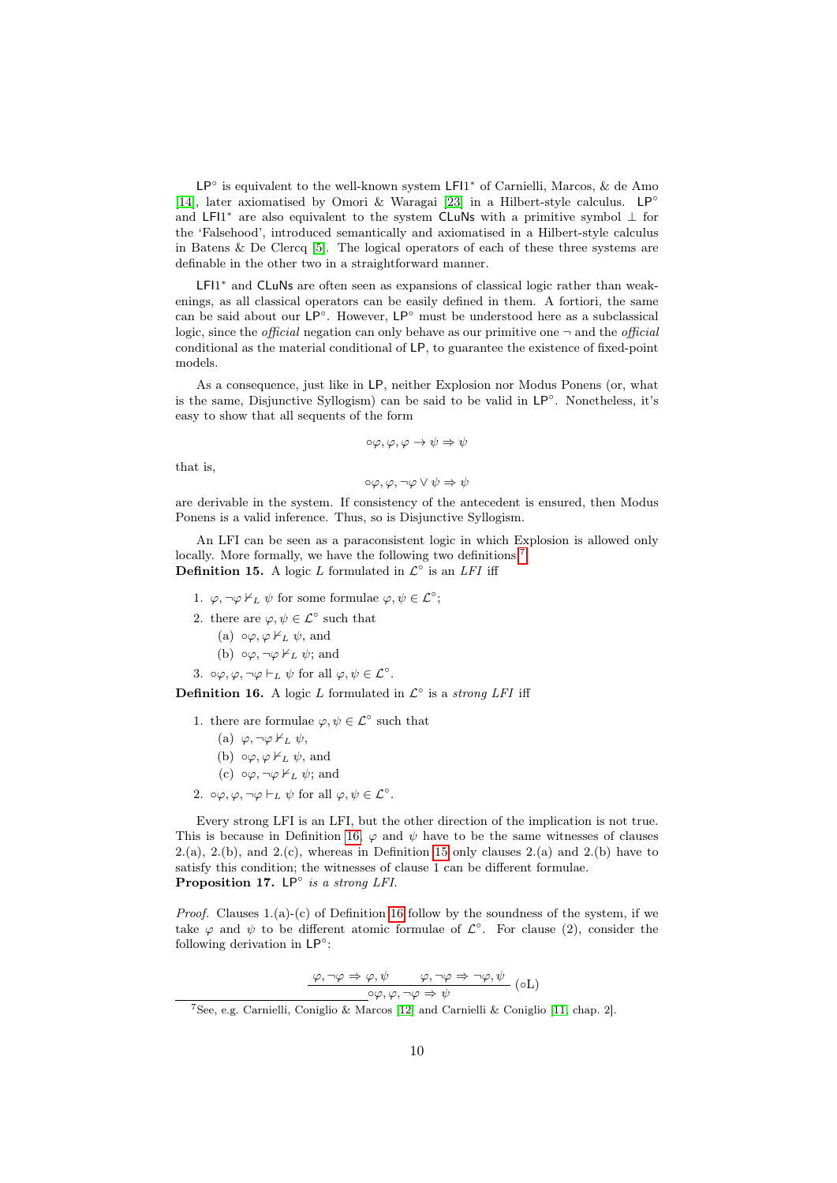$\mathsf{LP}^\circ$ is equivalent to the well-known system $\mathsf{LFI1}^*$ of Carnielli, Marcos, & de Amo [14], later axiomatised by Omori & Waragai [23] in a Hilbert-style calculus. $\mathsf{LP}^\circ$ and $\mathsf{LFI1}^*$ are also equivalent to the system $\mathsf{CLuNs}$ with a primitive symbol $\bot$ for the 'Falsehood', introduced semantically and axiomatised in a Hilbert-style calculus in Batens & De Clercq [5]. The logical operators of each of these three systems are definable in the other two in a straightforward manner.

$\mathsf{LFI1}^*$ and $\mathsf{CLuNs}$ are often seen as expansions of classical logic rather than weakenings, as all classical operators can be easily defined in them. A fortiori, the same can be said about our $\mathsf{LP}^\circ$. However, $\mathsf{LP}^\circ$ must be understood here as a subclassical logic, since the *official* negation can only behave as our primitive one $\neg$ and the *official* conditional as the material conditional of $\mathsf{LP}$, to guarantee the existence of fixed-point models.

As a consequence, just like in $\mathsf{LP}$, neither Explosion nor Modus Ponens (or, what is the same, Disjunctive Syllogism) can be said to be valid in $\mathsf{LP}^\circ$. Nonetheless, it's easy to show that all sequents of the form

$$\circ\varphi, \varphi, \varphi \to \psi \Rightarrow \psi$$

that is,

$$\circ\varphi, \varphi, \neg\varphi \vee \psi \Rightarrow \psi$$

are derivable in the system. If consistency of the antecedent is ensured, then Modus Ponens is a valid inference. Thus, so is Disjunctive Syllogism.

An LFI can be seen as a paraconsistent logic in which Explosion is allowed only locally. More formally, we have the following two definitions.[7]

**Definition 15.** A logic $L$ formulated in $\mathcal{L}^\circ$ is an *LFI* iff

1. $\varphi, \neg\varphi \nvdash_L \psi$ for some formulae $\varphi, \psi \in \mathcal{L}^\circ$;
2. there are $\varphi, \psi \in \mathcal{L}^\circ$ such that
   (a) $\circ\varphi, \varphi \nvdash_L \psi$, and
   (b) $\circ\varphi, \neg\varphi \nvdash_L \psi$; and
3. $\circ\varphi, \varphi, \neg\varphi \vdash_L \psi$ for all $\varphi, \psi \in \mathcal{L}^\circ$.

**Definition 16.** A logic $L$ formulated in $\mathcal{L}^\circ$ is a *strong LFI* iff

1. there are formulae $\varphi, \psi \in \mathcal{L}^\circ$ such that
   (a) $\varphi, \neg\varphi \nvdash_L \psi$,
   (b) $\circ\varphi, \varphi \nvdash_L \psi$, and
   (c) $\circ\varphi, \neg\varphi \nvdash_L \psi$; and
2. $\circ\varphi, \varphi, \neg\varphi \vdash_L \psi$ for all $\varphi, \psi \in \mathcal{L}^\circ$.

Every strong LFI is an LFI, but the other direction of the implication is not true. This is because in Definition 16, $\varphi$ and $\psi$ have to be the same witnesses of clauses 2.(a), 2.(b), and 2.(c), whereas in Definition 15 only clauses 2.(a) and 2.(b) have to satisfy this condition; the witnesses of clause 1 can be different formulae.

**Proposition 17.** *$\mathsf{LP}^\circ$ is a strong LFI.*

*Proof.* Clauses 1.(a)-(c) of Definition 16 follow by the soundness of the system, if we take $\varphi$ and $\psi$ to be different atomic formulae of $\mathcal{L}^\circ$. For clause (2), consider the following derivation in $\mathsf{LP}^\circ$:

$$\dfrac{\varphi, \neg\varphi \Rightarrow \varphi, \psi \qquad \varphi, \neg\varphi \Rightarrow \neg\varphi, \psi}{\circ\varphi, \varphi, \neg\varphi \Rightarrow \psi}\ (\circ\mathrm{L})$$

[7] See, e.g. Carnielli, Coniglio & Marcos [12] and Carnielli & Coniglio [11, chap. 2].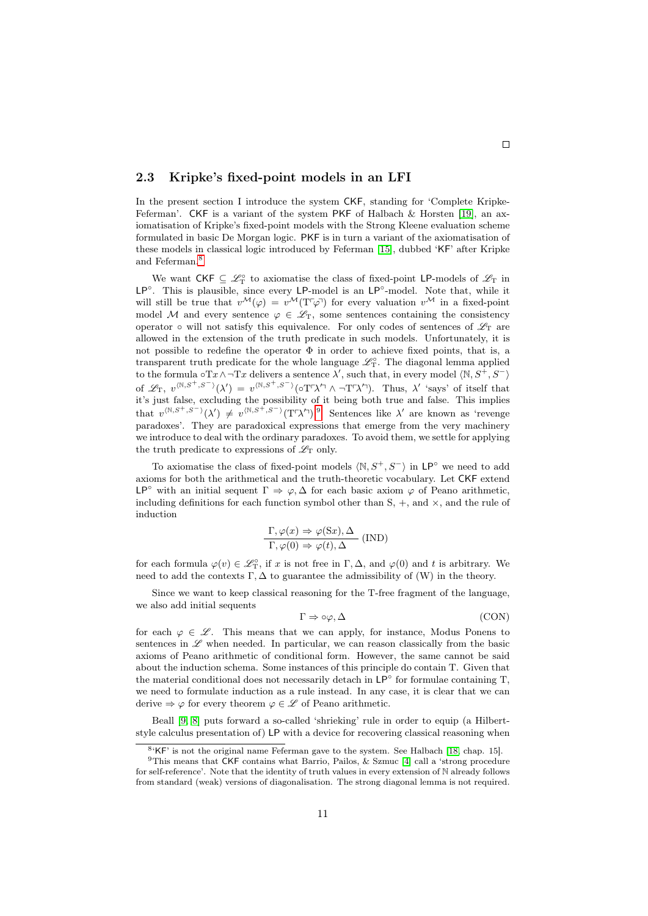□

## 2.3 Kripke's fixed-point models in an LFI

In the present section I introduce the system CKF, standing for 'Complete Kripke-Feferman'. CKF is a variant of the system PKF of Halbach & Horsten [19], an axiomatisation of Kripke's fixed-point models with the Strong Kleene evaluation scheme formulated in basic De Morgan logic. PKF is in turn a variant of the axiomatisation of these models in classical logic introduced by Feferman [15], dubbed 'KF' after Kripke and Feferman.[8]

We want $\mathsf{CKF} \subseteq \mathscr{L}_{\mathrm{T}}^{\circ}$ to axiomatise the class of fixed-point LP-models of $\mathscr{L}_{\mathrm{T}}$ in $\mathsf{LP}^{\circ}$. This is plausible, since every LP-model is an $\mathsf{LP}^{\circ}$-model. Note that, while it will still be true that $v^{\mathcal{M}}(\varphi) = v^{\mathcal{M}}(\mathrm{T}\ulcorner\varphi\urcorner)$ for every valuation $v^{\mathcal{M}}$ in a fixed-point model $\mathcal{M}$ and every sentence $\varphi \in \mathscr{L}_{\mathrm{T}}$, some sentences containing the consistency operator $\circ$ will not satisfy this equivalence. For only codes of sentences of $\mathscr{L}_{\mathrm{T}}$ are allowed in the extension of the truth predicate in such models. Unfortunately, it is not possible to redefine the operator $\Phi$ in order to achieve fixed points, that is, a transparent truth predicate for the whole language $\mathscr{L}_{\mathrm{T}}^{\circ}$. The diagonal lemma applied to the formula $\circ\mathrm{T}x \wedge \neg\mathrm{T}x$ delivers a sentence $\lambda'$, such that, in every model $\langle \mathbb{N}, S^+, S^- \rangle$ of $\mathscr{L}_{\mathrm{T}}$, $v^{\langle \mathbb{N}, S^+, S^- \rangle}(\lambda') = v^{\langle \mathbb{N}, S^+, S^- \rangle}(\circ\mathrm{T}\ulcorner\lambda'\urcorner \wedge \neg\mathrm{T}\ulcorner\lambda'\urcorner)$. Thus, $\lambda'$ 'says' of itself that it's just false, excluding the possibility of it being both true and false. This implies that $v^{\langle \mathbb{N}, S^+, S^- \rangle}(\lambda') \neq v^{\langle \mathbb{N}, S^+, S^- \rangle}(\mathrm{T}\ulcorner\lambda'\urcorner)$.[9] Sentences like $\lambda'$ are known as 'revenge paradoxes'. They are paradoxical expressions that emerge from the very machinery we introduce to deal with the ordinary paradoxes. To avoid them, we settle for applying the truth predicate to expressions of $\mathscr{L}_{\mathrm{T}}$ only.

To axiomatise the class of fixed-point models $\langle \mathbb{N}, S^+, S^- \rangle$ in $\mathsf{LP}^{\circ}$ we need to add axioms for both the arithmetical and the truth-theoretic vocabulary. Let CKF extend $\mathsf{LP}^{\circ}$ with an initial sequent $\Gamma \Rightarrow \varphi, \Delta$ for each basic axiom $\varphi$ of Peano arithmetic, including definitions for each function symbol other than S, +, and ×, and the rule of induction

$$\frac{\Gamma, \varphi(x) \Rightarrow \varphi(\mathrm{S}x), \Delta}{\Gamma, \varphi(0) \Rightarrow \varphi(t), \Delta}\ (\mathrm{IND})$$

for each formula $\varphi(v) \in \mathscr{L}_{\mathrm{T}}^{\circ}$, if $x$ is not free in $\Gamma, \Delta$, and $\varphi(0)$ and $t$ is arbitrary. We need to add the contexts $\Gamma, \Delta$ to guarantee the admissibility of (W) in the theory.

Since we want to keep classical reasoning for the T-free fragment of the language, we also add initial sequents

$$\Gamma \Rightarrow \circ\varphi, \Delta \qquad \text{(CON)}$$

for each $\varphi \in \mathscr{L}$. This means that we can apply, for instance, Modus Ponens to sentences in $\mathscr{L}$ when needed. In particular, we can reason classically from the basic axioms of Peano arithmetic of conditional form. However, the same cannot be said about the induction schema. Some instances of this principle do contain T. Given that the material conditional does not necessarily detach in $\mathsf{LP}^{\circ}$ for formulae containing T, we need to formulate induction as a rule instead. In any case, it is clear that we can derive $\Rightarrow \varphi$ for every theorem $\varphi \in \mathscr{L}$ of Peano arithmetic.

Beall [9] [8] puts forward a so-called 'shrieking' rule in order to equip (a Hilbert-style calculus presentation of) LP with a device for recovering classical reasoning when

---

[8] 'KF' is not the original name Feferman gave to the system. See Halbach [18, chap. 15].

[9] This means that CKF contains what Barrio, Pailos, & Szmuc [4] call a 'strong procedure for self-reference'. Note that the identity of truth values in every extension of $\mathbb{N}$ already follows from standard (weak) versions of diagonalisation. The strong diagonal lemma is not required.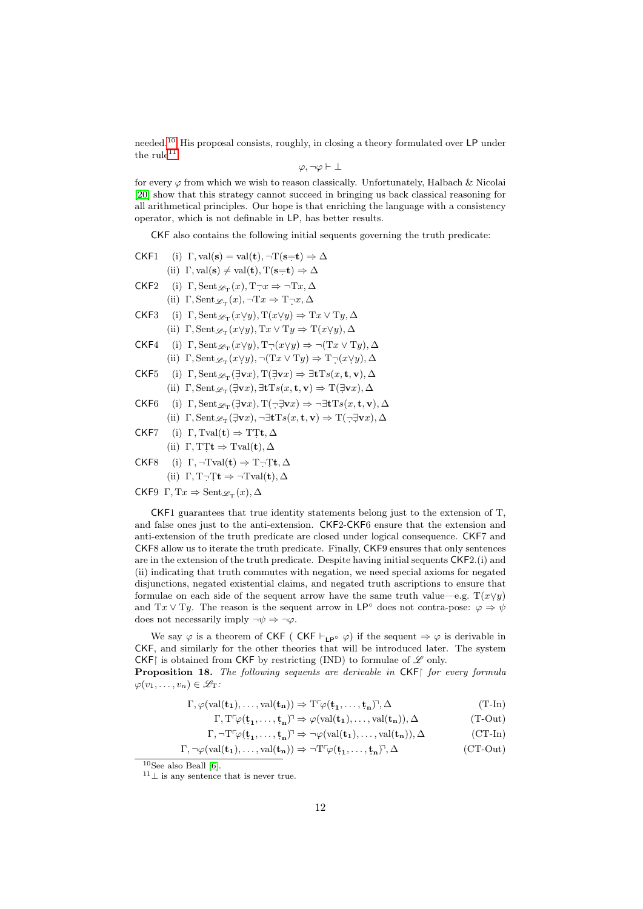needed.[10] His proposal consists, roughly, in closing a theory formulated over LP under the rule[11]

$$\varphi, \neg\varphi \vdash \bot$$

for every $\varphi$ from which we wish to reason classically. Unfortunately, Halbach & Nicolai [20] show that this strategy cannot succeed in bringing us back classical reasoning for all arithmetical principles. Our hope is that enriching the language with a consistency operator, which is not definable in LP, has better results.

CKF also contains the following initial sequents governing the truth predicate:

CKF1 (i) $\Gamma, \text{val}(\mathbf{s}) = \text{val}(\mathbf{t}), \neg\text{T}(\mathbf{s} \dot{=} \mathbf{t}) \Rightarrow \Delta$
(ii) $\Gamma, \text{val}(\mathbf{s}) \neq \text{val}(\mathbf{t}), \text{T}(\mathbf{s} \dot{=} \mathbf{t}) \Rightarrow \Delta$

CKF2 (i) $\Gamma, \text{Sent}_{\mathscr{L}_\text{T}}(x), \text{T}\dot{\neg}x \Rightarrow \neg\text{T}x, \Delta$
(ii) $\Gamma, \text{Sent}_{\mathscr{L}_\text{T}}(x), \neg\text{T}x \Rightarrow \text{T}\dot{\neg}x, \Delta$

CKF3 (i) $\Gamma, \text{Sent}_{\mathscr{L}_\text{T}}(x \dot{\vee} y), \text{T}(x \dot{\vee} y) \Rightarrow \text{T}x \vee \text{T}y, \Delta$
(ii) $\Gamma, \text{Sent}_{\mathscr{L}_\text{T}}(x \dot{\vee} y), \text{T}x \vee \text{T}y \Rightarrow \text{T}(x \dot{\vee} y), \Delta$

CKF4 (i) $\Gamma, \text{Sent}_{\mathscr{L}_\text{T}}(x \dot{\vee} y), \text{T}\dot{\neg}(x \dot{\vee} y) \Rightarrow \neg(\text{T}x \vee \text{T}y), \Delta$
(ii) $\Gamma, \text{Sent}_{\mathscr{L}_\text{T}}(x \dot{\vee} y), \neg(\text{T}x \vee \text{T}y) \Rightarrow \text{T}\dot{\neg}(x \dot{\vee} y), \Delta$

CKF5 (i) $\Gamma, \text{Sent}_{\mathscr{L}_\text{T}}(\dot{\exists}\mathbf{v}x), \text{T}(\dot{\exists}\mathbf{v}x) \Rightarrow \exists\mathbf{t}\text{T}s(x, \mathbf{t}, \mathbf{v}), \Delta$
(ii) $\Gamma, \text{Sent}_{\mathscr{L}_\text{T}}(\dot{\exists}\mathbf{v}x), \exists\mathbf{t}\text{T}s(x, \mathbf{t}, \mathbf{v}) \Rightarrow \text{T}(\dot{\exists}\mathbf{v}x), \Delta$

CKF6 (i) $\Gamma, \text{Sent}_{\mathscr{L}_\text{T}}(\dot{\exists}\mathbf{v}x), \text{T}(\dot{\neg}\dot{\exists}\mathbf{v}x) \Rightarrow \neg\exists\mathbf{t}\text{T}s(x, \mathbf{t}, \mathbf{v}), \Delta$
(ii) $\Gamma, \text{Sent}_{\mathscr{L}_\text{T}}(\dot{\exists}\mathbf{v}x), \neg\exists\mathbf{t}\text{T}s(x, \mathbf{t}, \mathbf{v}) \Rightarrow \text{T}(\dot{\neg}\dot{\exists}\mathbf{v}x), \Delta$

CKF7 (i) $\Gamma, \text{T}\text{val}(\mathbf{t}) \Rightarrow \text{T}\dot{\text{T}}\mathbf{t}, \Delta$
(ii) $\Gamma, \text{T}\dot{\text{T}}\mathbf{t} \Rightarrow \text{T}\text{val}(\mathbf{t}), \Delta$

CKF8 (i) $\Gamma, \neg\text{T}\text{val}(\mathbf{t}) \Rightarrow \text{T}\dot{\neg}\dot{\text{T}}\mathbf{t}, \Delta$
(ii) $\Gamma, \text{T}\dot{\neg}\dot{\text{T}}\mathbf{t} \Rightarrow \neg\text{T}\text{val}(\mathbf{t}), \Delta$

CKF9 $\Gamma, \text{T}x \Rightarrow \text{Sent}_{\mathscr{L}_\text{T}}(x), \Delta$

CKF1 guarantees that true identity statements belong just to the extension of T, and false ones just to the anti-extension. CKF2-CKF6 ensure that the extension and anti-extension of the truth predicate are closed under logical consequence. CKF7 and CKF8 allow us to iterate the truth predicate. Finally, CKF9 ensures that only sentences are in the extension of the truth predicate. Despite having initial sequents CKF2.(i) and (ii) indicating that truth commutes with negation, we need special axioms for negated disjunctions, negated existential claims, and negated truth ascriptions to ensure that formulae on each side of the sequent arrow have the same truth value—e.g. $\text{T}(x \dot{\vee} y)$ and $\text{T}x \vee \text{T}y$. The reason is the sequent arrow in $\text{LP}^\circ$ does not contra-pose: $\varphi \Rightarrow \psi$ does not necessarily imply $\neg\psi \Rightarrow \neg\varphi$.

We say $\varphi$ is a theorem of CKF ( $\text{CKF} \vdash_{\text{LP}^\circ} \varphi$) if the sequent $\Rightarrow \varphi$ is derivable in CKF, and similarly for the other theories that will be introduced later. The system $\text{CKF}\!\upharpoonright$ is obtained from CKF by restricting (IND) to formulae of $\mathscr{L}$ only.

**Proposition 18.** *The following sequents are derivable in* $\text{CKF}\!\upharpoonright$ *for every formula* $\varphi(v_1, \ldots, v_n) \in \mathscr{L}_\text{T}$:

$$\Gamma, \varphi(\text{val}(\mathbf{t_1}), \ldots, \text{val}(\mathbf{t_n})) \Rightarrow \text{T}\ulcorner\varphi(\dot{\mathbf{t}}_\mathbf{1}, \ldots, \dot{\mathbf{t}}_\mathbf{n})\urcorner, \Delta \qquad \text{(T-In)}$$

$$\Gamma, \text{T}\ulcorner\varphi(\dot{\mathbf{t}}_\mathbf{1}, \ldots, \dot{\mathbf{t}}_\mathbf{n})\urcorner \Rightarrow \varphi(\text{val}(\mathbf{t_1}), \ldots, \text{val}(\mathbf{t_n})), \Delta \qquad \text{(T-Out)}$$

$$\Gamma, \neg\text{T}\ulcorner\varphi(\dot{\mathbf{t}}_\mathbf{1}, \ldots, \dot{\mathbf{t}}_\mathbf{n})\urcorner \Rightarrow \neg\varphi(\text{val}(\mathbf{t_1}), \ldots, \text{val}(\mathbf{t_n})), \Delta \qquad \text{(CT-In)}$$

$$\Gamma, \neg\varphi(\text{val}(\mathbf{t_1}), \ldots, \text{val}(\mathbf{t_n})) \Rightarrow \neg\text{T}\ulcorner\varphi(\dot{\mathbf{t}}_\mathbf{1}, \ldots, \dot{\mathbf{t}}_\mathbf{n})\urcorner, \Delta \qquad \text{(CT-Out)}$$

---

[10] See also Beall [6].

[11] $\bot$ is any sentence that is never true.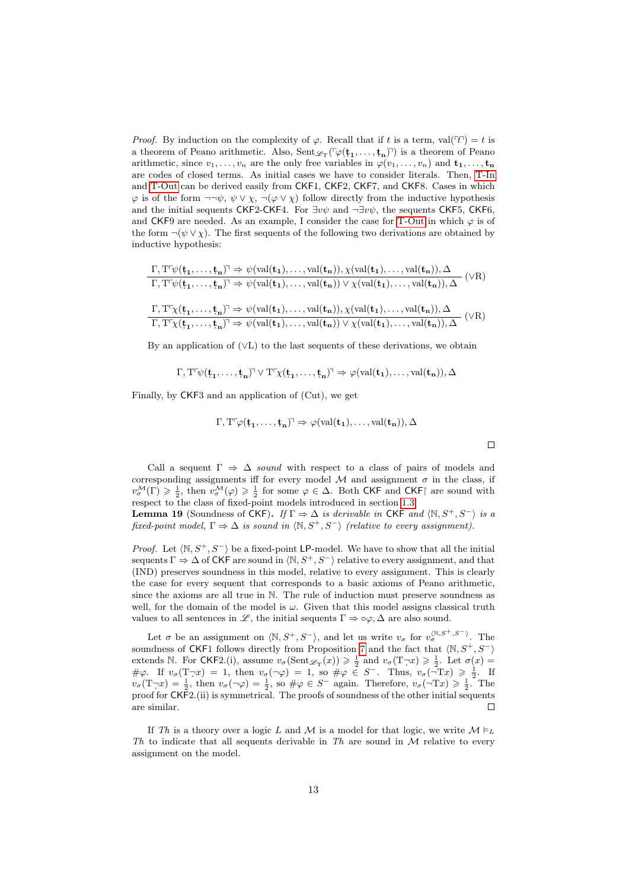*Proof.* By induction on the complexity of $\varphi$. Recall that if $t$ is a term, $\mathrm{val}(\ulcorner t \urcorner) = t$ is a theorem of Peano arithmetic. Also, $\mathrm{Sent}_{\mathscr{L}_\mathrm{T}}(\ulcorner \varphi(\dot{\mathbf{t}}_\mathbf{1}, \ldots, \dot{\mathbf{t}}_\mathbf{n}) \urcorner)$ is a theorem of Peano arithmetic, since $v_1, \ldots, v_n$ are the only free variables in $\varphi(v_1, \ldots, v_n)$ and $\mathbf{t_1}, \ldots, \mathbf{t_n}$ are codes of closed terms. As initial cases we have to consider literals. Then, T-In and T-Out can be derived easily from CKF1, CKF2, CKF7, and CKF8. Cases in which $\varphi$ is of the form $\neg\neg\psi$, $\psi \vee \chi$, $\neg(\varphi \vee \chi)$ follow directly from the inductive hypothesis and the initial sequents CKF2-CKF4. For $\exists v\psi$ and $\neg\exists v\psi$, the sequents CKF5, CKF6, and CKF9 are needed. As an example, I consider the case for T-Out in which $\varphi$ is of the form $\neg(\psi \vee \chi)$. The first sequents of the following two derivations are obtained by inductive hypothesis:

$$\frac{\Gamma, \mathrm{T}\ulcorner \psi(\dot{\mathbf{t}}_\mathbf{1}, \ldots, \dot{\mathbf{t}}_\mathbf{n}) \urcorner \Rightarrow \psi(\mathrm{val}(\mathbf{t_1}), \ldots, \mathrm{val}(\mathbf{t_n})), \chi(\mathrm{val}(\mathbf{t_1}), \ldots, \mathrm{val}(\mathbf{t_n})), \Delta}{\Gamma, \mathrm{T}\ulcorner \psi(\dot{\mathbf{t}}_\mathbf{1}, \ldots, \dot{\mathbf{t}}_\mathbf{n}) \urcorner \Rightarrow \psi(\mathrm{val}(\mathbf{t_1}), \ldots, \mathrm{val}(\mathbf{t_n})) \vee \chi(\mathrm{val}(\mathbf{t_1}), \ldots, \mathrm{val}(\mathbf{t_n})), \Delta} \ (\vee\mathrm{R})$$

$$\frac{\Gamma, \mathrm{T}\ulcorner \chi(\dot{\mathbf{t}}_\mathbf{1}, \ldots, \dot{\mathbf{t}}_\mathbf{n}) \urcorner \Rightarrow \psi(\mathrm{val}(\mathbf{t_1}), \ldots, \mathrm{val}(\mathbf{t_n})), \chi(\mathrm{val}(\mathbf{t_1}), \ldots, \mathrm{val}(\mathbf{t_n})), \Delta}{\Gamma, \mathrm{T}\ulcorner \chi(\dot{\mathbf{t}}_\mathbf{1}, \ldots, \dot{\mathbf{t}}_\mathbf{n}) \urcorner \Rightarrow \psi(\mathrm{val}(\mathbf{t_1}), \ldots, \mathrm{val}(\mathbf{t_n})) \vee \chi(\mathrm{val}(\mathbf{t_1}), \ldots, \mathrm{val}(\mathbf{t_n})), \Delta} \ (\vee\mathrm{R})$$

By an application of $(\vee\mathrm{L})$ to the last sequents of these derivations, we obtain

$$\Gamma, \mathrm{T}\ulcorner \psi(\dot{\mathbf{t}}_\mathbf{1}, \ldots, \dot{\mathbf{t}}_\mathbf{n}) \urcorner \vee \mathrm{T}\ulcorner \chi(\dot{\mathbf{t}}_\mathbf{1}, \ldots, \dot{\mathbf{t}}_\mathbf{n}) \urcorner \Rightarrow \varphi(\mathrm{val}(\mathbf{t_1}), \ldots, \mathrm{val}(\mathbf{t_n})), \Delta$$

Finally, by CKF3 and an application of (Cut), we get

$$\Gamma, \mathrm{T}\ulcorner \varphi(\dot{\mathbf{t}}_\mathbf{1}, \ldots, \dot{\mathbf{t}}_\mathbf{n}) \urcorner \Rightarrow \varphi(\mathrm{val}(\mathbf{t_1}), \ldots, \mathrm{val}(\mathbf{t_n})), \Delta$$

□

Call a sequent $\Gamma \Rightarrow \Delta$ *sound* with respect to a class of pairs of models and corresponding assignments iff for every model $\mathcal{M}$ and assignment $\sigma$ in the class, if $v_\sigma^\mathcal{M}(\Gamma) \geqslant \frac{1}{2}$, then $v_\sigma^\mathcal{M}(\varphi) \geqslant \frac{1}{2}$ for some $\varphi \in \Delta$. Both CKF and CKF$\restriction$ are sound with respect to the class of fixed-point models introduced in section 1.3.

**Lemma 19** (Soundness of CKF)**.** *If $\Gamma \Rightarrow \Delta$ is derivable in* CKF *and $\langle \mathbb{N}, S^+, S^- \rangle$ is a fixed-point model, $\Gamma \Rightarrow \Delta$ is sound in $\langle \mathbb{N}, S^+, S^- \rangle$ (relative to every assignment).*

*Proof.* Let $\langle \mathbb{N}, S^+, S^- \rangle$ be a fixed-point LP-model. We have to show that all the initial sequents $\Gamma \Rightarrow \Delta$ of CKF are sound in $\langle \mathbb{N}, S^+, S^- \rangle$ relative to every assignment, and that (IND) preserves soundness in this model, relative to every assignment. This is clearly the case for every sequent that corresponds to a basic axioms of Peano arithmetic, since the axioms are all true in $\mathbb{N}$. The rule of induction must preserve soundness as well, for the domain of the model is $\omega$. Given that this model assigns classical truth values to all sentences in $\mathscr{L}$, the initial sequents $\Gamma \Rightarrow \circ\varphi, \Delta$ are also sound.

Let $\sigma$ be an assignment on $\langle \mathbb{N}, S^+, S^- \rangle$, and let us write $v_\sigma$ for $v_\sigma^{\langle \mathbb{N}, S^+, S^- \rangle}$. The soundness of CKF1 follows directly from Proposition 7 and the fact that $\langle \mathbb{N}, S^+, S^- \rangle$ extends $\mathbb{N}$. For CKF2.(i), assume $v_\sigma(\mathrm{Sent}_{\mathscr{L}_\mathrm{T}}(x)) \geqslant \frac{1}{2}$ and $v_\sigma(\mathrm{T}\dot{\neg} x) \geqslant \frac{1}{2}$. Let $\sigma(x) = \#\varphi$. If $v_\sigma(\mathrm{T}\dot{\neg} x) = 1$, then $v_\sigma(\neg\varphi) = 1$, so $\#\varphi \in S^-$. Thus, $v_\sigma(\neg\mathrm{T}x) \geqslant \frac{1}{2}$. If $v_\sigma(\mathrm{T}\dot{\neg} x) = \frac{1}{2}$, then $v_\sigma(\neg\varphi) = \frac{1}{2}$, so $\#\varphi \in S^-$ again. Therefore, $v_\sigma(\neg\mathrm{T}x) \geqslant \frac{1}{2}$. The proof for CKF2.(ii) is symmetrical. The proofs of soundness of the other initial sequents are similar. □

If *Th* is a theory over a logic $L$ and $\mathcal{M}$ is a model for that logic, we write $\mathcal{M} \vDash_L$ *Th* to indicate that all sequents derivable in *Th* are sound in $\mathcal{M}$ relative to every assignment on the model.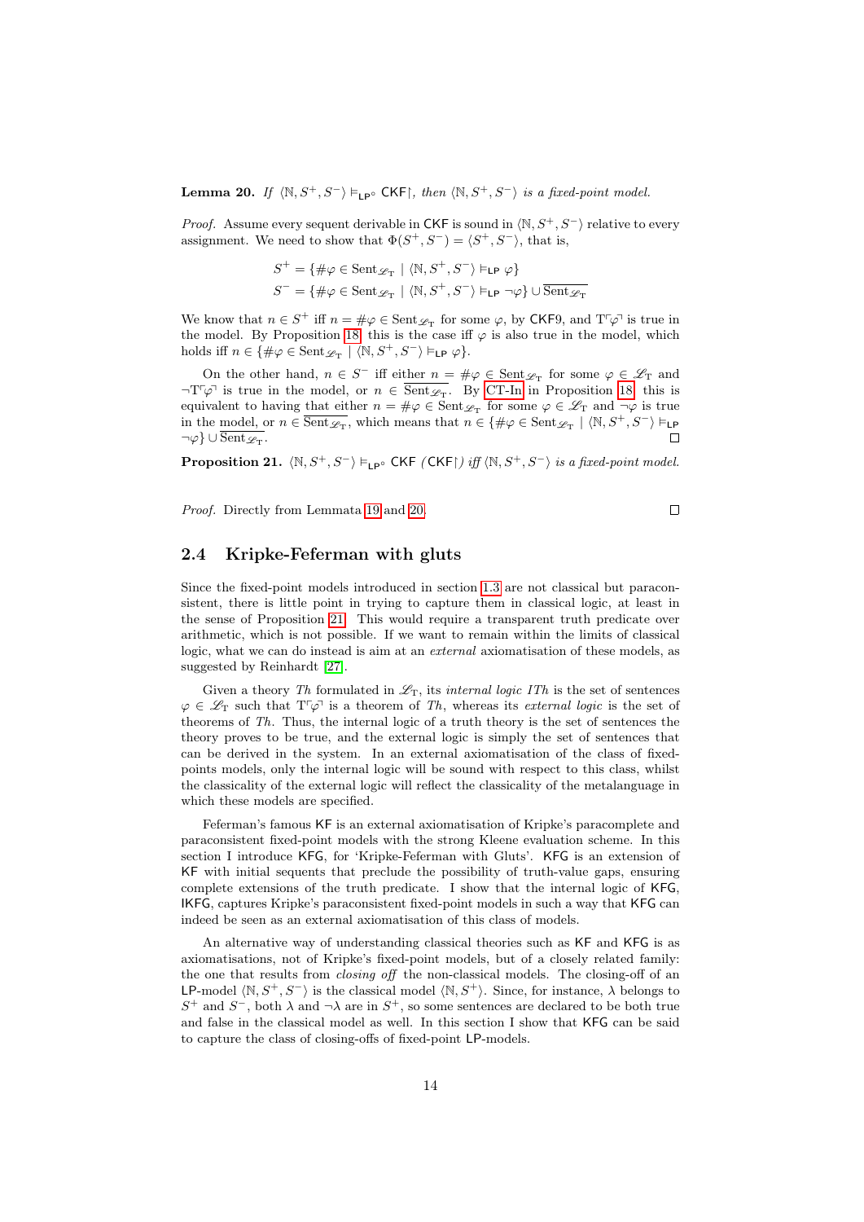**Lemma 20.** *If* $\langle \mathbb{N}, S^+, S^- \rangle \vDash_{\mathsf{LP}^\circ} \mathsf{CKF}{\upharpoonright}$*, then* $\langle \mathbb{N}, S^+, S^- \rangle$ *is a fixed-point model.*

*Proof.* Assume every sequent derivable in $\mathsf{CKF}$ is sound in $\langle \mathbb{N}, S^+, S^- \rangle$ relative to every assignment. We need to show that $\Phi(S^+, S^-) = \langle S^+, S^- \rangle$, that is,

$$S^+ = \{\#\varphi \in \mathrm{Sent}_{\mathscr{L}_\mathrm{T}} \mid \langle \mathbb{N}, S^+, S^- \rangle \vDash_{\mathsf{LP}} \varphi\}$$
$$S^- = \{\#\varphi \in \mathrm{Sent}_{\mathscr{L}_\mathrm{T}} \mid \langle \mathbb{N}, S^+, S^- \rangle \vDash_{\mathsf{LP}} \neg\varphi\} \cup \overline{\mathrm{Sent}_{\mathscr{L}_\mathrm{T}}}$$

We know that $n \in S^+$ iff $n = \#\varphi \in \mathrm{Sent}_{\mathscr{L}_\mathrm{T}}$ for some $\varphi$, by $\mathsf{CKF9}$, and $\mathrm{T}\ulcorner\varphi\urcorner$ is true in the model. By Proposition 18, this is the case iff $\varphi$ is also true in the model, which holds iff $n \in \{\#\varphi \in \mathrm{Sent}_{\mathscr{L}_\mathrm{T}} \mid \langle \mathbb{N}, S^+, S^- \rangle \vDash_{\mathsf{LP}} \varphi\}$.

On the other hand, $n \in S^-$ iff either $n = \#\varphi \in \mathrm{Sent}_{\mathscr{L}_\mathrm{T}}$ for some $\varphi \in \mathscr{L}_\mathrm{T}$ and $\neg\mathrm{T}\ulcorner\varphi\urcorner$ is true in the model, or $n \in \overline{\mathrm{Sent}_{\mathscr{L}_\mathrm{T}}}$. By CT-In in Proposition 18, this is equivalent to having that either $n = \#\varphi \in \mathrm{Sent}_{\mathscr{L}_\mathrm{T}}$ for some $\varphi \in \mathscr{L}_\mathrm{T}$ and $\neg\varphi$ is true in the model, or $n \in \overline{\mathrm{Sent}_{\mathscr{L}_\mathrm{T}}}$, which means that $n \in \{\#\varphi \in \mathrm{Sent}_{\mathscr{L}_\mathrm{T}} \mid \langle \mathbb{N}, S^+, S^- \rangle \vDash_{\mathsf{LP}} \neg\varphi\} \cup \overline{\mathrm{Sent}_{\mathscr{L}_\mathrm{T}}}$. □

**Proposition 21.** $\langle \mathbb{N}, S^+, S^- \rangle \vDash_{\mathsf{LP}^\circ} \mathsf{CKF}$ *(*$\mathsf{CKF}{\upharpoonright}$*) iff* $\langle \mathbb{N}, S^+, S^- \rangle$ *is a fixed-point model.*

*Proof.* Directly from Lemmata 19 and 20. □

## 2.4 Kripke-Feferman with gluts

Since the fixed-point models introduced in section 1.3 are not classical but paraconsistent, there is little point in trying to capture them in classical logic, at least in the sense of Proposition 21. This would require a transparent truth predicate over arithmetic, which is not possible. If we want to remain within the limits of classical logic, what we can do instead is aim at an *external* axiomatisation of these models, as suggested by Reinhardt [27].

Given a theory *Th* formulated in $\mathscr{L}_\mathrm{T}$, its *internal logic ITh* is the set of sentences $\varphi \in \mathscr{L}_\mathrm{T}$ such that $\mathrm{T}\ulcorner\varphi\urcorner$ is a theorem of *Th*, whereas its *external logic* is the set of theorems of *Th*. Thus, the internal logic of a truth theory is the set of sentences the theory proves to be true, and the external logic is simply the set of sentences that can be derived in the system. In an external axiomatisation of the class of fixed-points models, only the internal logic will be sound with respect to this class, whilst the classicality of the external logic will reflect the classicality of the metalanguage in which these models are specified.

Feferman's famous $\mathsf{KF}$ is an external axiomatisation of Kripke's paracomplete and paraconsistent fixed-point models with the strong Kleene evaluation scheme. In this section I introduce $\mathsf{KFG}$, for 'Kripke-Feferman with Gluts'. $\mathsf{KFG}$ is an extension of $\mathsf{KF}$ with initial sequents that preclude the possibility of truth-value gaps, ensuring complete extensions of the truth predicate. I show that the internal logic of $\mathsf{KFG}$, $\mathsf{IKFG}$, captures Kripke's paraconsistent fixed-point models in such a way that $\mathsf{KFG}$ can indeed be seen as an external axiomatisation of this class of models.

An alternative way of understanding classical theories such as $\mathsf{KF}$ and $\mathsf{KFG}$ is as axiomatisations, not of Kripke's fixed-point models, but of a closely related family: the one that results from *closing off* the non-classical models. The closing-off of an $\mathsf{LP}$-model $\langle \mathbb{N}, S^+, S^- \rangle$ is the classical model $\langle \mathbb{N}, S^+ \rangle$. Since, for instance, $\lambda$ belongs to $S^+$ and $S^-$, both $\lambda$ and $\neg\lambda$ are in $S^+$, so some sentences are declared to be both true and false in the classical model as well. In this section I show that $\mathsf{KFG}$ can be said to capture the class of closing-offs of fixed-point $\mathsf{LP}$-models.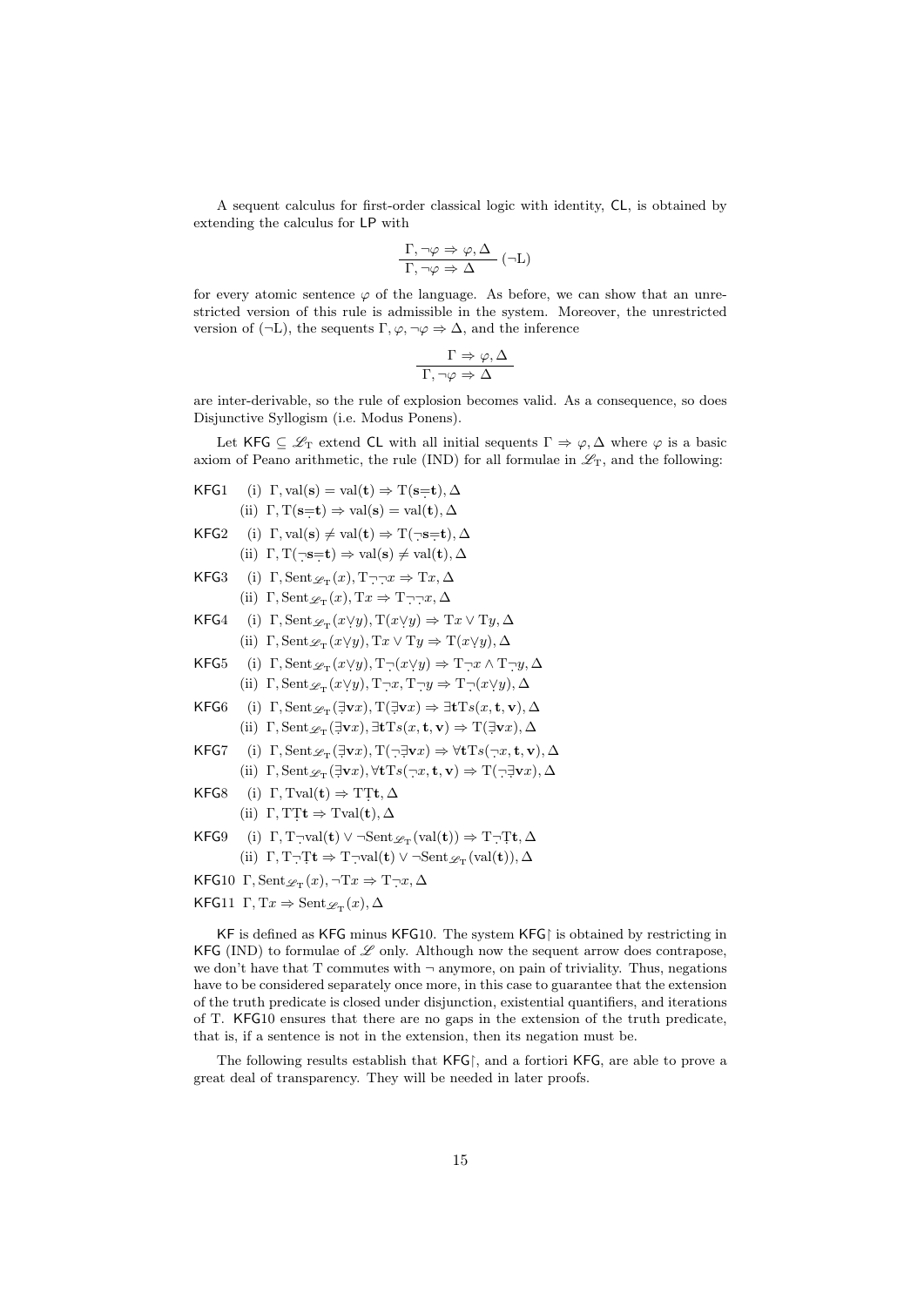A sequent calculus for first-order classical logic with identity, CL, is obtained by extending the calculus for LP with

$$\frac{\Gamma, \neg\varphi \Rightarrow \varphi, \Delta}{\Gamma, \neg\varphi \Rightarrow \Delta}\ (\neg\mathrm{L})$$

for every atomic sentence $\varphi$ of the language. As before, we can show that an unrestricted version of this rule is admissible in the system. Moreover, the unrestricted version of $(\neg\mathrm{L})$, the sequents $\Gamma, \varphi, \neg\varphi \Rightarrow \Delta$, and the inference

$$\frac{\Gamma \Rightarrow \varphi, \Delta}{\Gamma, \neg\varphi \Rightarrow \Delta}$$

are inter-derivable, so the rule of explosion becomes valid. As a consequence, so does Disjunctive Syllogism (i.e. Modus Ponens).

Let KFG $\subseteq \mathscr{L}_{\mathrm{T}}$ extend CL with all initial sequents $\Gamma \Rightarrow \varphi, \Delta$ where $\varphi$ is a basic axiom of Peano arithmetic, the rule (IND) for all formulae in $\mathscr{L}_{\mathrm{T}}$, and the following:

KFG1 (i) $\Gamma, \mathrm{val}(\mathbf{s}) = \mathrm{val}(\mathbf{t}) \Rightarrow \mathrm{T}(\mathbf{s} \dot{=} \mathbf{t}), \Delta$
(ii) $\Gamma, \mathrm{T}(\mathbf{s} \dot{=} \mathbf{t}) \Rightarrow \mathrm{val}(\mathbf{s}) = \mathrm{val}(\mathbf{t}), \Delta$

KFG2 (i) $\Gamma, \mathrm{val}(\mathbf{s}) \neq \mathrm{val}(\mathbf{t}) \Rightarrow \mathrm{T}(\dot{\neg}\mathbf{s} \dot{=} \mathbf{t}), \Delta$
(ii) $\Gamma, \mathrm{T}(\dot{\neg}\mathbf{s} \dot{=} \mathbf{t}) \Rightarrow \mathrm{val}(\mathbf{s}) \neq \mathrm{val}(\mathbf{t}), \Delta$

KFG3 (i) $\Gamma, \mathrm{Sent}_{\mathscr{L}_{\mathrm{T}}}(x), \mathrm{T}\dot{\neg}\dot{\neg}x \Rightarrow \mathrm{T}x, \Delta$
(ii) $\Gamma, \mathrm{Sent}_{\mathscr{L}_{\mathrm{T}}}(x), \mathrm{T}x \Rightarrow \mathrm{T}\dot{\neg}\dot{\neg}x, \Delta$

KFG4 (i) $\Gamma, \mathrm{Sent}_{\mathscr{L}_{\mathrm{T}}}(x \dot{\vee} y), \mathrm{T}(x \dot{\vee} y) \Rightarrow \mathrm{T}x \vee \mathrm{T}y, \Delta$
(ii) $\Gamma, \mathrm{Sent}_{\mathscr{L}_{\mathrm{T}}}(x \dot{\vee} y), \mathrm{T}x \vee \mathrm{T}y \Rightarrow \mathrm{T}(x \dot{\vee} y), \Delta$

KFG5 (i) $\Gamma, \mathrm{Sent}_{\mathscr{L}_{\mathrm{T}}}(x \dot{\vee} y), \mathrm{T}\dot{\neg}(x \dot{\vee} y) \Rightarrow \mathrm{T}\dot{\neg}x \wedge \mathrm{T}\dot{\neg}y, \Delta$
(ii) $\Gamma, \mathrm{Sent}_{\mathscr{L}_{\mathrm{T}}}(x \dot{\vee} y), \mathrm{T}\dot{\neg}x, \mathrm{T}\dot{\neg}y \Rightarrow \mathrm{T}\dot{\neg}(x \dot{\vee} y), \Delta$

KFG6 (i) $\Gamma, \mathrm{Sent}_{\mathscr{L}_{\mathrm{T}}}(\dot{\exists}\mathbf{v}x), \mathrm{T}(\dot{\exists}\mathbf{v}x) \Rightarrow \exists \mathbf{t}\mathrm{T}s(x, \mathbf{t}, \mathbf{v}), \Delta$
(ii) $\Gamma, \mathrm{Sent}_{\mathscr{L}_{\mathrm{T}}}(\dot{\exists}\mathbf{v}x), \exists \mathbf{t}\mathrm{T}s(x, \mathbf{t}, \mathbf{v}) \Rightarrow \mathrm{T}(\dot{\exists}\mathbf{v}x), \Delta$

KFG7 (i) $\Gamma, \mathrm{Sent}_{\mathscr{L}_{\mathrm{T}}}(\dot{\exists}\mathbf{v}x), \mathrm{T}(\dot{\neg}\dot{\exists}\mathbf{v}x) \Rightarrow \forall \mathbf{t}\mathrm{T}s(\dot{\neg}x, \mathbf{t}, \mathbf{v}), \Delta$
(ii) $\Gamma, \mathrm{Sent}_{\mathscr{L}_{\mathrm{T}}}(\dot{\exists}\mathbf{v}x), \forall \mathbf{t}\mathrm{T}s(\dot{\neg}x, \mathbf{t}, \mathbf{v}) \Rightarrow \mathrm{T}(\dot{\neg}\dot{\exists}\mathbf{v}x), \Delta$

KFG8 (i) $\Gamma, \mathrm{Tval}(\mathbf{t}) \Rightarrow \mathrm{T}\dot{\mathrm{T}}\mathbf{t}, \Delta$
(ii) $\Gamma, \mathrm{T}\dot{\mathrm{T}}\mathbf{t} \Rightarrow \mathrm{Tval}(\mathbf{t}), \Delta$

KFG9 (i) $\Gamma, \mathrm{T}\dot{\neg}\mathrm{val}(\mathbf{t}) \vee \neg\mathrm{Sent}_{\mathscr{L}_{\mathrm{T}}}(\mathrm{val}(\mathbf{t})) \Rightarrow \mathrm{T}\dot{\neg}\dot{\mathrm{T}}\mathbf{t}, \Delta$
(ii) $\Gamma, \mathrm{T}\dot{\neg}\dot{\mathrm{T}}\mathbf{t} \Rightarrow \mathrm{T}\dot{\neg}\mathrm{val}(\mathbf{t}) \vee \neg\mathrm{Sent}_{\mathscr{L}_{\mathrm{T}}}(\mathrm{val}(\mathbf{t})), \Delta$

KFG10 $\Gamma, \mathrm{Sent}_{\mathscr{L}_{\mathrm{T}}}(x), \neg\mathrm{T}x \Rightarrow \mathrm{T}\dot{\neg}x, \Delta$

KFG11 $\Gamma, \mathrm{T}x \Rightarrow \mathrm{Sent}_{\mathscr{L}_{\mathrm{T}}}(x), \Delta$

KF is defined as KFG minus KFG10. The system KFG$\upharpoonright$ is obtained by restricting in KFG (IND) to formulae of $\mathscr{L}$ only. Although now the sequent arrow does contrapose, we don't have that T commutes with $\neg$ anymore, on pain of triviality. Thus, negations have to be considered separately once more, in this case to guarantee that the extension of the truth predicate is closed under disjunction, existential quantifiers, and iterations of T. KFG10 ensures that there are no gaps in the extension of the truth predicate, that is, if a sentence is not in the extension, then its negation must be.

The following results establish that KFG$\upharpoonright$, and a fortiori KFG, are able to prove a great deal of transparency. They will be needed in later proofs.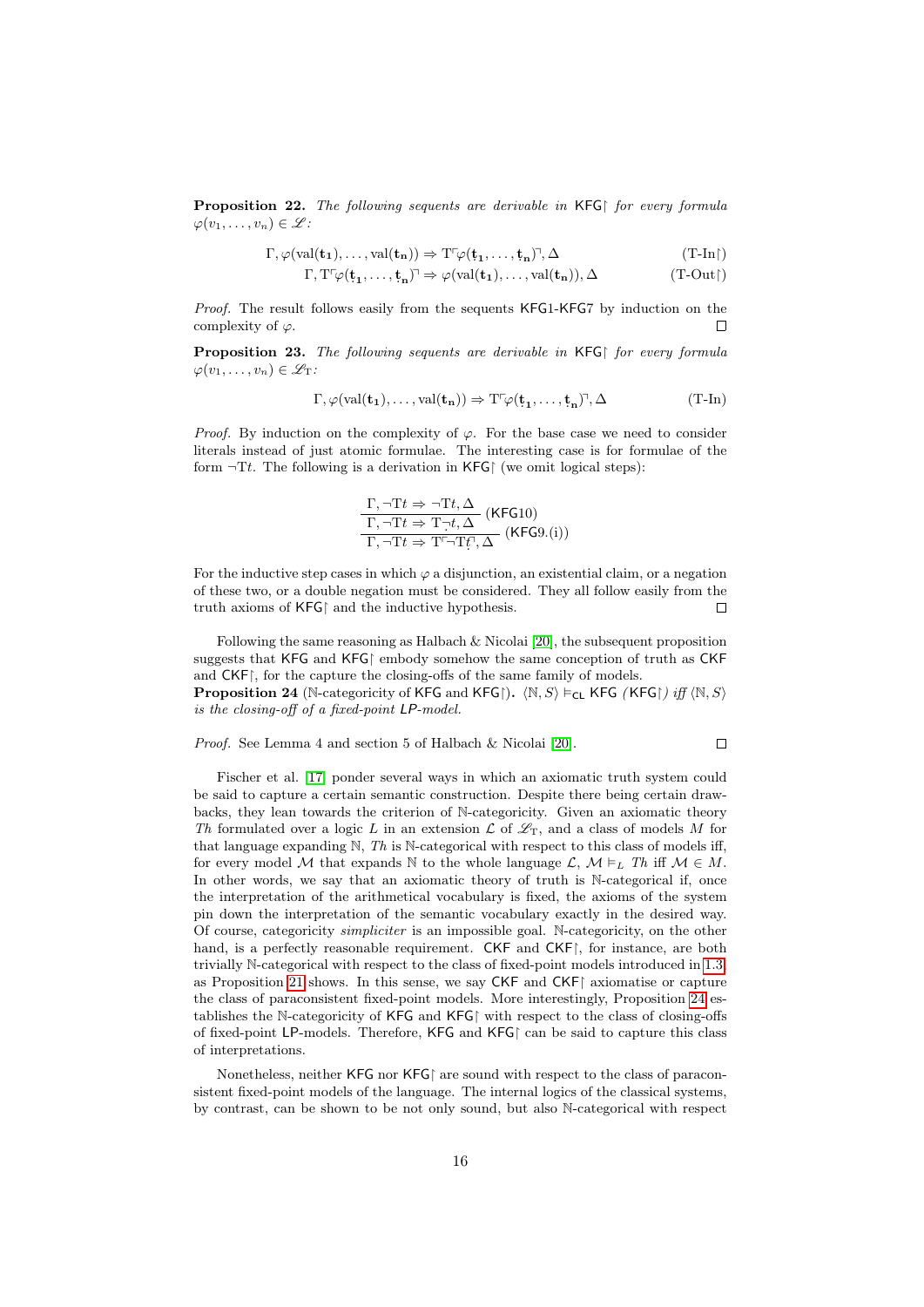**Proposition 22.** *The following sequents are derivable in* $\mathsf{KFG}\!\upharpoonright$ *for every formula* $\varphi(v_1,\ldots,v_n) \in \mathscr{L}$*:*

$$\Gamma, \varphi(\mathrm{val}(\mathbf{t_1}),\ldots,\mathrm{val}(\mathbf{t_n})) \Rightarrow \mathrm{T}\ulcorner\varphi(\dot{\mathbf{t}}_{\mathbf{1}},\ldots,\dot{\mathbf{t}}_{\mathbf{n}})\urcorner, \Delta \qquad (\text{T-In}\!\upharpoonright)$$

$$\Gamma, \mathrm{T}\ulcorner\varphi(\dot{\mathbf{t}}_{\mathbf{1}},\ldots,\dot{\mathbf{t}}_{\mathbf{n}})\urcorner \Rightarrow \varphi(\mathrm{val}(\mathbf{t_1}),\ldots,\mathrm{val}(\mathbf{t_n})), \Delta \qquad (\text{T-Out}\!\upharpoonright)$$

*Proof.* The result follows easily from the sequents $\mathsf{KFG}1$-$\mathsf{KFG}7$ by induction on the complexity of $\varphi$. □

**Proposition 23.** *The following sequents are derivable in* $\mathsf{KFG}\!\upharpoonright$ *for every formula* $\varphi(v_1,\ldots,v_n) \in \mathscr{L}_{\mathrm{T}}$*:*

$$\Gamma, \varphi(\mathrm{val}(\mathbf{t_1}),\ldots,\mathrm{val}(\mathbf{t_n})) \Rightarrow \mathrm{T}\ulcorner\varphi(\dot{\mathbf{t}}_{\mathbf{1}},\ldots,\dot{\mathbf{t}}_{\mathbf{n}})\urcorner, \Delta \qquad (\text{T-In})$$

*Proof.* By induction on the complexity of $\varphi$. For the base case we need to consider literals instead of just atomic formulae. The interesting case is for formulae of the form $\neg\mathrm{T}t$. The following is a derivation in $\mathsf{KFG}\!\upharpoonright$ (we omit logical steps):

$$\dfrac{\dfrac{\Gamma, \neg\mathrm{T}t \Rightarrow \neg\mathrm{T}t, \Delta}{\Gamma, \neg\mathrm{T}t \Rightarrow \mathrm{T}\dot{\neg}t, \Delta}\,(\mathsf{KFG}10)}{\Gamma, \neg\mathrm{T}t \Rightarrow \mathrm{T}\ulcorner\neg\mathrm{T}\dot{t}\urcorner, \Delta}\,(\mathsf{KFG}9.\text{(i)})$$

For the inductive step cases in which $\varphi$ a disjunction, an existential claim, or a negation of these two, or a double negation must be considered. They all follow easily from the truth axioms of $\mathsf{KFG}\!\upharpoonright$ and the inductive hypothesis. □

Following the same reasoning as Halbach & Nicolai [20], the subsequent proposition suggests that $\mathsf{KFG}$ and $\mathsf{KFG}\!\upharpoonright$ embody somehow the same conception of truth as $\mathsf{CKF}$ and $\mathsf{CKF}\!\upharpoonright$, for the capture the closing-offs of the same family of models.

**Proposition 24** ($\mathbb{N}$-categoricity of $\mathsf{KFG}$ and $\mathsf{KFG}\!\upharpoonright$)**.** $\langle\mathbb{N}, S\rangle \vDash_{\mathsf{CL}} \mathsf{KFG}$ *(*$\mathsf{KFG}\!\upharpoonright$*) iff* $\langle\mathbb{N}, S\rangle$ *is the closing-off of a fixed-point* $\mathsf{LP}$*-model.*

*Proof.* See Lemma 4 and section 5 of Halbach & Nicolai [20]. □

Fischer et al. [17] ponder several ways in which an axiomatic truth system could be said to capture a certain semantic construction. Despite there being certain drawbacks, they lean towards the criterion of $\mathbb{N}$-categoricity. Given an axiomatic theory $Th$ formulated over a logic $L$ in an extension $\mathcal{L}$ of $\mathscr{L}_{\mathrm{T}}$, and a class of models $M$ for that language expanding $\mathbb{N}$, $Th$ is $\mathbb{N}$-categorical with respect to this class of models iff, for every model $\mathcal{M}$ that expands $\mathbb{N}$ to the whole language $\mathcal{L}$, $\mathcal{M} \vDash_L Th$ iff $\mathcal{M} \in M$. In other words, we say that an axiomatic theory of truth is $\mathbb{N}$-categorical if, once the interpretation of the arithmetical vocabulary is fixed, the axioms of the system pin down the interpretation of the semantic vocabulary exactly in the desired way. Of course, categoricity *simpliciter* is an impossible goal. $\mathbb{N}$-categoricity, on the other hand, is a perfectly reasonable requirement. $\mathsf{CKF}$ and $\mathsf{CKF}\!\upharpoonright$, for instance, are both trivially $\mathbb{N}$-categorical with respect to the class of fixed-point models introduced in 1.3, as Proposition 21 shows. In this sense, we say $\mathsf{CKF}$ and $\mathsf{CKF}\!\upharpoonright$ axiomatise or capture the class of paraconsistent fixed-point models. More interestingly, Proposition 24 establishes the $\mathbb{N}$-categoricity of $\mathsf{KFG}$ and $\mathsf{KFG}\!\upharpoonright$ with respect to the class of closing-offs of fixed-point $\mathsf{LP}$-models. Therefore, $\mathsf{KFG}$ and $\mathsf{KFG}\!\upharpoonright$ can be said to capture this class of interpretations.

Nonetheless, neither $\mathsf{KFG}$ nor $\mathsf{KFG}\!\upharpoonright$ are sound with respect to the class of paraconsistent fixed-point models of the language. The internal logics of the classical systems, by contrast, can be shown to be not only sound, but also $\mathbb{N}$-categorical with respect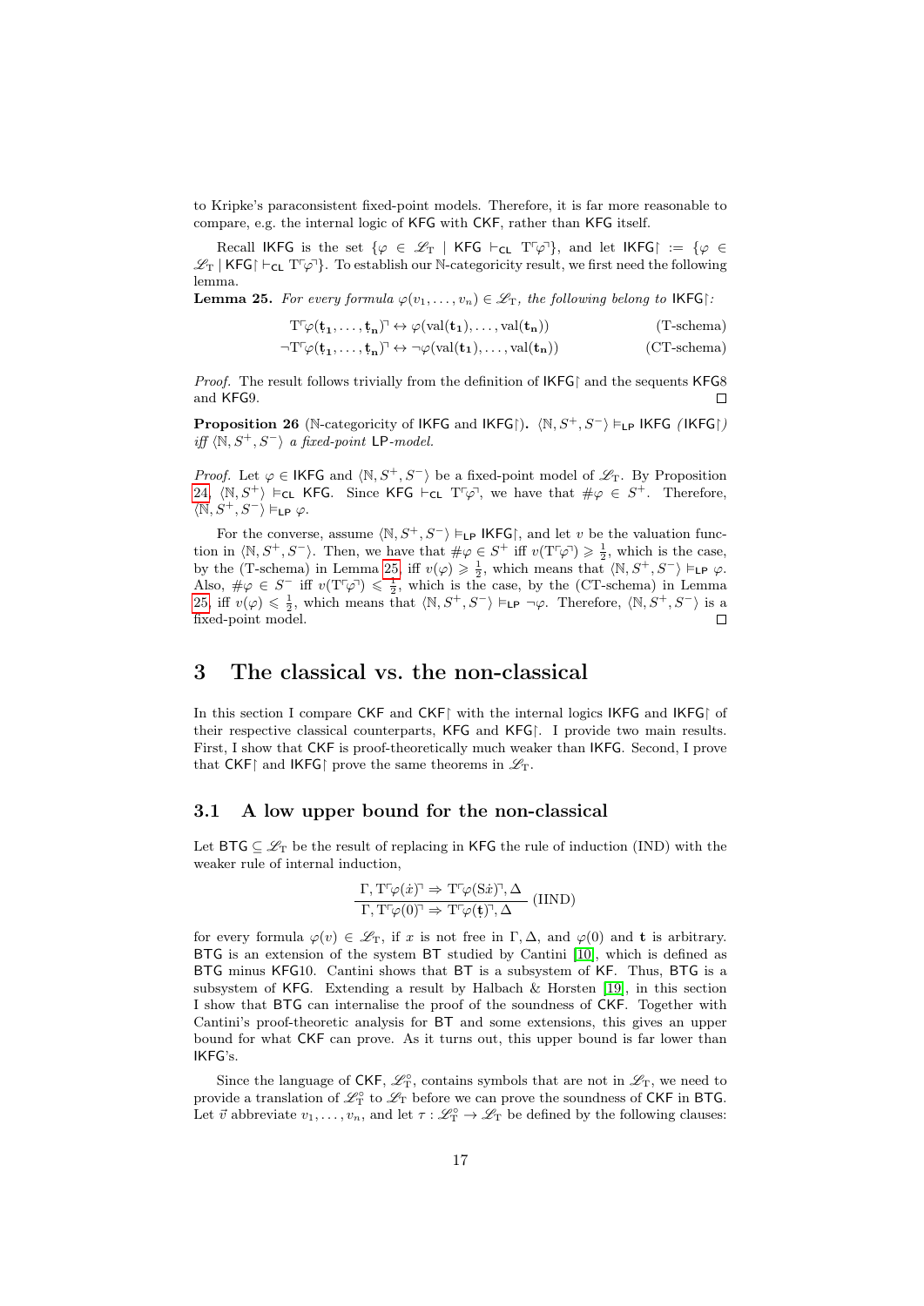to Kripke's paraconsistent fixed-point models. Therefore, it is far more reasonable to compare, e.g. the internal logic of KFG with CKF, rather than KFG itself.

Recall IKFG is the set $\{\varphi \in \mathscr{L}_{\mathrm{T}} \mid \mathsf{KFG} \vdash_{\mathsf{CL}} \mathrm{T}\ulcorner\varphi\urcorner\}$, and let $\mathsf{IKFG}{\restriction} := \{\varphi \in \mathscr{L}_{\mathrm{T}} \mid \mathsf{KFG}{\restriction} \vdash_{\mathsf{CL}} \mathrm{T}\ulcorner\varphi\urcorner\}$. To establish our $\mathbb{N}$-categoricity result, we first need the following lemma.

**Lemma 25.** *For every formula $\varphi(v_1, \ldots, v_n) \in \mathscr{L}_{\mathrm{T}}$, the following belong to $\mathsf{IKFG}{\restriction}$:*

$$\mathrm{T}\ulcorner\varphi(\dot{\mathbf{t}}_1, \ldots, \dot{\mathbf{t}}_n)\urcorner \leftrightarrow \varphi(\mathrm{val}(\mathbf{t}_1), \ldots, \mathrm{val}(\mathbf{t}_n)) \qquad \text{(T-schema)}$$

$$\neg\mathrm{T}\ulcorner\varphi(\dot{\mathbf{t}}_1, \ldots, \dot{\mathbf{t}}_n)\urcorner \leftrightarrow \neg\varphi(\mathrm{val}(\mathbf{t}_1), \ldots, \mathrm{val}(\mathbf{t}_n)) \qquad \text{(CT-schema)}$$

*Proof.* The result follows trivially from the definition of $\mathsf{IKFG}{\restriction}$ and the sequents KFG8 and KFG9. □

**Proposition 26** ($\mathbb{N}$-categoricity of IKFG and $\mathsf{IKFG}{\restriction}$)**.** *$\langle \mathbb{N}, S^+, S^- \rangle \vDash_{\mathsf{LP}}$ IKFG ($\mathsf{IKFG}{\restriction}$) iff $\langle \mathbb{N}, S^+, S^- \rangle$ a fixed-point LP-model.*

*Proof.* Let $\varphi \in \mathsf{IKFG}$ and $\langle \mathbb{N}, S^+, S^- \rangle$ be a fixed-point model of $\mathscr{L}_{\mathrm{T}}$. By Proposition 24, $\langle \mathbb{N}, S^+ \rangle \vDash_{\mathsf{CL}}$ KFG. Since $\mathsf{KFG} \vdash_{\mathsf{CL}} \mathrm{T}\ulcorner\varphi\urcorner$, we have that $\#\varphi \in S^+$. Therefore, $\langle \mathbb{N}, S^+, S^- \rangle \vDash_{\mathsf{LP}} \varphi$.

For the converse, assume $\langle \mathbb{N}, S^+, S^- \rangle \vDash_{\mathsf{LP}} \mathsf{IKFG}{\restriction}$, and let $v$ be the valuation function in $\langle \mathbb{N}, S^+, S^- \rangle$. Then, we have that $\#\varphi \in S^+$ iff $v(\mathrm{T}\ulcorner\varphi\urcorner) \geqslant \frac{1}{2}$, which is the case, by the (T-schema) in Lemma 25, iff $v(\varphi) \geqslant \frac{1}{2}$, which means that $\langle \mathbb{N}, S^+, S^- \rangle \vDash_{\mathsf{LP}} \varphi$. Also, $\#\varphi \in S^-$ iff $v(\mathrm{T}\ulcorner\varphi\urcorner) \leqslant \frac{1}{2}$, which is the case, by the (CT-schema) in Lemma 25, iff $v(\varphi) \leqslant \frac{1}{2}$, which means that $\langle \mathbb{N}, S^+, S^- \rangle \vDash_{\mathsf{LP}} \neg\varphi$. Therefore, $\langle \mathbb{N}, S^+, S^- \rangle$ is a fixed-point model. □

# 3 The classical vs. the non-classical

In this section I compare CKF and $\mathsf{CKF}{\restriction}$ with the internal logics IKFG and $\mathsf{IKFG}{\restriction}$ of their respective classical counterparts, KFG and $\mathsf{KFG}{\restriction}$. I provide two main results. First, I show that CKF is proof-theoretically much weaker than IKFG. Second, I prove that $\mathsf{CKF}{\restriction}$ and $\mathsf{IKFG}{\restriction}$ prove the same theorems in $\mathscr{L}_{\mathrm{T}}$.

## 3.1 A low upper bound for the non-classical

Let $\mathsf{BTG} \subseteq \mathscr{L}_{\mathrm{T}}$ be the result of replacing in KFG the rule of induction (IND) with the weaker rule of internal induction,

$$\frac{\Gamma, \mathrm{T}\ulcorner\varphi(\dot{x})\urcorner \Rightarrow \mathrm{T}\ulcorner\varphi(\mathrm{S}\dot{x})\urcorner, \Delta}{\Gamma, \mathrm{T}\ulcorner\varphi(0)\urcorner \Rightarrow \mathrm{T}\ulcorner\varphi(\dot{\mathbf{t}})\urcorner, \Delta} \text{ (IIND)}$$

for every formula $\varphi(v) \in \mathscr{L}_{\mathrm{T}}$, if $x$ is not free in $\Gamma, \Delta$, and $\varphi(0)$ and $\mathbf{t}$ is arbitrary. BTG is an extension of the system BT studied by Cantini [10], which is defined as BTG minus KFG10. Cantini shows that BT is a subsystem of KF. Thus, BTG is a subsystem of KFG. Extending a result by Halbach & Horsten [19], in this section I show that BTG can internalise the proof of the soundness of CKF. Together with Cantini's proof-theoretic analysis for BT and some extensions, this gives an upper bound for what CKF can prove. As it turns out, this upper bound is far lower than IKFG's.

Since the language of CKF, $\mathscr{L}^{\circ}_{\mathrm{T}}$, contains symbols that are not in $\mathscr{L}_{\mathrm{T}}$, we need to provide a translation of $\mathscr{L}^{\circ}_{\mathrm{T}}$ to $\mathscr{L}_{\mathrm{T}}$ before we can prove the soundness of CKF in BTG. Let $\vec{v}$ abbreviate $v_1, \ldots, v_n$, and let $\tau : \mathscr{L}^{\circ}_{\mathrm{T}} \to \mathscr{L}_{\mathrm{T}}$ be defined by the following clauses: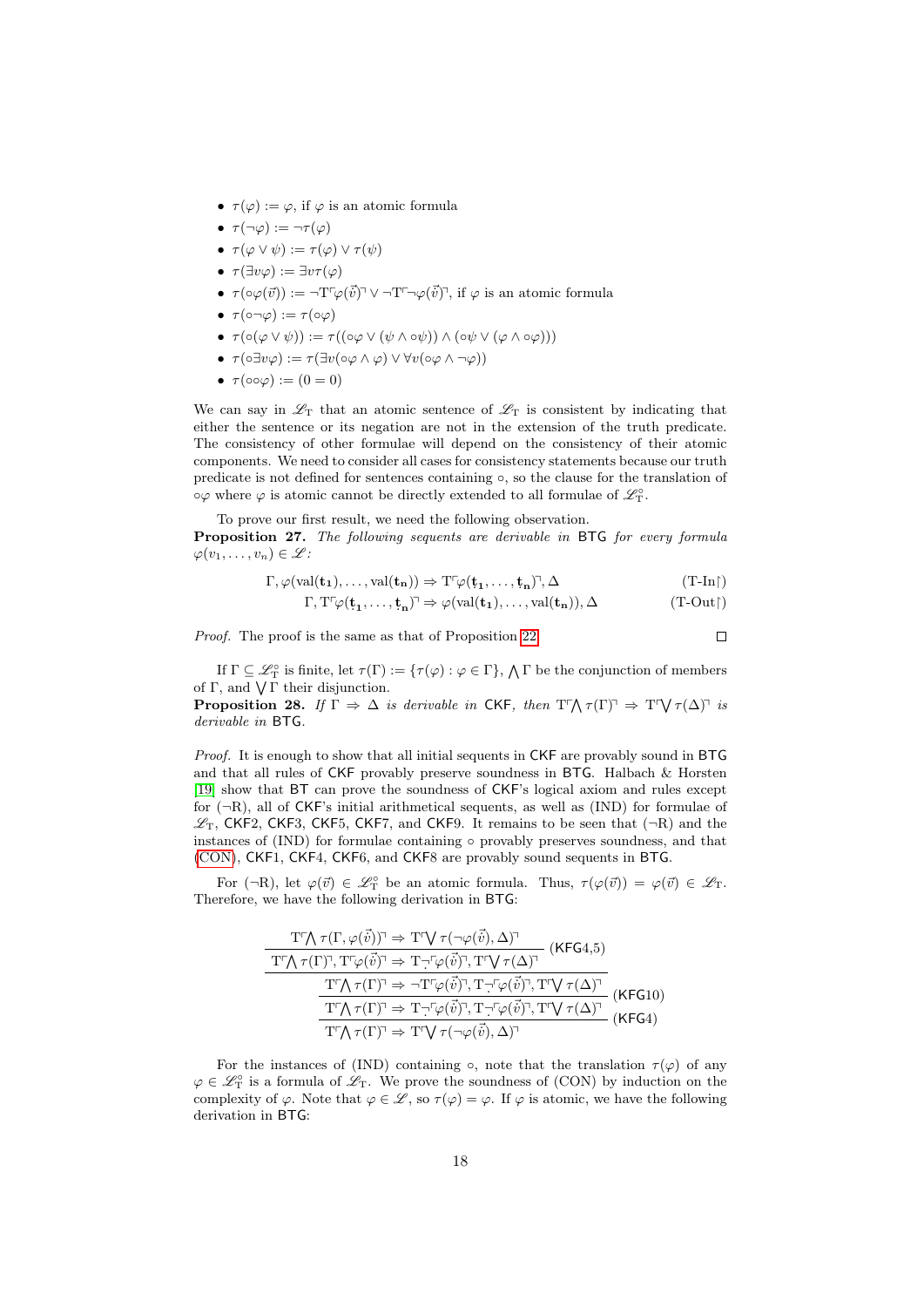- $\tau(\varphi) := \varphi$, if $\varphi$ is an atomic formula
- $\tau(\neg\varphi) := \neg\tau(\varphi)$
- $\tau(\varphi \vee \psi) := \tau(\varphi) \vee \tau(\psi)$
- $\tau(\exists v\varphi) := \exists v\tau(\varphi)$
- $\tau(\circ\varphi(\vec{v})) := \neg\mathrm{T}\ulcorner\varphi(\dot{\vec{v}})\urcorner \vee \neg\mathrm{T}\ulcorner\neg\varphi(\dot{\vec{v}})\urcorner$, if $\varphi$ is an atomic formula
- $\tau(\circ\neg\varphi) := \tau(\circ\varphi)$
- $\tau(\circ(\varphi \vee \psi)) := \tau((\circ\varphi \vee (\psi \wedge \circ\psi)) \wedge (\circ\psi \vee (\varphi \wedge \circ\varphi)))$
- $\tau(\circ\exists v\varphi) := \tau(\exists v(\circ\varphi \wedge \varphi) \vee \forall v(\circ\varphi \wedge \neg\varphi))$
- $\tau(\circ\circ\varphi) := (0 = 0)$

We can say in $\mathscr{L}_{\mathrm{T}}$ that an atomic sentence of $\mathscr{L}_{\mathrm{T}}$ is consistent by indicating that either the sentence or its negation are not in the extension of the truth predicate. The consistency of other formulae will depend on the consistency of their atomic components. We need to consider all cases for consistency statements because our truth predicate is not defined for sentences containing $\circ$, so the clause for the translation of $\circ\varphi$ where $\varphi$ is atomic cannot be directly extended to all formulae of $\mathscr{L}^{\circ}_{\mathrm{T}}$.

To prove our first result, we need the following observation.

**Proposition 27.** *The following sequents are derivable in* BTG *for every formula* $\varphi(v_1, \ldots, v_n) \in \mathscr{L}$*:*

$$\Gamma, \varphi(\mathrm{val}(\mathbf{t_1}), \ldots, \mathrm{val}(\mathbf{t_n})) \Rightarrow \mathrm{T}\ulcorner\varphi(\underset{\cdot}{\mathbf{t_1}}, \ldots, \underset{\cdot}{\mathbf{t_n}})\urcorner, \Delta \qquad \text{(T-In}\restriction\text{)}$$

$$\Gamma, \mathrm{T}\ulcorner\varphi(\underset{\cdot}{\mathbf{t_1}}, \ldots, \underset{\cdot}{\mathbf{t_n}})\urcorner \Rightarrow \varphi(\mathrm{val}(\mathbf{t_1}), \ldots, \mathrm{val}(\mathbf{t_n})), \Delta \qquad \text{(T-Out}\restriction\text{)}$$

*Proof.* The proof is the same as that of Proposition 22. □

If $\Gamma \subseteq \mathscr{L}^{\circ}_{\mathrm{T}}$ is finite, let $\tau(\Gamma) := \{\tau(\varphi) : \varphi \in \Gamma\}$, $\bigwedge\Gamma$ be the conjunction of members of $\Gamma$, and $\bigvee\Gamma$ their disjunction.

**Proposition 28.** *If* $\Gamma \Rightarrow \Delta$ *is derivable in* CKF*, then* $\mathrm{T}\ulcorner\bigwedge\tau(\Gamma)\urcorner \Rightarrow \mathrm{T}\ulcorner\bigvee\tau(\Delta)\urcorner$ *is derivable in* BTG*.*

*Proof.* It is enough to show that all initial sequents in CKF are provably sound in BTG and that all rules of CKF provably preserve soundness in BTG. Halbach & Horsten [19] show that BT can prove the soundness of CKF's logical axiom and rules except for ($\neg$R), all of CKF's initial arithmetical sequents, as well as (IND) for formulae of $\mathscr{L}_{\mathrm{T}}$, CKF2, CKF3, CKF5, CKF7, and CKF9. It remains to be seen that ($\neg$R) and the instances of (IND) for formulae containing $\circ$ provably preserves soundness, and that (CON), CKF1, CKF4, CKF6, and CKF8 are provably sound sequents in BTG.

For ($\neg$R), let $\varphi(\vec{v}) \in \mathscr{L}^{\circ}_{\mathrm{T}}$ be an atomic formula. Thus, $\tau(\varphi(\vec{v})) = \varphi(\vec{v}) \in \mathscr{L}_{\mathrm{T}}$. Therefore, we have the following derivation in BTG:

$$\dfrac{\dfrac{\mathrm{T}\ulcorner\bigwedge\tau(\Gamma, \varphi(\vec{v}))\urcorner \Rightarrow \mathrm{T}\ulcorner\bigvee\tau(\neg\varphi(\vec{v}), \Delta)\urcorner}{\mathrm{T}\ulcorner\bigwedge\tau(\Gamma)\urcorner, \mathrm{T}\ulcorner\varphi(\dot{\vec{v}})\urcorner \Rightarrow \mathrm{T}\underset{\cdot}{\neg}\ulcorner\varphi(\dot{\vec{v}})\urcorner, \mathrm{T}\ulcorner\bigvee\tau(\Delta)\urcorner}\,(\mathsf{KFG}4{,}5)}{\dfrac{\mathrm{T}\ulcorner\bigwedge\tau(\Gamma)\urcorner \Rightarrow \neg\mathrm{T}\ulcorner\varphi(\dot{\vec{v}})\urcorner, \mathrm{T}\underset{\cdot}{\neg}\ulcorner\varphi(\dot{\vec{v}})\urcorner, \mathrm{T}\ulcorner\bigvee\tau(\Delta)\urcorner}{\dfrac{\mathrm{T}\ulcorner\bigwedge\tau(\Gamma)\urcorner \Rightarrow \mathrm{T}\underset{\cdot}{\neg}\ulcorner\varphi(\dot{\vec{v}})\urcorner, \mathrm{T}\underset{\cdot}{\neg}\ulcorner\varphi(\dot{\vec{v}})\urcorner, \mathrm{T}\ulcorner\bigvee\tau(\Delta)\urcorner}{\mathrm{T}\ulcorner\bigwedge\tau(\Gamma)\urcorner \Rightarrow \mathrm{T}\ulcorner\bigvee\tau(\neg\varphi(\vec{v}), \Delta)\urcorner}\,(\mathsf{KFG}4)}\,(\mathsf{KFG}10)}$$

For the instances of (IND) containing $\circ$, note that the translation $\tau(\varphi)$ of any $\varphi \in \mathscr{L}^{\circ}_{\mathrm{T}}$ is a formula of $\mathscr{L}_{\mathrm{T}}$. We prove the soundness of (CON) by induction on the complexity of $\varphi$. Note that $\varphi \in \mathscr{L}$, so $\tau(\varphi) = \varphi$. If $\varphi$ is atomic, we have the following derivation in BTG: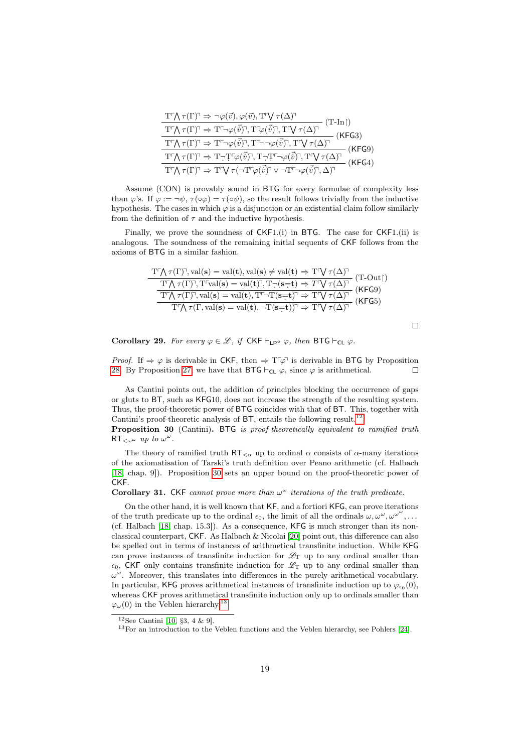$$\dfrac{\dfrac{\dfrac{\dfrac{\mathrm{T}\ulcorner\bigwedge\tau(\Gamma)\urcorner \Rightarrow \neg\varphi(\vec{v}), \varphi(\vec{v}), \mathrm{T}\ulcorner\bigvee\tau(\Delta)\urcorner}{\mathrm{T}\ulcorner\bigwedge\tau(\Gamma)\urcorner \Rightarrow \mathrm{T}\ulcorner\neg\varphi(\dot{\vec{v}})\urcorner, \mathrm{T}\ulcorner\varphi(\dot{\vec{v}})\urcorner, \mathrm{T}\ulcorner\bigvee\tau(\Delta)\urcorner}\text{(T-In}\restriction\text{)}}{\mathrm{T}\ulcorner\bigwedge\tau(\Gamma)\urcorner \Rightarrow \mathrm{T}\ulcorner\neg\varphi(\dot{\vec{v}})\urcorner, \mathrm{T}\ulcorner\neg\neg\varphi(\dot{\vec{v}})\urcorner, \mathrm{T}\ulcorner\bigvee\tau(\Delta)\urcorner}\text{(KFG3)}}{\mathrm{T}\ulcorner\bigwedge\tau(\Gamma)\urcorner \Rightarrow \mathrm{T}\dot{\neg}\dot{\mathrm{T}}\ulcorner\varphi(\dot{\vec{v}})\urcorner, \mathrm{T}\dot{\neg}\dot{\mathrm{T}}\ulcorner\neg\varphi(\dot{\vec{v}})\urcorner, \mathrm{T}\ulcorner\bigvee\tau(\Delta)\urcorner}\text{(KFG9)}}{\mathrm{T}\ulcorner\bigwedge\tau(\Gamma)\urcorner \Rightarrow \mathrm{T}\ulcorner\bigvee\tau(\neg\mathrm{T}\ulcorner\varphi(\dot{\vec{v}})\urcorner \vee \neg\mathrm{T}\ulcorner\neg\varphi(\dot{\vec{v}})\urcorner, \Delta)\urcorner}\text{(KFG4)}$$

Assume (CON) is provably sound in BTG for every formulae of complexity less than $\varphi$'s. If $\varphi := \neg\psi$, $\tau(\circ\varphi) = \tau(\circ\psi)$, so the result follows trivially from the inductive hypothesis. The cases in which $\varphi$ is a disjunction or an existential claim follow similarly from the definition of $\tau$ and the inductive hypothesis.

Finally, we prove the soundness of CKF1.(i) in BTG. The case for CKF1.(ii) is analogous. The soundness of the remaining initial sequents of CKF follows from the axioms of BTG in a similar fashion.

$$\dfrac{\dfrac{\dfrac{\mathrm{T}\ulcorner\bigwedge\tau(\Gamma)\urcorner, \mathrm{val}(\mathbf{s}) = \mathrm{val}(\mathbf{t}), \mathrm{val}(\mathbf{s}) \neq \mathrm{val}(\mathbf{t}) \Rightarrow \mathrm{T}\ulcorner\bigvee\tau(\Delta)\urcorner}{\mathrm{T}\ulcorner\bigwedge\tau(\Gamma)\urcorner, \mathrm{T}\ulcorner\mathrm{val}(\mathbf{s}) = \mathrm{val}(\mathbf{t})\urcorner, \mathrm{T}\dot{\neg}(\mathbf{s}\dot{=}\mathbf{t}) \Rightarrow \mathrm{T}\ulcorner\bigvee\tau(\Delta)\urcorner}\text{(T-Out}\restriction\text{)}}{\mathrm{T}\ulcorner\bigwedge\tau(\Gamma)\urcorner, \mathrm{val}(\mathbf{s}) = \mathrm{val}(\mathbf{t}), \mathrm{T}\ulcorner\neg\mathrm{T}(\mathbf{s}\dot{=}\mathbf{t})\urcorner \Rightarrow \mathrm{T}\ulcorner\bigvee\tau(\Delta)\urcorner}\text{(KFG9)}}{\mathrm{T}\ulcorner\bigwedge\tau(\Gamma, \mathrm{val}(\mathbf{s}) = \mathrm{val}(\mathbf{t}), \neg\mathrm{T}(\mathbf{s}\dot{=}\mathbf{t}))\urcorner \Rightarrow \mathrm{T}\ulcorner\bigvee\tau(\Delta)\urcorner}\text{(KFG5)}$$

□

**Corollary 29.** *For every $\varphi \in \mathscr{L}$, if* CKF $\vdash_{\mathsf{LP}^\circ} \varphi$*, then* BTG $\vdash_{\mathsf{CL}} \varphi$.

*Proof.* If $\Rightarrow \varphi$ is derivable in CKF, then $\Rightarrow \mathrm{T}\ulcorner\varphi\urcorner$ is derivable in BTG by Proposition 28. By Proposition 27, we have that BTG $\vdash_{\mathsf{CL}} \varphi$, since $\varphi$ is arithmetical. □

As Cantini points out, the addition of principles blocking the occurrence of gaps or gluts to BT, such as KFG10, does not increase the strength of the resulting system. Thus, the proof-theoretic power of BTG coincides with that of BT. This, together with Cantini's proof-theoretic analysis of BT, entails the following result.[12]

**Proposition 30** (Cantini)**.** *BTG is proof-theoretically equivalent to ramified truth $\mathsf{RT}_{<\omega^\omega}$ up to $\omega^\omega$.*

The theory of ramified truth $\mathsf{RT}_{<\alpha}$ up to ordinal $\alpha$ consists of $\alpha$-many iterations of the axiomatisation of Tarski's truth definition over Peano arithmetic (cf. Halbach [18, chap. 9]). Proposition 30 sets an upper bound on the proof-theoretic power of CKF.

**Corollary 31.** CKF *cannot prove more than $\omega^\omega$ iterations of the truth predicate.*

On the other hand, it is well known that KF, and a fortiori KFG, can prove iterations of the truth predicate up to the ordinal $\epsilon_0$, the limit of all the ordinals $\omega, \omega^\omega, \omega^{\omega^\omega}, \ldots$ (cf. Halbach [18, chap. 15.3]). As a consequence, KFG is much stronger than its non-classical counterpart, CKF. As Halbach & Nicolai [20] point out, this difference can also be spelled out in terms of instances of arithmetical transfinite induction. While KFG can prove instances of transfinite induction for $\mathscr{L}_\mathrm{T}$ up to any ordinal smaller than $\epsilon_0$, CKF only contains transfinite induction for $\mathscr{L}_\mathrm{T}$ up to any ordinal smaller than $\omega^\omega$. Moreover, this translates into differences in the purely arithmetical vocabulary. In particular, KFG proves arithmetical instances of transfinite induction up to $\varphi_{\epsilon_0}(0)$, whereas CKF proves arithmetical transfinite induction only up to ordinals smaller than $\varphi_\omega(0)$ in the Veblen hierarchy.[13]

[12] See Cantini [10, §3, 4 & 9].

[13] For an introduction to the Veblen functions and the Veblen hierarchy, see Pohlers [24].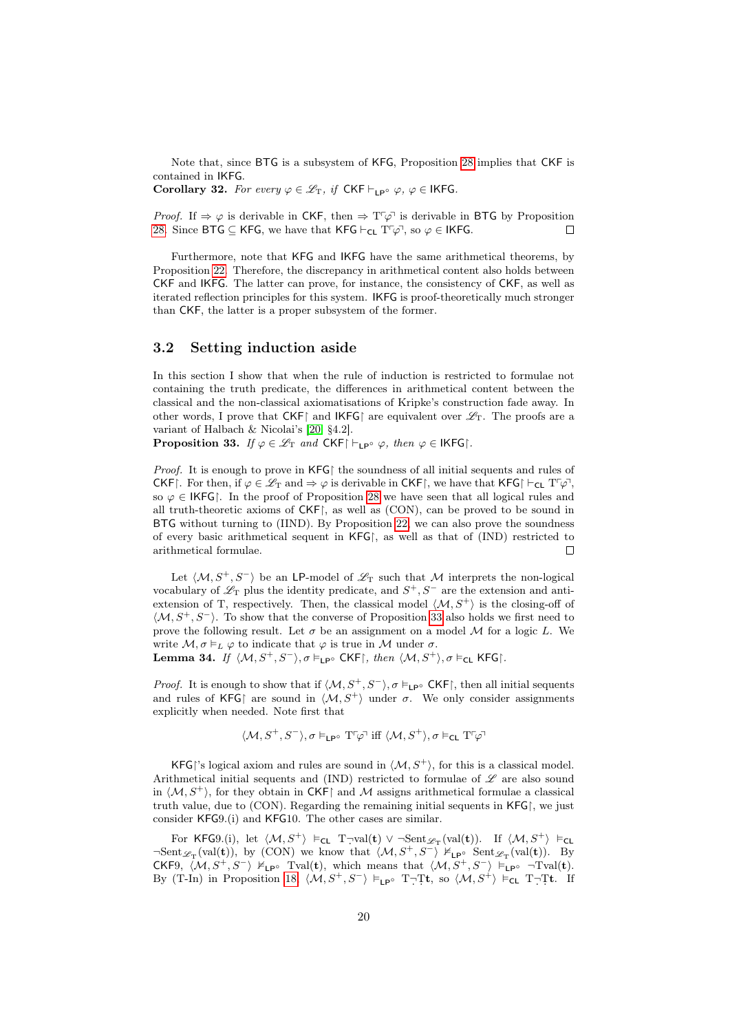Note that, since BTG is a subsystem of KFG, Proposition 28 implies that CKF is contained in IKFG.

**Corollary 32.** *For every $\varphi \in \mathscr{L}_{\mathrm{T}}$, if* CKF $\vdash_{\mathsf{LP}^\circ} \varphi$, $\varphi \in$ IKFG.

*Proof.* If $\Rightarrow \varphi$ is derivable in CKF, then $\Rightarrow \mathrm{T}\ulcorner\varphi\urcorner$ is derivable in BTG by Proposition 28. Since BTG $\subseteq$ KFG, we have that KFG $\vdash_{\mathsf{CL}} \mathrm{T}\ulcorner\varphi\urcorner$, so $\varphi \in$ IKFG. $\square$

Furthermore, note that KFG and IKFG have the same arithmetical theorems, by Proposition 22. Therefore, the discrepancy in arithmetical content also holds between CKF and IKFG. The latter can prove, for instance, the consistency of CKF, as well as iterated reflection principles for this system. IKFG is proof-theoretically much stronger than CKF, the latter is a proper subsystem of the former.

## 3.2 Setting induction aside

In this section I show that when the rule of induction is restricted to formulae not containing the truth predicate, the differences in arithmetical content between the classical and the non-classical axiomatisations of Kripke's construction fade away. In other words, I prove that CKF$\restriction$ and IKFG$\restriction$ are equivalent over $\mathscr{L}_{\mathrm{T}}$. The proofs are a variant of Halbach & Nicolai's [20, §4.2].

**Proposition 33.** *If $\varphi \in \mathscr{L}_{\mathrm{T}}$ and* CKF$\restriction$ $\vdash_{\mathsf{LP}^\circ} \varphi$*, then* $\varphi \in$ IKFG$\restriction$.

*Proof.* It is enough to prove in KFG$\restriction$ the soundness of all initial sequents and rules of CKF$\restriction$. For then, if $\varphi \in \mathscr{L}_{\mathrm{T}}$ and $\Rightarrow \varphi$ is derivable in CKF$\restriction$, we have that KFG$\restriction$ $\vdash_{\mathsf{CL}} \mathrm{T}\ulcorner\varphi\urcorner$, so $\varphi \in$ IKFG$\restriction$. In the proof of Proposition 28 we have seen that all logical rules and all truth-theoretic axioms of CKF$\restriction$, as well as (CON), can be proved to be sound in BTG without turning to (IIND). By Proposition 22, we can also prove the soundness of every basic arithmetical sequent in KFG$\restriction$, as well as that of (IND) restricted to arithmetical formulae. $\square$

Let $\langle \mathcal{M}, S^+, S^- \rangle$ be an LP-model of $\mathscr{L}_{\mathrm{T}}$ such that $\mathcal{M}$ interprets the non-logical vocabulary of $\mathscr{L}_{\mathrm{T}}$ plus the identity predicate, and $S^+, S^-$ are the extension and anti-extension of T, respectively. Then, the classical model $\langle \mathcal{M}, S^+ \rangle$ is the closing-off of $\langle \mathcal{M}, S^+, S^- \rangle$. To show that the converse of Proposition 33 also holds we first need to prove the following result. Let $\sigma$ be an assignment on a model $\mathcal{M}$ for a logic $L$. We write $\mathcal{M}, \sigma \vDash_L \varphi$ to indicate that $\varphi$ is true in $\mathcal{M}$ under $\sigma$.

**Lemma 34.** *If $\langle \mathcal{M}, S^+, S^- \rangle, \sigma \vDash_{\mathsf{LP}^\circ}$ CKF$\restriction$, then $\langle \mathcal{M}, S^+ \rangle, \sigma \vDash_{\mathsf{CL}}$ KFG$\restriction$.*

*Proof.* It is enough to show that if $\langle \mathcal{M}, S^+, S^- \rangle, \sigma \vDash_{\mathsf{LP}^\circ}$ CKF$\restriction$, then all initial sequents and rules of KFG$\restriction$ are sound in $\langle \mathcal{M}, S^+ \rangle$ under $\sigma$. We only consider assignments explicitly when needed. Note first that

$$\langle \mathcal{M}, S^+, S^- \rangle, \sigma \vDash_{\mathsf{LP}^\circ} \mathrm{T}\ulcorner\varphi\urcorner \text{ iff } \langle \mathcal{M}, S^+ \rangle, \sigma \vDash_{\mathsf{CL}} \mathrm{T}\ulcorner\varphi\urcorner$$

KFG$\restriction$'s logical axiom and rules are sound in $\langle \mathcal{M}, S^+ \rangle$, for this is a classical model. Arithmetical initial sequents and (IND) restricted to formulae of $\mathscr{L}$ are also sound in $\langle \mathcal{M}, S^+ \rangle$, for they obtain in CKF$\restriction$ and $\mathcal{M}$ assigns arithmetical formulae a classical truth value, due to (CON). Regarding the remaining initial sequents in KFG$\restriction$, we just consider KFG9.(i) and KFG10. The other cases are similar.

For KFG9.(i), let $\langle \mathcal{M}, S^+ \rangle \vDash_{\mathsf{CL}} \mathrm{T}\dot{\neg}\mathrm{val}(\mathbf{t}) \vee \neg\mathrm{Sent}_{\mathscr{L}_{\mathrm{T}}}(\mathrm{val}(\mathbf{t}))$. If $\langle \mathcal{M}, S^+ \rangle \vDash_{\mathsf{CL}} \neg\mathrm{Sent}_{\mathscr{L}_{\mathrm{T}}}(\mathrm{val}(\mathbf{t}))$, by (CON) we know that $\langle \mathcal{M}, S^+, S^- \rangle \nvDash_{\mathsf{LP}^\circ} \mathrm{Sent}_{\mathscr{L}_{\mathrm{T}}}(\mathrm{val}(\mathbf{t}))$. By CKF9, $\langle \mathcal{M}, S^+, S^- \rangle \nvDash_{\mathsf{LP}^\circ} \mathrm{Tval}(\mathbf{t})$, which means that $\langle \mathcal{M}, S^+, S^- \rangle \vDash_{\mathsf{LP}^\circ} \neg\mathrm{Tval}(\mathbf{t})$. By (T-In) in Proposition 18, $\langle \mathcal{M}, S^+, S^- \rangle \vDash_{\mathsf{LP}^\circ} \mathrm{T}\dot{\neg}\dot{\mathrm{T}}\mathbf{t}$, so $\langle \mathcal{M}, S^+ \rangle \vDash_{\mathsf{CL}} \mathrm{T}\dot{\neg}\dot{\mathrm{T}}\mathbf{t}$. If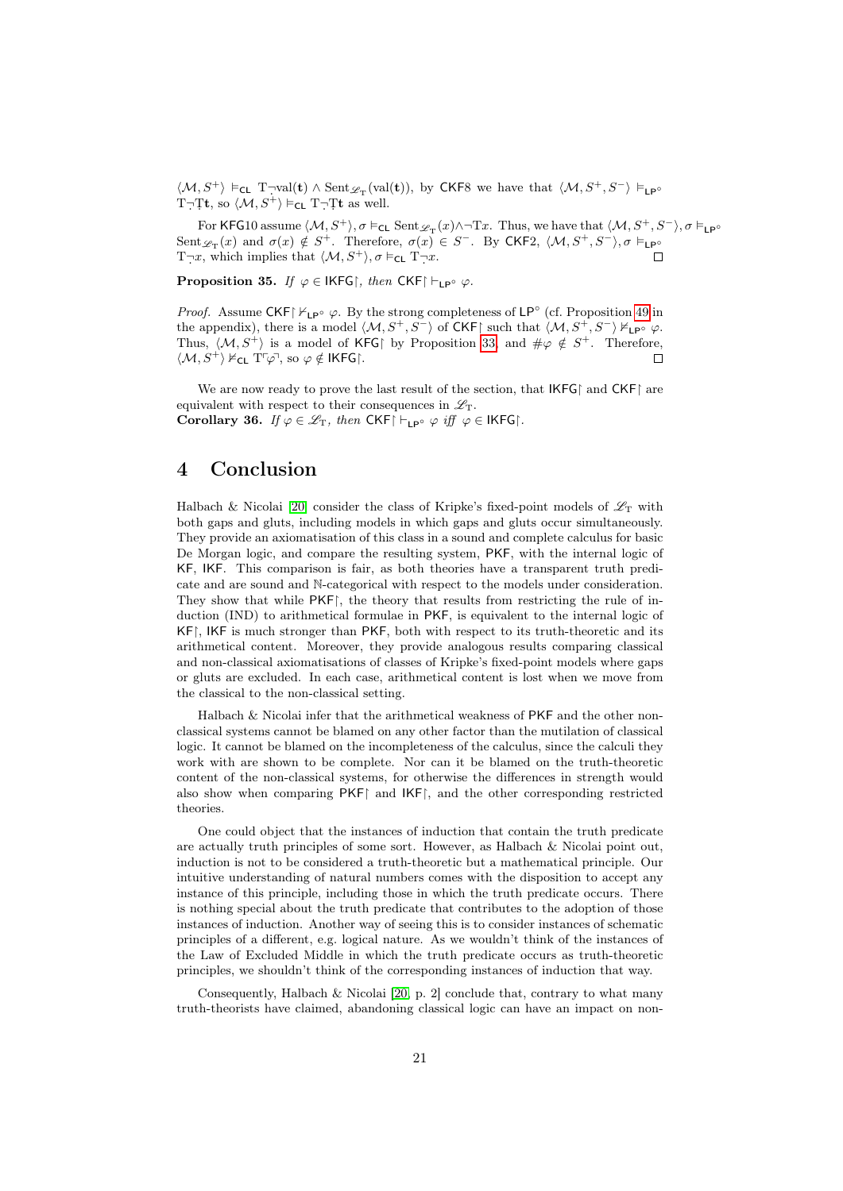$\langle \mathcal{M}, S^+ \rangle \vDash_{\mathsf{CL}} \mathrm{T}\dot{\neg}\mathrm{val}(\mathbf{t}) \wedge \mathrm{Sent}_{\mathscr{L}_{\mathrm{T}}}(\mathrm{val}(\mathbf{t}))$, by CKF8 we have that $\langle \mathcal{M}, S^+, S^- \rangle \vDash_{\mathsf{LP}^\circ} \mathrm{T}\dot{\neg}\dot{\mathrm{T}}\mathbf{t}$, so $\langle \mathcal{M}, S^+ \rangle \vDash_{\mathsf{CL}} \mathrm{T}\dot{\neg}\dot{\mathrm{T}}\mathbf{t}$ as well.

For KFG10 assume $\langle \mathcal{M}, S^+ \rangle, \sigma \vDash_{\mathsf{CL}} \mathrm{Sent}_{\mathscr{L}_{\mathrm{T}}}(x) \wedge \neg \mathrm{T}x$. Thus, we have that $\langle \mathcal{M}, S^+, S^- \rangle, \sigma \vDash_{\mathsf{LP}^\circ} \mathrm{Sent}_{\mathscr{L}_{\mathrm{T}}}(x)$ and $\sigma(x) \notin S^+$. Therefore, $\sigma(x) \in S^-$. By CKF2, $\langle \mathcal{M}, S^+, S^- \rangle, \sigma \vDash_{\mathsf{LP}^\circ} \mathrm{T}\dot{\neg}x$, which implies that $\langle \mathcal{M}, S^+ \rangle, \sigma \vDash_{\mathsf{CL}} \mathrm{T}\dot{\neg}x$. □

**Proposition 35.** *If $\varphi \in \mathsf{IKFG}\!\restriction$, then $\mathsf{CKF}\!\restriction \vdash_{\mathsf{LP}^\circ} \varphi$.*

*Proof.* Assume $\mathsf{CKF}\!\restriction \nvdash_{\mathsf{LP}^\circ} \varphi$. By the strong completeness of $\mathsf{LP}^\circ$ (cf. Proposition 49 in the appendix), there is a model $\langle \mathcal{M}, S^+, S^- \rangle$ of $\mathsf{CKF}\!\restriction$ such that $\langle \mathcal{M}, S^+, S^- \rangle \nvDash_{\mathsf{LP}^\circ} \varphi$. Thus, $\langle \mathcal{M}, S^+ \rangle$ is a model of $\mathsf{KFG}\!\restriction$ by Proposition 33, and $\#\varphi \notin S^+$. Therefore, $\langle \mathcal{M}, S^+ \rangle \nvDash_{\mathsf{CL}} \mathrm{T}\ulcorner\varphi\urcorner$, so $\varphi \notin \mathsf{IKFG}\!\restriction$. □

We are now ready to prove the last result of the section, that $\mathsf{IKFG}\!\restriction$ and $\mathsf{CKF}\!\restriction$ are equivalent with respect to their consequences in $\mathscr{L}_{\mathrm{T}}$.

**Corollary 36.** *If $\varphi \in \mathscr{L}_{\mathrm{T}}$, then $\mathsf{CKF}\!\restriction \vdash_{\mathsf{LP}^\circ} \varphi$ iff $\varphi \in \mathsf{IKFG}\!\restriction$.*

## 4 Conclusion

Halbach & Nicolai [20] consider the class of Kripke's fixed-point models of $\mathscr{L}_{\mathrm{T}}$ with both gaps and gluts, including models in which gaps and gluts occur simultaneously. They provide an axiomatisation of this class in a sound and complete calculus for basic De Morgan logic, and compare the resulting system, PKF, with the internal logic of KF, IKF. This comparison is fair, as both theories have a transparent truth predicate and are sound and $\mathbb{N}$-categorical with respect to the models under consideration. They show that while $\mathsf{PKF}\!\restriction$, the theory that results from restricting the rule of induction (IND) to arithmetical formulae in PKF, is equivalent to the internal logic of $\mathsf{KF}\!\restriction$, IKF is much stronger than PKF, both with respect to its truth-theoretic and its arithmetical content. Moreover, they provide analogous results comparing classical and non-classical axiomatisations of classes of Kripke's fixed-point models where gaps or gluts are excluded. In each case, arithmetical content is lost when we move from the classical to the non-classical setting.

Halbach & Nicolai infer that the arithmetical weakness of PKF and the other non-classical systems cannot be blamed on any other factor than the mutilation of classical logic. It cannot be blamed on the incompleteness of the calculus, since the calculi they work with are shown to be complete. Nor can it be blamed on the truth-theoretic content of the non-classical systems, for otherwise the differences in strength would also show when comparing $\mathsf{PKF}\!\restriction$ and $\mathsf{IKF}\!\restriction$, and the other corresponding restricted theories.

One could object that the instances of induction that contain the truth predicate are actually truth principles of some sort. However, as Halbach & Nicolai point out, induction is not to be considered a truth-theoretic but a mathematical principle. Our intuitive understanding of natural numbers comes with the disposition to accept any instance of this principle, including those in which the truth predicate occurs. There is nothing special about the truth predicate that contributes to the adoption of those instances of induction. Another way of seeing this is to consider instances of schematic principles of a different, e.g. logical nature. As we wouldn't think of the instances of the Law of Excluded Middle in which the truth predicate occurs as truth-theoretic principles, we shouldn't think of the corresponding instances of induction that way.

Consequently, Halbach & Nicolai [20, p. 2] conclude that, contrary to what many truth-theorists have claimed, abandoning classical logic can have an impact on non-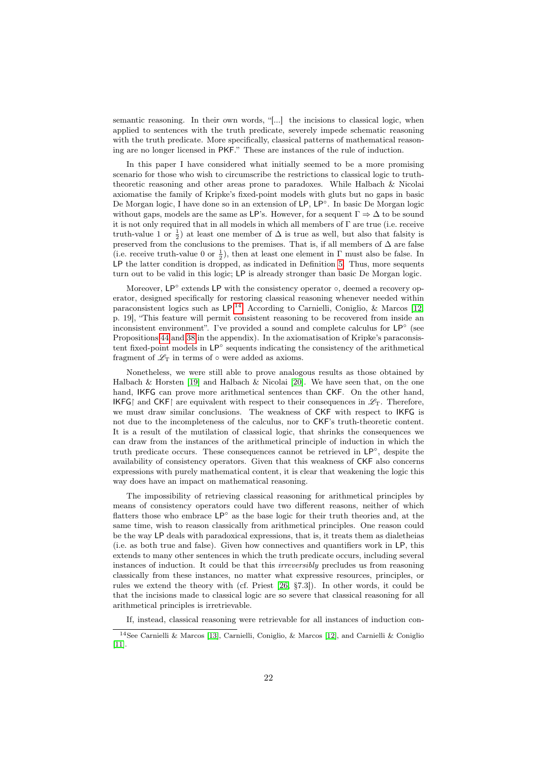semantic reasoning. In their own words, "[...] the incisions to classical logic, when applied to sentences with the truth predicate, severely impede schematic reasoning with the truth predicate. More specifically, classical patterns of mathematical reasoning are no longer licensed in PKF." These are instances of the rule of induction.

In this paper I have considered what initially seemed to be a more promising scenario for those who wish to circumscribe the restrictions to classical logic to truth-theoretic reasoning and other areas prone to paradoxes. While Halbach & Nicolai axiomatise the family of Kripke's fixed-point models with gluts but no gaps in basic De Morgan logic, I have done so in an extension of LP, $\mathsf{LP}^{\circ}$. In basic De Morgan logic without gaps, models are the same as LP's. However, for a sequent $\Gamma \Rightarrow \Delta$ to be sound it is not only required that in all models in which all members of $\Gamma$ are true (i.e. receive truth-value 1 or $\frac{1}{2}$) at least one member of $\Delta$ is true as well, but also that falsity is preserved from the conclusions to the premises. That is, if all members of $\Delta$ are false (i.e. receive truth-value 0 or $\frac{1}{2}$), then at least one element in $\Gamma$ must also be false. In LP the latter condition is dropped, as indicated in Definition 5. Thus, more sequents turn out to be valid in this logic; LP is already stronger than basic De Morgan logic.

Moreover, $\mathsf{LP}^{\circ}$ extends LP with the consistency operator $\circ$, deemed a recovery operator, designed specifically for restoring classical reasoning whenever needed within paraconsistent logics such as LP.[14] According to Carnielli, Coniglio, & Marcos [12, p. 19], "This feature will permit consistent reasoning to be recovered from inside an inconsistent environment". I've provided a sound and complete calculus for $\mathsf{LP}^{\circ}$ (see Propositions 44 and 38 in the appendix). In the axiomatisation of Kripke's paraconsistent fixed-point models in $\mathsf{LP}^{\circ}$ sequents indicating the consistency of the arithmetical fragment of $\mathscr{L}_{\mathrm{T}}$ in terms of $\circ$ were added as axioms.

Nonetheless, we were still able to prove analogous results as those obtained by Halbach & Horsten [19] and Halbach & Nicolai [20]. We have seen that, on the one hand, IKFG can prove more arithmetical sentences than CKF. On the other hand, IKFG$\restriction$ and CKF$\restriction$ are equivalent with respect to their consequences in $\mathscr{L}_{\mathrm{T}}$. Therefore, we must draw similar conclusions. The weakness of CKF with respect to IKFG is not due to the incompleteness of the calculus, nor to CKF's truth-theoretic content. It is a result of the mutilation of classical logic, that shrinks the consequences we can draw from the instances of the arithmetical principle of induction in which the truth predicate occurs. These consequences cannot be retrieved in $\mathsf{LP}^{\circ}$, despite the availability of consistency operators. Given that this weakness of CKF also concerns expressions with purely mathematical content, it is clear that weakening the logic this way does have an impact on mathematical reasoning.

The impossibility of retrieving classical reasoning for arithmetical principles by means of consistency operators could have two different reasons, neither of which flatters those who embrace $\mathsf{LP}^{\circ}$ as the base logic for their truth theories and, at the same time, wish to reason classically from arithmetical principles. One reason could be the way LP deals with paradoxical expressions, that is, it treats them as dialetheias (i.e. as both true and false). Given how connectives and quantifiers work in LP, this extends to many other sentences in which the truth predicate occurs, including several instances of induction. It could be that this *irreversibly* precludes us from reasoning classically from these instances, no matter what expressive resources, principles, or rules we extend the theory with (cf. Priest [26, §7.3]). In other words, it could be that the incisions made to classical logic are so severe that classical reasoning for all arithmetical principles is irretrievable.

If, instead, classical reasoning were retrievable for all instances of induction con-

[14] See Carnielli & Marcos [13], Carnielli, Coniglio, & Marcos [12], and Carnielli & Coniglio [11].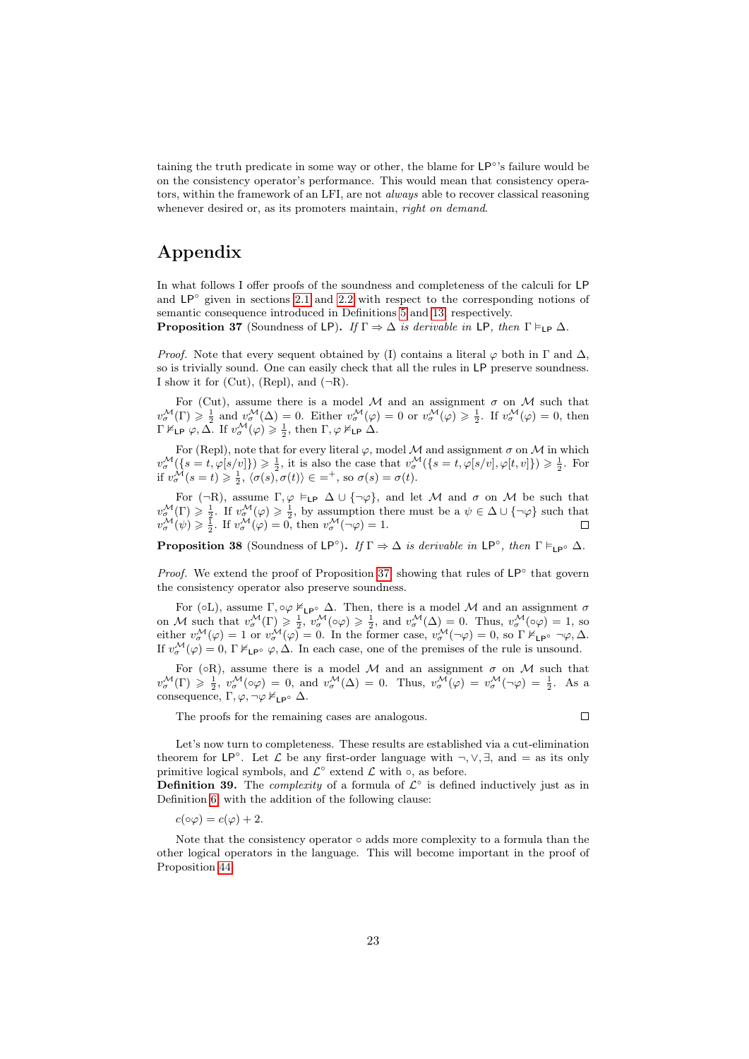taining the truth predicate in some way or other, the blame for $\mathsf{LP}^\circ$'s failure would be on the consistency operator's performance. This would mean that consistency operators, within the framework of an LFI, are not *always* able to recover classical reasoning whenever desired or, as its promoters maintain, *right on demand*.

# Appendix

In what follows I offer proofs of the soundness and completeness of the calculi for $\mathsf{LP}$ and $\mathsf{LP}^\circ$ given in sections 2.1 and 2.2 with respect to the corresponding notions of semantic consequence introduced in Definitions 5 and 13, respectively.

**Proposition 37** (Soundness of $\mathsf{LP}$)**.** *If* $\Gamma \Rightarrow \Delta$ *is derivable in* $\mathsf{LP}$*, then* $\Gamma \vDash_{\mathsf{LP}} \Delta$.

*Proof.* Note that every sequent obtained by (I) contains a literal $\varphi$ both in $\Gamma$ and $\Delta$, so is trivially sound. One can easily check that all the rules in $\mathsf{LP}$ preserve soundness. I show it for (Cut), (Repl), and ($\neg$R).

For (Cut), assume there is a model $\mathcal{M}$ and an assignment $\sigma$ on $\mathcal{M}$ such that $v^{\mathcal{M}}_{\sigma}(\Gamma) \geqslant \frac{1}{2}$ and $v^{\mathcal{M}}_{\sigma}(\Delta) = 0$. Either $v^{\mathcal{M}}_{\sigma}(\varphi) = 0$ or $v^{\mathcal{M}}_{\sigma}(\varphi) \geqslant \frac{1}{2}$. If $v^{\mathcal{M}}_{\sigma}(\varphi) = 0$, then $\Gamma \nvDash_{\mathsf{LP}} \varphi, \Delta$. If $v^{\mathcal{M}}_{\sigma}(\varphi) \geqslant \frac{1}{2}$, then $\Gamma, \varphi \nvDash_{\mathsf{LP}} \Delta$.

For (Repl), note that for every literal $\varphi$, model $\mathcal{M}$ and assignment $\sigma$ on $\mathcal{M}$ in which $v^{\mathcal{M}}_{\sigma}(\{s = t, \varphi[s/v]\}) \geqslant \frac{1}{2}$, it is also the case that $v^{\mathcal{M}}_{\sigma}(\{s = t, \varphi[s/v], \varphi[t, v]\}) \geqslant \frac{1}{2}$. For if $v^{\mathcal{M}}_{\sigma}(s = t) \geqslant \frac{1}{2}$, $\langle \sigma(s), \sigma(t)\rangle \in =^{+}$, so $\sigma(s) = \sigma(t)$.

For ($\neg$R), assume $\Gamma, \varphi \vDash_{\mathsf{LP}} \Delta \cup \{\neg\varphi\}$, and let $\mathcal{M}$ and $\sigma$ on $\mathcal{M}$ be such that $v^{\mathcal{M}}_{\sigma}(\Gamma) \geqslant \frac{1}{2}$. If $v^{\mathcal{M}}_{\sigma}(\varphi) \geqslant \frac{1}{2}$, by assumption there must be a $\psi \in \Delta \cup \{\neg\varphi\}$ such that $v^{\mathcal{M}}_{\sigma}(\psi) \geqslant \frac{1}{2}$. If $v^{\mathcal{M}}_{\sigma}(\varphi) = 0$, then $v^{\mathcal{M}}_{\sigma}(\neg\varphi) = 1$. $\square$

**Proposition 38** (Soundness of $\mathsf{LP}^\circ$)**.** *If* $\Gamma \Rightarrow \Delta$ *is derivable in* $\mathsf{LP}^\circ$*, then* $\Gamma \vDash_{\mathsf{LP}^\circ} \Delta$.

*Proof.* We extend the proof of Proposition 37 showing that rules of $\mathsf{LP}^\circ$ that govern the consistency operator also preserve soundness.

For ($\circ$L), assume $\Gamma, \circ\varphi \nvDash_{\mathsf{LP}^\circ} \Delta$. Then, there is a model $\mathcal{M}$ and an assignment $\sigma$ on $\mathcal{M}$ such that $v^{\mathcal{M}}_{\sigma}(\Gamma) \geqslant \frac{1}{2}$, $v^{\mathcal{M}}_{\sigma}(\circ\varphi) \geqslant \frac{1}{2}$, and $v^{\mathcal{M}}_{\sigma}(\Delta) = 0$. Thus, $v^{\mathcal{M}}_{\sigma}(\circ\varphi) = 1$, so either $v^{\mathcal{M}}_{\sigma}(\varphi) = 1$ or $v^{\mathcal{M}}_{\sigma}(\varphi) = 0$. In the former case, $v^{\mathcal{M}}_{\sigma}(\neg\varphi) = 0$, so $\Gamma \nvDash_{\mathsf{LP}^\circ} \neg\varphi, \Delta$. If $v^{\mathcal{M}}_{\sigma}(\varphi) = 0$, $\Gamma \nvDash_{\mathsf{LP}^\circ} \varphi, \Delta$. In each case, one of the premises of the rule is unsound.

For ($\circ$R), assume there is a model $\mathcal{M}$ and an assignment $\sigma$ on $\mathcal{M}$ such that $v^{\mathcal{M}}_{\sigma}(\Gamma) \geqslant \frac{1}{2}$, $v^{\mathcal{M}}_{\sigma}(\circ\varphi) = 0$, and $v^{\mathcal{M}}_{\sigma}(\Delta) = 0$. Thus, $v^{\mathcal{M}}_{\sigma}(\varphi) = v^{\mathcal{M}}_{\sigma}(\neg\varphi) = \frac{1}{2}$. As a consequence, $\Gamma, \varphi, \neg\varphi \nvDash_{\mathsf{LP}^\circ} \Delta$.

The proofs for the remaining cases are analogous. $\square$

Let's now turn to completeness. These results are established via a cut-elimination theorem for $\mathsf{LP}^\circ$. Let $\mathcal{L}$ be any first-order language with $\neg, \vee, \exists$, and $=$ as its only primitive logical symbols, and $\mathcal{L}^\circ$ extend $\mathcal{L}$ with $\circ$, as before.

**Definition 39.** The *complexity* of a formula of $\mathcal{L}^\circ$ is defined inductively just as in Definition 6, with the addition of the following clause:

$c(\circ\varphi) = c(\varphi) + 2.$

Note that the consistency operator $\circ$ adds more complexity to a formula than the other logical operators in the language. This will become important in the proof of Proposition 44.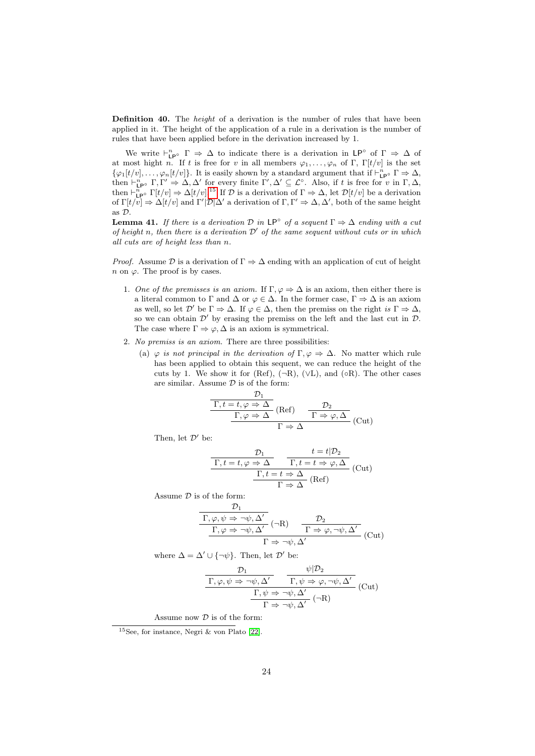**Definition 40.** The *height* of a derivation is the number of rules that have been applied in it. The height of the application of a rule in a derivation is the number of rules that have been applied before in the derivation increased by 1.

We write $\vdash^n_{\mathsf{LP}^\circ} \Gamma \Rightarrow \Delta$ to indicate there is a derivation in $\mathsf{LP}^\circ$ of $\Gamma \Rightarrow \Delta$ of at most hight $n$. If $t$ is free for $v$ in all members $\varphi_1, \dots, \varphi_n$ of $\Gamma$, $\Gamma[t/v]$ is the set $\{\varphi_1[t/v], \dots, \varphi_n[t/v]\}$. It is easily shown by a standard argument that if $\vdash^n_{\mathsf{LP}^\circ} \Gamma \Rightarrow \Delta$, then $\vdash^n_{\mathsf{LP}^\circ} \Gamma, \Gamma' \Rightarrow \Delta, \Delta'$ for every finite $\Gamma', \Delta' \subseteq \mathcal{L}^\circ$. Also, if $t$ is free for $v$ in $\Gamma, \Delta$, then $\vdash^n_{\mathsf{LP}^\circ} \Gamma[t/v] \Rightarrow \Delta[t/v]$.[15] If $\mathcal{D}$ is a derivation of $\Gamma \Rightarrow \Delta$, let $\mathcal{D}[t/v]$ be a derivation of $\Gamma[t/v] \Rightarrow \Delta[t/v]$ and $\Gamma'|\mathcal{D}|\Delta'$ a derivation of $\Gamma, \Gamma' \Rightarrow \Delta, \Delta'$, both of the same height as $\mathcal{D}$.

**Lemma 41.** *If there is a derivation $\mathcal{D}$ in $\mathsf{LP}^\circ$ of a sequent $\Gamma \Rightarrow \Delta$ ending with a cut of height $n$, then there is a derivation $\mathcal{D}'$ of the same sequent without cuts or in which all cuts are of height less than $n$.*

*Proof.* Assume $\mathcal{D}$ is a derivation of $\Gamma \Rightarrow \Delta$ ending with an application of cut of height $n$ on $\varphi$. The proof is by cases.

1. *One of the premisses is an axiom.* If $\Gamma, \varphi \Rightarrow \Delta$ is an axiom, then either there is a literal common to $\Gamma$ and $\Delta$ or $\varphi \in \Delta$. In the former case, $\Gamma \Rightarrow \Delta$ is an axiom as well, so let $\mathcal{D}'$ be $\Gamma \Rightarrow \Delta$. If $\varphi \in \Delta$, then the premiss on the right *is* $\Gamma \Rightarrow \Delta$, so we can obtain $\mathcal{D}'$ by erasing the premiss on the left and the last cut in $\mathcal{D}$. The case where $\Gamma \Rightarrow \varphi, \Delta$ is an axiom is symmetrical.

2. *No premiss is an axiom.* There are three possibilities:

   (a) *$\varphi$ is not principal in the derivation of $\Gamma, \varphi \Rightarrow \Delta$.* No matter which rule has been applied to obtain this sequent, we can reduce the height of the cuts by 1. We show it for (Ref), ($\neg$R), ($\vee$L), and ($\circ$R). The other cases are similar. Assume $\mathcal{D}$ is of the form:

$$\dfrac{\dfrac{\dfrac{\mathcal{D}_1}{\Gamma, t=t, \varphi \Rightarrow \Delta}}{\Gamma, \varphi \Rightarrow \Delta}\,(\text{Ref}) \qquad \dfrac{\mathcal{D}_2}{\Gamma \Rightarrow \varphi, \Delta}}{\Gamma \Rightarrow \Delta}\,(\text{Cut})$$

   Then, let $\mathcal{D}'$ be:

$$\dfrac{\dfrac{\dfrac{\mathcal{D}_1}{\Gamma, t=t, \varphi \Rightarrow \Delta} \qquad \dfrac{t=t|\mathcal{D}_2}{\Gamma, t=t \Rightarrow \varphi, \Delta}}{\Gamma, t=t \Rightarrow \Delta}\,(\text{Cut})}{\Gamma \Rightarrow \Delta}\,(\text{Ref})$$

   Assume $\mathcal{D}$ is of the form:

$$\dfrac{\dfrac{\dfrac{\mathcal{D}_1}{\Gamma, \varphi, \psi \Rightarrow \neg\psi, \Delta'}}{\Gamma, \varphi \Rightarrow \neg\psi, \Delta'}\,(\neg\text{R}) \qquad \dfrac{\mathcal{D}_2}{\Gamma \Rightarrow \varphi, \neg\psi, \Delta'}}{\Gamma \Rightarrow \neg\psi, \Delta'}\,(\text{Cut})$$

   where $\Delta = \Delta' \cup \{\neg\psi\}$. Then, let $\mathcal{D}'$ be:

$$\dfrac{\dfrac{\dfrac{\mathcal{D}_1}{\Gamma, \varphi, \psi \Rightarrow \neg\psi, \Delta'} \qquad \dfrac{\psi|\mathcal{D}_2}{\Gamma, \psi \Rightarrow \varphi, \neg\psi, \Delta'}}{\Gamma, \psi \Rightarrow \neg\psi, \Delta'}\,(\text{Cut})}{\Gamma \Rightarrow \neg\psi, \Delta'}\,(\neg\text{R})$$

   Assume now $\mathcal{D}$ is of the form:

[15] See, for instance, Negri & von Plato [22].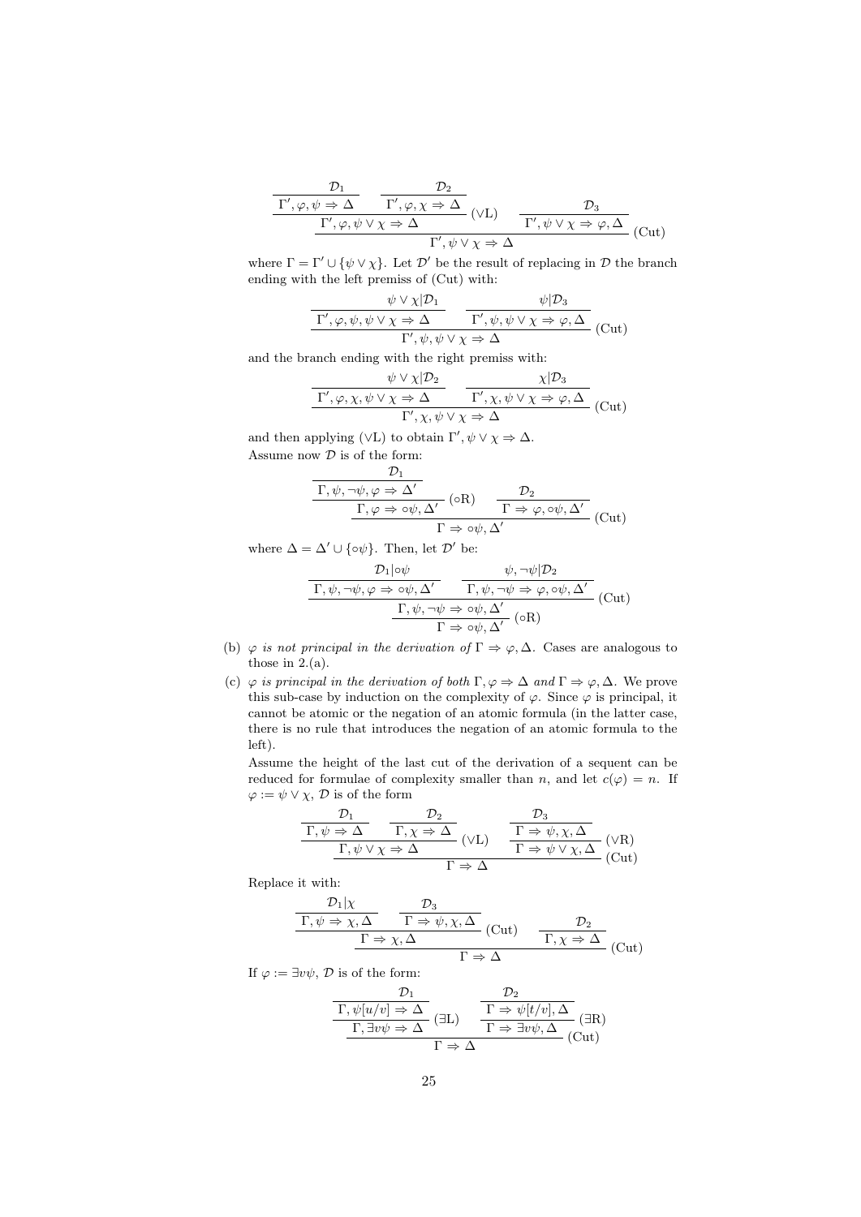$$\dfrac{\dfrac{\dfrac{\mathcal{D}_1}{\Gamma', \varphi, \psi \Rightarrow \Delta} \quad \dfrac{\mathcal{D}_2}{\Gamma', \varphi, \chi \Rightarrow \Delta}}{\Gamma', \varphi, \psi \vee \chi \Rightarrow \Delta}\ (\vee\mathrm{L}) \qquad \dfrac{\mathcal{D}_3}{\Gamma', \psi \vee \chi \Rightarrow \varphi, \Delta}}{\Gamma', \psi \vee \chi \Rightarrow \Delta}\ (\mathrm{Cut})$$

where $\Gamma = \Gamma' \cup \{\psi \vee \chi\}$. Let $\mathcal{D}'$ be the result of replacing in $\mathcal{D}$ the branch ending with the left premiss of (Cut) with:

$$\dfrac{\dfrac{\psi \vee \chi | \mathcal{D}_1}{\Gamma', \varphi, \psi, \psi \vee \chi \Rightarrow \Delta} \qquad \dfrac{\psi | \mathcal{D}_3}{\Gamma', \psi, \psi \vee \chi \Rightarrow \varphi, \Delta}}{\Gamma', \psi, \psi \vee \chi \Rightarrow \Delta}\ (\mathrm{Cut})$$

and the branch ending with the right premiss with:

$$\dfrac{\dfrac{\psi \vee \chi | \mathcal{D}_2}{\Gamma', \varphi, \chi, \psi \vee \chi \Rightarrow \Delta} \qquad \dfrac{\chi | \mathcal{D}_3}{\Gamma', \chi, \psi \vee \chi \Rightarrow \varphi, \Delta}}{\Gamma', \chi, \psi \vee \chi \Rightarrow \Delta}\ (\mathrm{Cut})$$

and then applying ($\vee$L) to obtain $\Gamma', \psi \vee \chi \Rightarrow \Delta$.

Assume now $\mathcal{D}$ is of the form:

$$\dfrac{\dfrac{\dfrac{\mathcal{D}_1}{\Gamma, \psi, \neg\psi, \varphi \Rightarrow \Delta'}}{\Gamma, \varphi \Rightarrow \circ\psi, \Delta'}\ (\circ\mathrm{R}) \qquad \dfrac{\mathcal{D}_2}{\Gamma \Rightarrow \varphi, \circ\psi, \Delta'}}{\Gamma \Rightarrow \circ\psi, \Delta'}\ (\mathrm{Cut})$$

where $\Delta = \Delta' \cup \{\circ\psi\}$. Then, let $\mathcal{D}'$ be:

$$\dfrac{\dfrac{\dfrac{\mathcal{D}_1 | \circ\psi}{\Gamma, \psi, \neg\psi, \varphi \Rightarrow \circ\psi, \Delta'} \qquad \dfrac{\psi, \neg\psi | \mathcal{D}_2}{\Gamma, \psi, \neg\psi \Rightarrow \varphi, \circ\psi, \Delta'}}{\Gamma, \psi, \neg\psi \Rightarrow \circ\psi, \Delta'}\ (\mathrm{Cut})}{\Gamma \Rightarrow \circ\psi, \Delta'}\ (\circ\mathrm{R})$$

(b) *$\varphi$ is not principal in the derivation of $\Gamma \Rightarrow \varphi, \Delta$.* Cases are analogous to those in 2.(a).

(c) *$\varphi$ is principal in the derivation of both $\Gamma, \varphi \Rightarrow \Delta$ and $\Gamma \Rightarrow \varphi, \Delta$.* We prove this sub-case by induction on the complexity of $\varphi$. Since $\varphi$ is principal, it cannot be atomic or the negation of an atomic formula (in the latter case, there is no rule that introduces the negation of an atomic formula to the left).

Assume the height of the last cut of the derivation of a sequent can be reduced for formulae of complexity smaller than $n$, and let $c(\varphi) = n$. If $\varphi := \psi \vee \chi$, $\mathcal{D}$ is of the form

$$\dfrac{\dfrac{\dfrac{\mathcal{D}_1}{\Gamma, \psi \Rightarrow \Delta} \quad \dfrac{\mathcal{D}_2}{\Gamma, \chi \Rightarrow \Delta}}{\Gamma, \psi \vee \chi \Rightarrow \Delta}\ (\vee\mathrm{L}) \qquad \dfrac{\dfrac{\mathcal{D}_3}{\Gamma \Rightarrow \psi, \chi, \Delta}}{\Gamma \Rightarrow \psi \vee \chi, \Delta}\ (\vee\mathrm{R})}{\Gamma \Rightarrow \Delta}\ (\mathrm{Cut})$$

Replace it with:

$$\dfrac{\dfrac{\dfrac{\mathcal{D}_1 | \chi}{\Gamma, \psi \Rightarrow \chi, \Delta} \quad \dfrac{\mathcal{D}_3}{\Gamma \Rightarrow \psi, \chi, \Delta}}{\Gamma \Rightarrow \chi, \Delta}\ (\mathrm{Cut}) \qquad \dfrac{\mathcal{D}_2}{\Gamma, \chi \Rightarrow \Delta}}{\Gamma \Rightarrow \Delta}\ (\mathrm{Cut})$$

If $\varphi := \exists v \psi$, $\mathcal{D}$ is of the form:

$$\dfrac{\dfrac{\dfrac{\mathcal{D}_1}{\Gamma, \psi[u/v] \Rightarrow \Delta}}{\Gamma, \exists v \psi \Rightarrow \Delta}\ (\exists\mathrm{L}) \qquad \dfrac{\dfrac{\mathcal{D}_2}{\Gamma \Rightarrow \psi[t/v], \Delta}}{\Gamma \Rightarrow \exists v \psi, \Delta}\ (\exists\mathrm{R})}{\Gamma \Rightarrow \Delta}\ (\mathrm{Cut})$$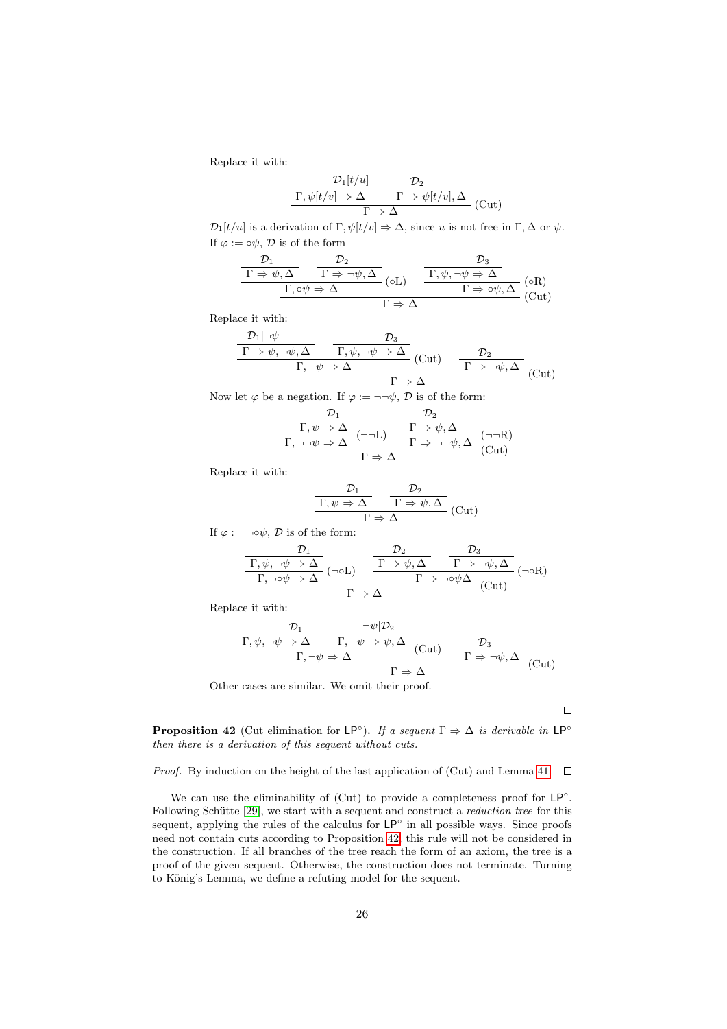Replace it with:

$$\dfrac{\dfrac{\mathcal{D}_1[t/u]}{\Gamma, \psi[t/v] \Rightarrow \Delta} \quad \dfrac{\mathcal{D}_2}{\Gamma \Rightarrow \psi[t/v], \Delta}}{\Gamma \Rightarrow \Delta}\ (\text{Cut})$$

$\mathcal{D}_1[t/u]$ is a derivation of $\Gamma, \psi[t/v] \Rightarrow \Delta$, since $u$ is not free in $\Gamma, \Delta$ or $\psi$.

If $\varphi := \circ\psi$, $\mathcal{D}$ is of the form

$$\dfrac{\dfrac{\dfrac{\mathcal{D}_1}{\Gamma \Rightarrow \psi, \Delta} \quad \dfrac{\mathcal{D}_2}{\Gamma \Rightarrow \neg\psi, \Delta}}{\Gamma, \circ\psi \Rightarrow \Delta}\ (\circ\text{L}) \quad \dfrac{\dfrac{\mathcal{D}_3}{\Gamma, \psi, \neg\psi \Rightarrow \Delta}}{\Gamma \Rightarrow \circ\psi, \Delta}\ (\circ\text{R})}{\Gamma \Rightarrow \Delta}\ (\text{Cut})$$

Replace it with:

$$\dfrac{\dfrac{\dfrac{\mathcal{D}_1|\neg\psi}{\Gamma \Rightarrow \psi, \neg\psi, \Delta} \quad \dfrac{\mathcal{D}_3}{\Gamma, \psi, \neg\psi \Rightarrow \Delta}}{\Gamma, \neg\psi \Rightarrow \Delta}\ (\text{Cut}) \quad \dfrac{\mathcal{D}_2}{\Gamma \Rightarrow \neg\psi, \Delta}}{\Gamma \Rightarrow \Delta}\ (\text{Cut})$$

Now let $\varphi$ be a negation. If $\varphi := \neg\neg\psi$, $\mathcal{D}$ is of the form:

$$\dfrac{\dfrac{\dfrac{\mathcal{D}_1}{\Gamma, \psi \Rightarrow \Delta}}{\Gamma, \neg\neg\psi \Rightarrow \Delta}\ (\neg\neg\text{L}) \quad \dfrac{\dfrac{\mathcal{D}_2}{\Gamma \Rightarrow \psi, \Delta}}{\Gamma \Rightarrow \neg\neg\psi, \Delta}\ (\neg\neg\text{R})}{\Gamma \Rightarrow \Delta}\ (\text{Cut})$$

Replace it with:

$$\dfrac{\dfrac{\mathcal{D}_1}{\Gamma, \psi \Rightarrow \Delta} \quad \dfrac{\mathcal{D}_2}{\Gamma \Rightarrow \psi, \Delta}}{\Gamma \Rightarrow \Delta}\ (\text{Cut})$$

If $\varphi := \neg\circ\psi$, $\mathcal{D}$ is of the form:

$$\dfrac{\dfrac{\dfrac{\mathcal{D}_1}{\Gamma, \psi, \neg\psi \Rightarrow \Delta}}{\Gamma, \neg\circ\psi \Rightarrow \Delta}\ (\neg\circ\text{L}) \quad \dfrac{\dfrac{\mathcal{D}_2}{\Gamma \Rightarrow \psi, \Delta} \quad \dfrac{\mathcal{D}_3}{\Gamma \Rightarrow \neg\psi, \Delta}}{\Gamma \Rightarrow \neg\circ\psi\Delta}\ (\neg\circ\text{R})}{\Gamma \Rightarrow \Delta}\ (\text{Cut})$$

Replace it with:

$$\dfrac{\dfrac{\dfrac{\mathcal{D}_1}{\Gamma, \psi, \neg\psi \Rightarrow \Delta} \quad \dfrac{\neg\psi|\mathcal{D}_2}{\Gamma, \neg\psi \Rightarrow \psi, \Delta}}{\Gamma, \neg\psi \Rightarrow \Delta}\ (\text{Cut}) \quad \dfrac{\mathcal{D}_3}{\Gamma \Rightarrow \neg\psi, \Delta}}{\Gamma \Rightarrow \Delta}\ (\text{Cut})$$

Other cases are similar. We omit their proof. □

**Proposition 42** (Cut elimination for $\mathsf{LP}^\circ$)**.** *If a sequent $\Gamma \Rightarrow \Delta$ is derivable in $\mathsf{LP}^\circ$ then there is a derivation of this sequent without cuts.*

*Proof.* By induction on the height of the last application of (Cut) and Lemma 41. □

We can use the eliminability of (Cut) to provide a completeness proof for $\mathsf{LP}^\circ$. Following Schütte [29], we start with a sequent and construct a *reduction tree* for this sequent, applying the rules of the calculus for $\mathsf{LP}^\circ$ in all possible ways. Since proofs need not contain cuts according to Proposition 42, this rule will not be considered in the construction. If all branches of the tree reach the form of an axiom, the tree is a proof of the given sequent. Otherwise, the construction does not terminate. Turning to König's Lemma, we define a refuting model for the sequent.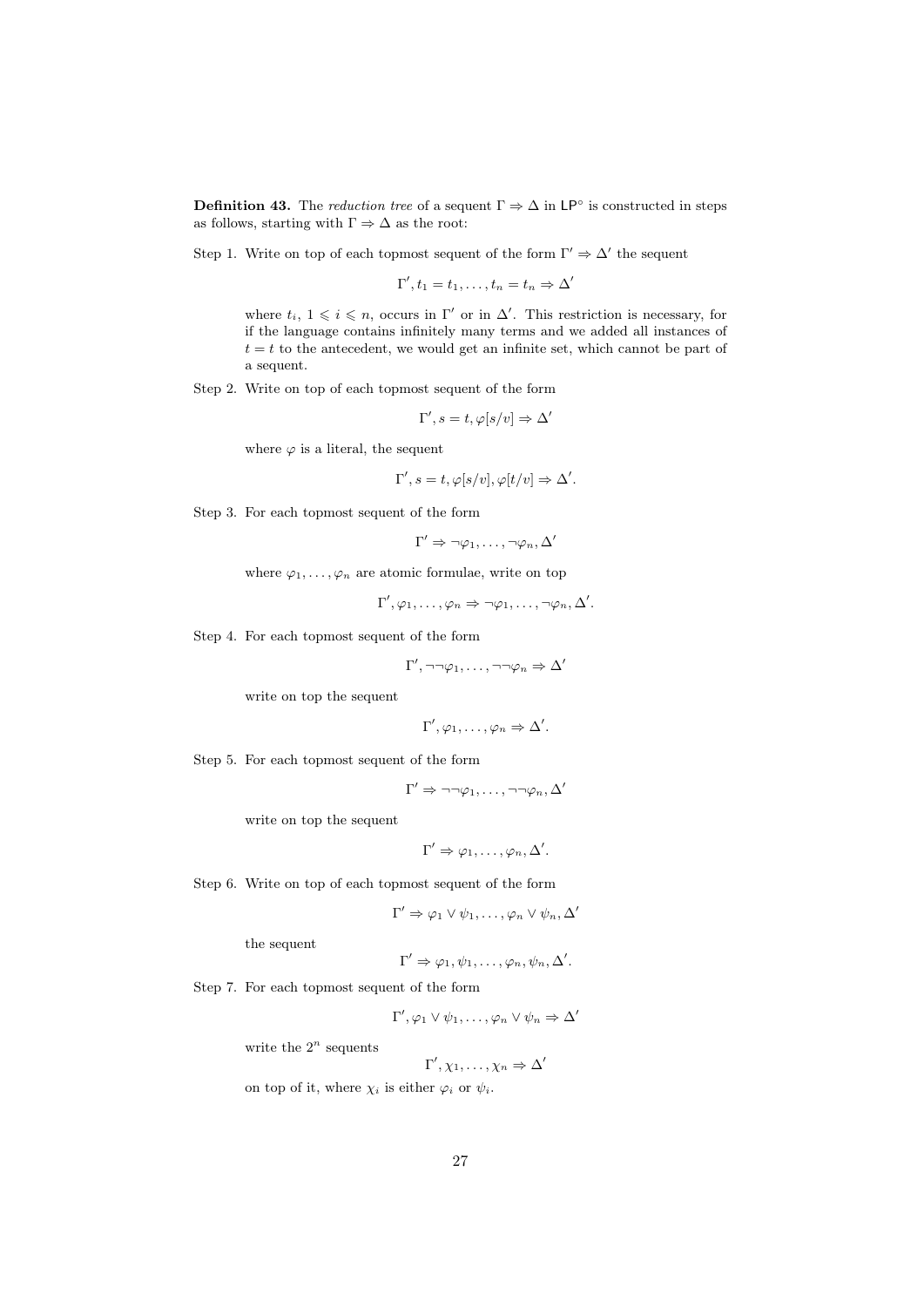**Definition 43.** The *reduction tree* of a sequent $\Gamma \Rightarrow \Delta$ in $\mathsf{LP}^\circ$ is constructed in steps as follows, starting with $\Gamma \Rightarrow \Delta$ as the root:

Step 1. Write on top of each topmost sequent of the form $\Gamma' \Rightarrow \Delta'$ the sequent

$$\Gamma', t_1 = t_1, \ldots, t_n = t_n \Rightarrow \Delta'$$

where $t_i$, $1 \leqslant i \leqslant n$, occurs in $\Gamma'$ or in $\Delta'$. This restriction is necessary, for if the language contains infinitely many terms and we added all instances of $t = t$ to the antecedent, we would get an infinite set, which cannot be part of a sequent.

Step 2. Write on top of each topmost sequent of the form

$$\Gamma', s = t, \varphi[s/v] \Rightarrow \Delta'$$

where $\varphi$ is a literal, the sequent

$$\Gamma', s = t, \varphi[s/v], \varphi[t/v] \Rightarrow \Delta'.$$

Step 3. For each topmost sequent of the form

$$\Gamma' \Rightarrow \neg\varphi_1, \ldots, \neg\varphi_n, \Delta'$$

where $\varphi_1, \ldots, \varphi_n$ are atomic formulae, write on top

$$\Gamma', \varphi_1, \ldots, \varphi_n \Rightarrow \neg\varphi_1, \ldots, \neg\varphi_n, \Delta'.$$

Step 4. For each topmost sequent of the form

$$\Gamma', \neg\neg\varphi_1, \ldots, \neg\neg\varphi_n \Rightarrow \Delta'$$

write on top the sequent

$$\Gamma', \varphi_1, \ldots, \varphi_n \Rightarrow \Delta'.$$

Step 5. For each topmost sequent of the form

$$\Gamma' \Rightarrow \neg\neg\varphi_1, \ldots, \neg\neg\varphi_n, \Delta'$$

write on top the sequent

$$\Gamma' \Rightarrow \varphi_1, \ldots, \varphi_n, \Delta'.$$

Step 6. Write on top of each topmost sequent of the form

$$\Gamma' \Rightarrow \varphi_1 \vee \psi_1, \ldots, \varphi_n \vee \psi_n, \Delta'$$

the sequent

$$\Gamma' \Rightarrow \varphi_1, \psi_1, \ldots, \varphi_n, \psi_n, \Delta'.$$

Step 7. For each topmost sequent of the form

$$\Gamma', \varphi_1 \vee \psi_1, \ldots, \varphi_n \vee \psi_n \Rightarrow \Delta'$$

write the $2^n$ sequents

$$\Gamma', \chi_1, \ldots, \chi_n \Rightarrow \Delta'$$

on top of it, where $\chi_i$ is either $\varphi_i$ or $\psi_i$.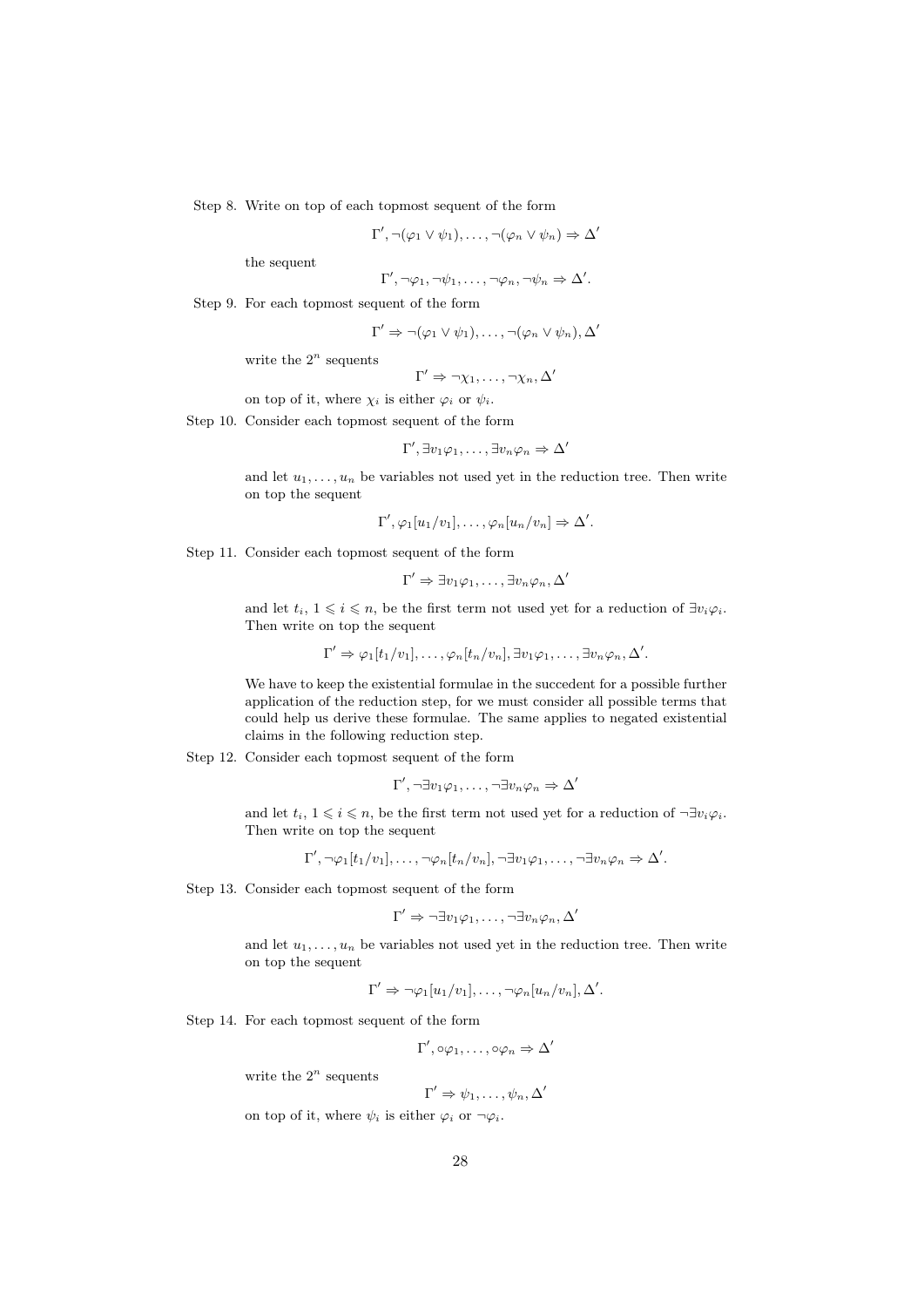Step 8. Write on top of each topmost sequent of the form

$$\Gamma', \neg(\varphi_1 \vee \psi_1), \ldots, \neg(\varphi_n \vee \psi_n) \Rightarrow \Delta'$$

the sequent

$$\Gamma', \neg\varphi_1, \neg\psi_1, \ldots, \neg\varphi_n, \neg\psi_n \Rightarrow \Delta'.$$

Step 9. For each topmost sequent of the form

$$\Gamma' \Rightarrow \neg(\varphi_1 \vee \psi_1), \ldots, \neg(\varphi_n \vee \psi_n), \Delta'$$

write the $2^n$ sequents

$$\Gamma' \Rightarrow \neg\chi_1, \ldots, \neg\chi_n, \Delta'$$

on top of it, where $\chi_i$ is either $\varphi_i$ or $\psi_i$.

Step 10. Consider each topmost sequent of the form

$$\Gamma', \exists v_1\varphi_1, \ldots, \exists v_n\varphi_n \Rightarrow \Delta'$$

and let $u_1, \ldots, u_n$ be variables not used yet in the reduction tree. Then write on top the sequent

$$\Gamma', \varphi_1[u_1/v_1], \ldots, \varphi_n[u_n/v_n] \Rightarrow \Delta'.$$

Step 11. Consider each topmost sequent of the form

$$\Gamma' \Rightarrow \exists v_1\varphi_1, \ldots, \exists v_n\varphi_n, \Delta'$$

and let $t_i$, $1 \leqslant i \leqslant n$, be the first term not used yet for a reduction of $\exists v_i\varphi_i$. Then write on top the sequent

$$\Gamma' \Rightarrow \varphi_1[t_1/v_1], \ldots, \varphi_n[t_n/v_n], \exists v_1\varphi_1, \ldots, \exists v_n\varphi_n, \Delta'.$$

We have to keep the existential formulae in the succedent for a possible further application of the reduction step, for we must consider all possible terms that could help us derive these formulae. The same applies to negated existential claims in the following reduction step.

Step 12. Consider each topmost sequent of the form

$$\Gamma', \neg\exists v_1\varphi_1, \ldots, \neg\exists v_n\varphi_n \Rightarrow \Delta'$$

and let $t_i$, $1 \leqslant i \leqslant n$, be the first term not used yet for a reduction of $\neg\exists v_i\varphi_i$. Then write on top the sequent

$$\Gamma', \neg\varphi_1[t_1/v_1], \ldots, \neg\varphi_n[t_n/v_n], \neg\exists v_1\varphi_1, \ldots, \neg\exists v_n\varphi_n \Rightarrow \Delta'.$$

Step 13. Consider each topmost sequent of the form

$$\Gamma' \Rightarrow \neg\exists v_1\varphi_1, \ldots, \neg\exists v_n\varphi_n, \Delta'$$

and let $u_1, \ldots, u_n$ be variables not used yet in the reduction tree. Then write on top the sequent

$$\Gamma' \Rightarrow \neg\varphi_1[u_1/v_1], \ldots, \neg\varphi_n[u_n/v_n], \Delta'.$$

Step 14. For each topmost sequent of the form

$$\Gamma', \circ\varphi_1, \ldots, \circ\varphi_n \Rightarrow \Delta'$$

write the $2^n$ sequents

$$\Gamma' \Rightarrow \psi_1, \ldots, \psi_n, \Delta'$$

on top of it, where $\psi_i$ is either $\varphi_i$ or $\neg\varphi_i$.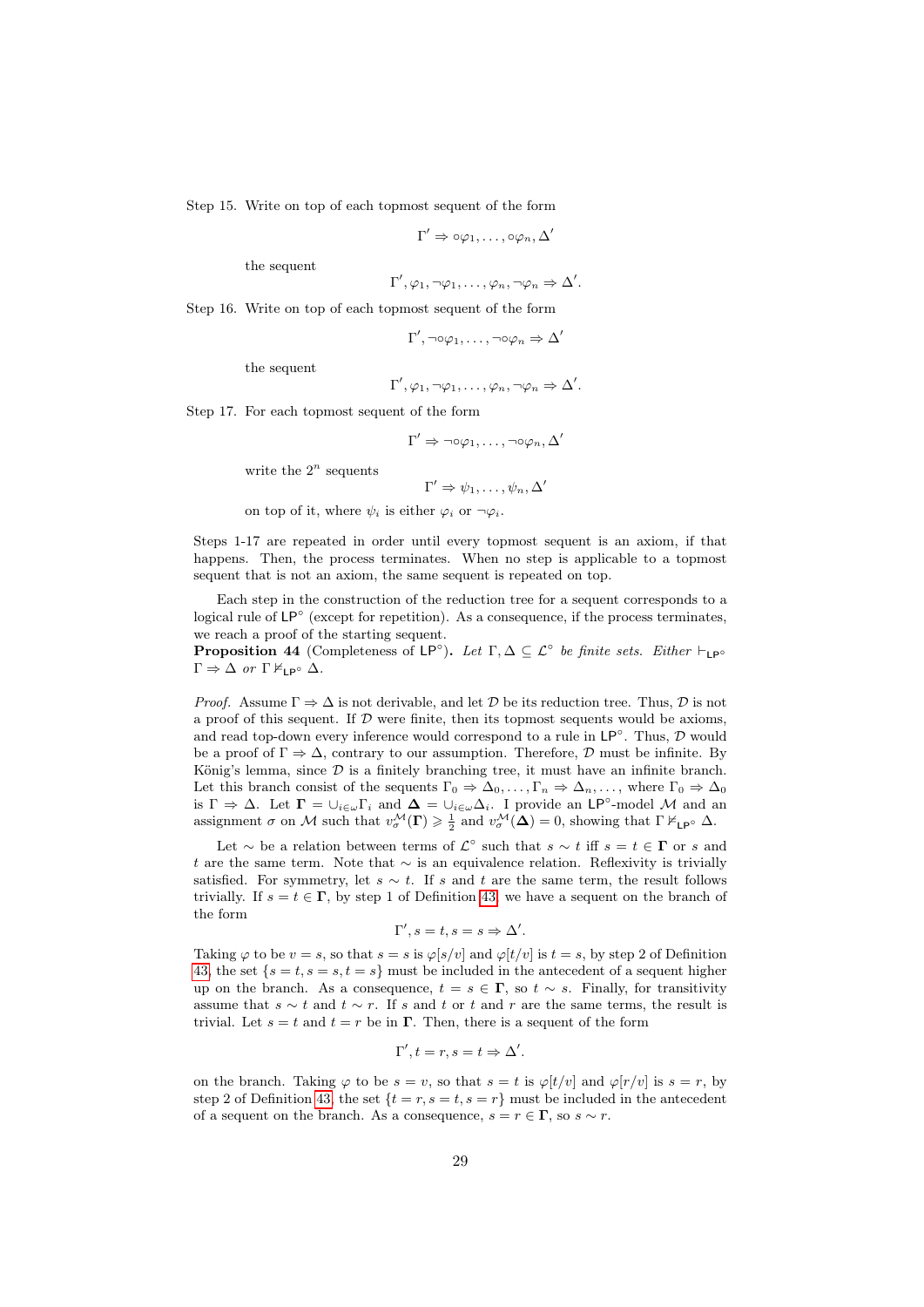Step 15. Write on top of each topmost sequent of the form

$$\Gamma' \Rightarrow \circ\varphi_1, \ldots, \circ\varphi_n, \Delta'$$

the sequent

$$\Gamma', \varphi_1, \neg\varphi_1, \ldots, \varphi_n, \neg\varphi_n \Rightarrow \Delta'.$$

Step 16. Write on top of each topmost sequent of the form

$$\Gamma', \neg\circ\varphi_1, \ldots, \neg\circ\varphi_n \Rightarrow \Delta'$$

the sequent

$$\Gamma', \varphi_1, \neg\varphi_1, \ldots, \varphi_n, \neg\varphi_n \Rightarrow \Delta'.$$

Step 17. For each topmost sequent of the form

$$\Gamma' \Rightarrow \neg\circ\varphi_1, \ldots, \neg\circ\varphi_n, \Delta'$$

write the $2^n$ sequents

$$\Gamma' \Rightarrow \psi_1, \ldots, \psi_n, \Delta'$$

on top of it, where $\psi_i$ is either $\varphi_i$ or $\neg\varphi_i$.

Steps 1-17 are repeated in order until every topmost sequent is an axiom, if that happens. Then, the process terminates. When no step is applicable to a topmost sequent that is not an axiom, the same sequent is repeated on top.

Each step in the construction of the reduction tree for a sequent corresponds to a logical rule of $\mathsf{LP}^\circ$ (except for repetition). As a consequence, if the process terminates, we reach a proof of the starting sequent.

**Proposition 44** (Completeness of $\mathsf{LP}^\circ$)**.** *Let $\Gamma, \Delta \subseteq \mathcal{L}^\circ$ be finite sets. Either $\vdash_{\mathsf{LP}^\circ} \Gamma \Rightarrow \Delta$ or $\Gamma \nvDash_{\mathsf{LP}^\circ} \Delta$.*

*Proof.* Assume $\Gamma \Rightarrow \Delta$ is not derivable, and let $\mathcal{D}$ be its reduction tree. Thus, $\mathcal{D}$ is not a proof of this sequent. If $\mathcal{D}$ were finite, then its topmost sequents would be axioms, and read top-down every inference would correspond to a rule in $\mathsf{LP}^\circ$. Thus, $\mathcal{D}$ would be a proof of $\Gamma \Rightarrow \Delta$, contrary to our assumption. Therefore, $\mathcal{D}$ must be infinite. By König's lemma, since $\mathcal{D}$ is a finitely branching tree, it must have an infinite branch. Let this branch consist of the sequents $\Gamma_0 \Rightarrow \Delta_0, \ldots, \Gamma_n \Rightarrow \Delta_n, \ldots$, where $\Gamma_0 \Rightarrow \Delta_0$ is $\Gamma \Rightarrow \Delta$. Let $\mathbf{\Gamma} = \cup_{i \in \omega}\Gamma_i$ and $\mathbf{\Delta} = \cup_{i \in \omega}\Delta_i$. I provide an $\mathsf{LP}^\circ$-model $\mathcal{M}$ and an assignment $\sigma$ on $\mathcal{M}$ such that $v^{\mathcal{M}}_\sigma(\mathbf{\Gamma}) \geqslant \frac{1}{2}$ and $v^{\mathcal{M}}_\sigma(\mathbf{\Delta}) = 0$, showing that $\Gamma \nvDash_{\mathsf{LP}^\circ} \Delta$.

Let $\sim$ be a relation between terms of $\mathcal{L}^\circ$ such that $s \sim t$ iff $s = t \in \mathbf{\Gamma}$ or $s$ and $t$ are the same term. Note that $\sim$ is an equivalence relation. Reflexivity is trivially satisfied. For symmetry, let $s \sim t$. If $s$ and $t$ are the same term, the result follows trivially. If $s = t \in \mathbf{\Gamma}$, by step 1 of Definition 43, we have a sequent on the branch of the form

$$\Gamma', s = t, s = s \Rightarrow \Delta'.$$

Taking $\varphi$ to be $v = s$, so that $s = s$ is $\varphi[s/v]$ and $\varphi[t/v]$ is $t = s$, by step 2 of Definition 43, the set $\{s = t, s = s, t = s\}$ must be included in the antecedent of a sequent higher up on the branch. As a consequence, $t = s \in \mathbf{\Gamma}$, so $t \sim s$. Finally, for transitivity assume that $s \sim t$ and $t \sim r$. If $s$ and $t$ or $t$ and $r$ are the same terms, the result is trivial. Let $s = t$ and $t = r$ be in $\mathbf{\Gamma}$. Then, there is a sequent of the form

$$\Gamma', t = r, s = t \Rightarrow \Delta'.$$

on the branch. Taking $\varphi$ to be $s = v$, so that $s = t$ is $\varphi[t/v]$ and $\varphi[r/v]$ is $s = r$, by step 2 of Definition 43, the set $\{t = r, s = t, s = r\}$ must be included in the antecedent of a sequent on the branch. As a consequence, $s = r \in \mathbf{\Gamma}$, so $s \sim r$.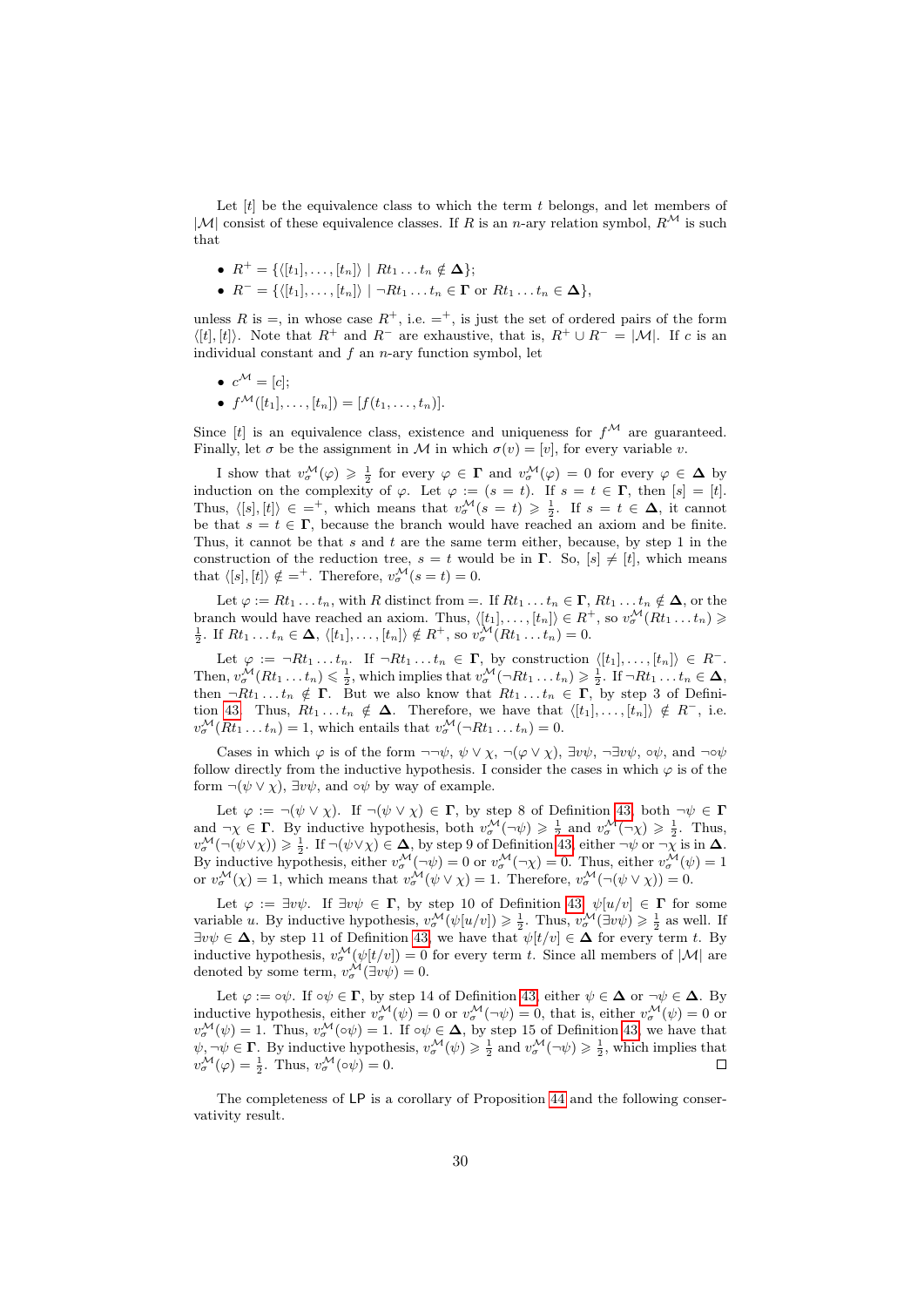Let $[t]$ be the equivalence class to which the term $t$ belongs, and let members of $|\mathcal{M}|$ consist of these equivalence classes. If $R$ is an $n$-ary relation symbol, $R^{\mathcal{M}}$ is such that

- $R^+ = \{\langle [t_1], \dots, [t_n] \rangle \mid Rt_1 \dots t_n \notin \mathbf{\Delta}\}$;
- $R^- = \{\langle [t_1], \dots, [t_n] \rangle \mid \neg Rt_1 \dots t_n \in \mathbf{\Gamma} \text{ or } Rt_1 \dots t_n \in \mathbf{\Delta}\}$,

unless $R$ is $=$, in whose case $R^+$, i.e. $=^+$, is just the set of ordered pairs of the form $\langle [t], [t] \rangle$. Note that $R^+$ and $R^-$ are exhaustive, that is, $R^+ \cup R^- = |\mathcal{M}|$. If $c$ is an individual constant and $f$ an $n$-ary function symbol, let

- $c^{\mathcal{M}} = [c]$;
- $f^{\mathcal{M}}([t_1], \dots, [t_n]) = [f(t_1, \dots, t_n)]$.

Since $[t]$ is an equivalence class, existence and uniqueness for $f^{\mathcal{M}}$ are guaranteed. Finally, let $\sigma$ be the assignment in $\mathcal{M}$ in which $\sigma(v) = [v]$, for every variable $v$.

I show that $v_\sigma^{\mathcal{M}}(\varphi) \geqslant \frac{1}{2}$ for every $\varphi \in \mathbf{\Gamma}$ and $v_\sigma^{\mathcal{M}}(\varphi) = 0$ for every $\varphi \in \mathbf{\Delta}$ by induction on the complexity of $\varphi$. Let $\varphi := (s = t)$. If $s = t \in \mathbf{\Gamma}$, then $[s] = [t]$. Thus, $\langle [s], [t] \rangle \in =^+$, which means that $v_\sigma^{\mathcal{M}}(s = t) \geqslant \frac{1}{2}$. If $s = t \in \mathbf{\Delta}$, it cannot be that $s = t \in \mathbf{\Gamma}$, because the branch would have reached an axiom and be finite. Thus, it cannot be that $s$ and $t$ are the same term either, because, by step 1 in the construction of the reduction tree, $s = t$ would be in $\mathbf{\Gamma}$. So, $[s] \neq [t]$, which means that $\langle [s], [t] \rangle \notin =^+$. Therefore, $v_\sigma^{\mathcal{M}}(s = t) = 0$.

Let $\varphi := Rt_1 \dots t_n$, with $R$ distinct from $=$. If $Rt_1 \dots t_n \in \mathbf{\Gamma}$, $Rt_1 \dots t_n \notin \mathbf{\Delta}$, or the branch would have reached an axiom. Thus, $\langle [t_1], \dots, [t_n] \rangle \in R^+$, so $v_\sigma^{\mathcal{M}}(Rt_1 \dots t_n) \geqslant \frac{1}{2}$. If $Rt_1 \dots t_n \in \mathbf{\Delta}$, $\langle [t_1], \dots, [t_n] \rangle \notin R^+$, so $v_\sigma^{\mathcal{M}}(Rt_1 \dots t_n) = 0$.

Let $\varphi := \neg Rt_1 \dots t_n$. If $\neg Rt_1 \dots t_n \in \mathbf{\Gamma}$, by construction $\langle [t_1], \dots, [t_n] \rangle \in R^-$. Then, $v_\sigma^{\mathcal{M}}(Rt_1 \dots t_n) \leqslant \frac{1}{2}$, which implies that $v_\sigma^{\mathcal{M}}(\neg Rt_1 \dots t_n) \geqslant \frac{1}{2}$. If $\neg Rt_1 \dots t_n \in \mathbf{\Delta}$, then $\neg Rt_1 \dots t_n \notin \mathbf{\Gamma}$. But we also know that $Rt_1 \dots t_n \in \mathbf{\Gamma}$, by step 3 of Definition 43. Thus, $Rt_1 \dots t_n \notin \mathbf{\Delta}$. Therefore, we have that $\langle [t_1], \dots, [t_n] \rangle \notin R^-$, i.e. $v_\sigma^{\mathcal{M}}(Rt_1 \dots t_n) = 1$, which entails that $v_\sigma^{\mathcal{M}}(\neg Rt_1 \dots t_n) = 0$.

Cases in which $\varphi$ is of the form $\neg\neg\psi$, $\psi \vee \chi$, $\neg(\varphi \vee \chi)$, $\exists v \psi$, $\neg \exists v \psi$, $\circ\psi$, and $\neg\circ\psi$ follow directly from the inductive hypothesis. I consider the cases in which $\varphi$ is of the form $\neg(\psi \vee \chi)$, $\exists v \psi$, and $\circ\psi$ by way of example.

Let $\varphi := \neg(\psi \vee \chi)$. If $\neg(\psi \vee \chi) \in \mathbf{\Gamma}$, by step 8 of Definition 43, both $\neg\psi \in \mathbf{\Gamma}$ and $\neg\chi \in \mathbf{\Gamma}$. By inductive hypothesis, both $v_\sigma^{\mathcal{M}}(\neg\psi) \geqslant \frac{1}{2}$ and $v_\sigma^{\mathcal{M}}(\neg\chi) \geqslant \frac{1}{2}$. Thus, $v_\sigma^{\mathcal{M}}(\neg(\psi \vee \chi)) \geqslant \frac{1}{2}$. If $\neg(\psi \vee \chi) \in \mathbf{\Delta}$, by step 9 of Definition 43, either $\neg\psi$ or $\neg\chi$ is in $\mathbf{\Delta}$. By inductive hypothesis, either $v_\sigma^{\mathcal{M}}(\neg\psi) = 0$ or $v_\sigma^{\mathcal{M}}(\neg\chi) = 0$. Thus, either $v_\sigma^{\mathcal{M}}(\psi) = 1$ or $v_\sigma^{\mathcal{M}}(\chi) = 1$, which means that $v_\sigma^{\mathcal{M}}(\psi \vee \chi) = 1$. Therefore, $v_\sigma^{\mathcal{M}}(\neg(\psi \vee \chi)) = 0$.

Let $\varphi := \exists v \psi$. If $\exists v \psi \in \mathbf{\Gamma}$, by step 10 of Definition 43, $\psi[u/v] \in \mathbf{\Gamma}$ for some variable $u$. By inductive hypothesis, $v_\sigma^{\mathcal{M}}(\psi[u/v]) \geqslant \frac{1}{2}$. Thus, $v_\sigma^{\mathcal{M}}(\exists v \psi) \geqslant \frac{1}{2}$ as well. If $\exists v \psi \in \mathbf{\Delta}$, by step 11 of Definition 43, we have that $\psi[t/v] \in \mathbf{\Delta}$ for every term $t$. By inductive hypothesis, $v_\sigma^{\mathcal{M}}(\psi[t/v]) = 0$ for every term $t$. Since all members of $|\mathcal{M}|$ are denoted by some term, $v_\sigma^{\mathcal{M}}(\exists v \psi) = 0$.

Let $\varphi := \circ\psi$. If $\circ\psi \in \mathbf{\Gamma}$, by step 14 of Definition 43, either $\psi \in \mathbf{\Delta}$ or $\neg\psi \in \mathbf{\Delta}$. By inductive hypothesis, either $v_\sigma^{\mathcal{M}}(\psi) = 0$ or $v_\sigma^{\mathcal{M}}(\neg\psi) = 0$, that is, either $v_\sigma^{\mathcal{M}}(\psi) = 0$ or $v_\sigma^{\mathcal{M}}(\psi) = 1$. Thus, $v_\sigma^{\mathcal{M}}(\circ\psi) = 1$. If $\circ\psi \in \mathbf{\Delta}$, by step 15 of Definition 43, we have that $\psi, \neg\psi \in \mathbf{\Gamma}$. By inductive hypothesis, $v_\sigma^{\mathcal{M}}(\psi) \geqslant \frac{1}{2}$ and $v_\sigma^{\mathcal{M}}(\neg\psi) \geqslant \frac{1}{2}$, which implies that $v_\sigma^{\mathcal{M}}(\varphi) = \frac{1}{2}$. Thus, $v_\sigma^{\mathcal{M}}(\circ\psi) = 0$. $\square$

The completeness of LP is a corollary of Proposition 44 and the following conservativity result.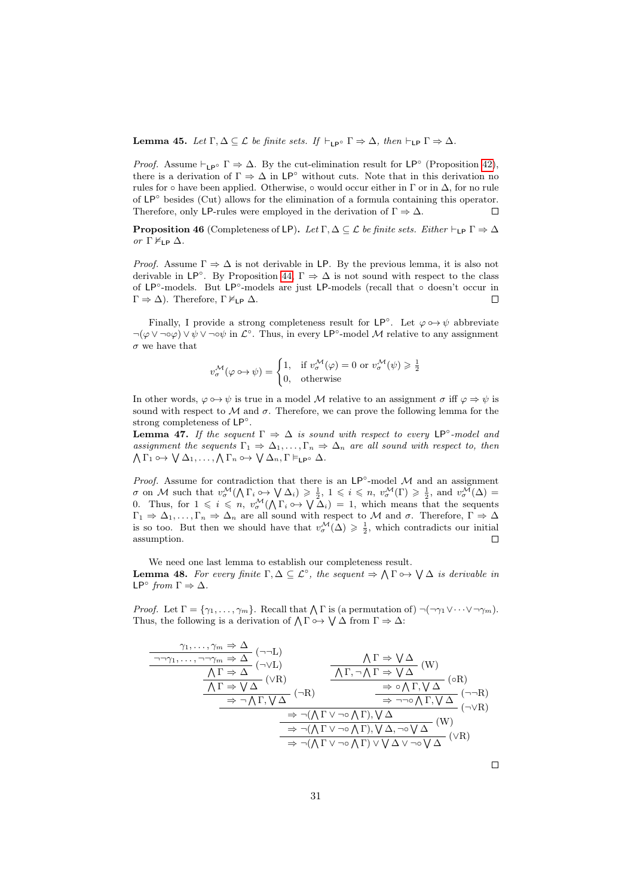**Lemma 45.** *Let $\Gamma, \Delta \subseteq \mathcal{L}$ be finite sets. If $\vdash_{\mathsf{LP}^\circ} \Gamma \Rightarrow \Delta$, then $\vdash_{\mathsf{LP}} \Gamma \Rightarrow \Delta$.*

*Proof.* Assume $\vdash_{\mathsf{LP}^\circ} \Gamma \Rightarrow \Delta$. By the cut-elimination result for $\mathsf{LP}^\circ$ (Proposition 42), there is a derivation of $\Gamma \Rightarrow \Delta$ in $\mathsf{LP}^\circ$ without cuts. Note that in this derivation no rules for $\circ$ have been applied. Otherwise, $\circ$ would occur either in $\Gamma$ or in $\Delta$, for no rule of $\mathsf{LP}^\circ$ besides (Cut) allows for the elimination of a formula containing this operator. Therefore, only $\mathsf{LP}$-rules were employed in the derivation of $\Gamma \Rightarrow \Delta$. □

**Proposition 46** (Completeness of $\mathsf{LP}$)**.** *Let $\Gamma, \Delta \subseteq \mathcal{L}$ be finite sets. Either $\vdash_{\mathsf{LP}} \Gamma \Rightarrow \Delta$ or $\Gamma \nvDash_{\mathsf{LP}} \Delta$.*

*Proof.* Assume $\Gamma \Rightarrow \Delta$ is not derivable in $\mathsf{LP}$. By the previous lemma, it is also not derivable in $\mathsf{LP}^\circ$. By Proposition 44, $\Gamma \Rightarrow \Delta$ is not sound with respect to the class of $\mathsf{LP}^\circ$-models. But $\mathsf{LP}^\circ$-models are just $\mathsf{LP}$-models (recall that $\circ$ doesn't occur in $\Gamma \Rightarrow \Delta$). Therefore, $\Gamma \nvDash_{\mathsf{LP}} \Delta$. □

Finally, I provide a strong completeness result for $\mathsf{LP}^\circ$. Let $\varphi \circ\!\!\rightarrow \psi$ abbreviate $\neg(\varphi \vee \neg\circ\varphi) \vee \psi \vee \neg\circ\psi$ in $\mathcal{L}^\circ$. Thus, in every $\mathsf{LP}^\circ$-model $\mathcal{M}$ relative to any assignment $\sigma$ we have that

$$v_\sigma^{\mathcal{M}}(\varphi \circ\!\!\rightarrow \psi) = \begin{cases} 1, & \text{if } v_\sigma^{\mathcal{M}}(\varphi) = 0 \text{ or } v_\sigma^{\mathcal{M}}(\psi) \geqslant \frac{1}{2} \\ 0, & \text{otherwise} \end{cases}$$

In other words, $\varphi \circ\!\!\rightarrow \psi$ is true in a model $\mathcal{M}$ relative to an assignment $\sigma$ iff $\varphi \Rightarrow \psi$ is sound with respect to $\mathcal{M}$ and $\sigma$. Therefore, we can prove the following lemma for the strong completeness of $\mathsf{LP}^\circ$.

**Lemma 47.** *If the sequent $\Gamma \Rightarrow \Delta$ is sound with respect to every $\mathsf{LP}^\circ$-model and assignment the sequents $\Gamma_1 \Rightarrow \Delta_1, \ldots, \Gamma_n \Rightarrow \Delta_n$ are all sound with respect to, then $\bigwedge \Gamma_1 \circ\!\!\rightarrow \bigvee \Delta_1, \ldots, \bigwedge \Gamma_n \circ\!\!\rightarrow \bigvee \Delta_n, \Gamma \vDash_{\mathsf{LP}^\circ} \Delta$.*

*Proof.* Assume for contradiction that there is an $\mathsf{LP}^\circ$-model $\mathcal{M}$ and an assignment $\sigma$ on $\mathcal{M}$ such that $v_\sigma^{\mathcal{M}}(\bigwedge \Gamma_i \circ\!\!\rightarrow \bigvee \Delta_i) \geqslant \frac{1}{2}$, $1 \leqslant i \leqslant n$, $v_\sigma^{\mathcal{M}}(\Gamma) \geqslant \frac{1}{2}$, and $v_\sigma^{\mathcal{M}}(\Delta) = 0$. Thus, for $1 \leqslant i \leqslant n$, $v_\sigma^{\mathcal{M}}(\bigwedge \Gamma_i \circ\!\!\rightarrow \bigvee \Delta_i) = 1$, which means that the sequents $\Gamma_1 \Rightarrow \Delta_1, \ldots, \Gamma_n \Rightarrow \Delta_n$ are all sound with respect to $\mathcal{M}$ and $\sigma$. Therefore, $\Gamma \Rightarrow \Delta$ is so too. But then we should have that $v_\sigma^{\mathcal{M}}(\Delta) \geqslant \frac{1}{2}$, which contradicts our initial assumption. □

We need one last lemma to establish our completeness result.

**Lemma 48.** *For every finite $\Gamma, \Delta \subseteq \mathcal{L}^\circ$, the sequent $\Rightarrow \bigwedge \Gamma \circ\!\!\rightarrow \bigvee \Delta$ is derivable in $\mathsf{LP}^\circ$ from $\Gamma \Rightarrow \Delta$.*

*Proof.* Let $\Gamma = \{\gamma_1, \ldots, \gamma_m\}$. Recall that $\bigwedge \Gamma$ is (a permutation of) $\neg(\neg\gamma_1 \vee \cdots \vee \neg\gamma_m)$. Thus, the following is a derivation of $\bigwedge \Gamma \circ\!\!\rightarrow \bigvee \Delta$ from $\Gamma \Rightarrow \Delta$:

$$\dfrac{\dfrac{\dfrac{\dfrac{\dfrac{\gamma_1, \ldots, \gamma_m \Rightarrow \Delta}{\neg\neg\gamma_1, \ldots, \neg\neg\gamma_m \Rightarrow \Delta}\,(\neg\neg\text{L})}{\bigwedge \Gamma \Rightarrow \Delta}\,(\neg\vee\text{L})}{\bigwedge \Gamma \Rightarrow \bigvee \Delta}\,(\vee\text{R})}{\Rightarrow \neg\bigwedge \Gamma, \bigvee \Delta}\,(\neg\text{R}) \qquad \dfrac{\dfrac{\dfrac{\bigwedge \Gamma \Rightarrow \bigvee \Delta}{\bigwedge \Gamma, \neg\bigwedge \Gamma \Rightarrow \bigvee \Delta}\,(\text{W})}{\Rightarrow \circ\bigwedge \Gamma, \bigvee \Delta}\,(\circ\text{R})}{\Rightarrow \neg\neg\circ\bigwedge \Gamma, \bigvee \Delta}\,(\neg\neg\text{R})}{\dfrac{\dfrac{\Rightarrow \neg(\bigwedge \Gamma \vee \neg\circ\bigwedge \Gamma), \bigvee \Delta}{\Rightarrow \neg(\bigwedge \Gamma \vee \neg\circ\bigwedge \Gamma), \bigvee \Delta, \neg\circ\bigvee \Delta}\,(\text{W})}{\Rightarrow \neg(\bigwedge \Gamma \vee \neg\circ\bigwedge \Gamma) \vee \bigvee \Delta \vee \neg\circ\bigvee \Delta}\,(\vee\text{R})}\,(\neg\vee\text{R})$$

□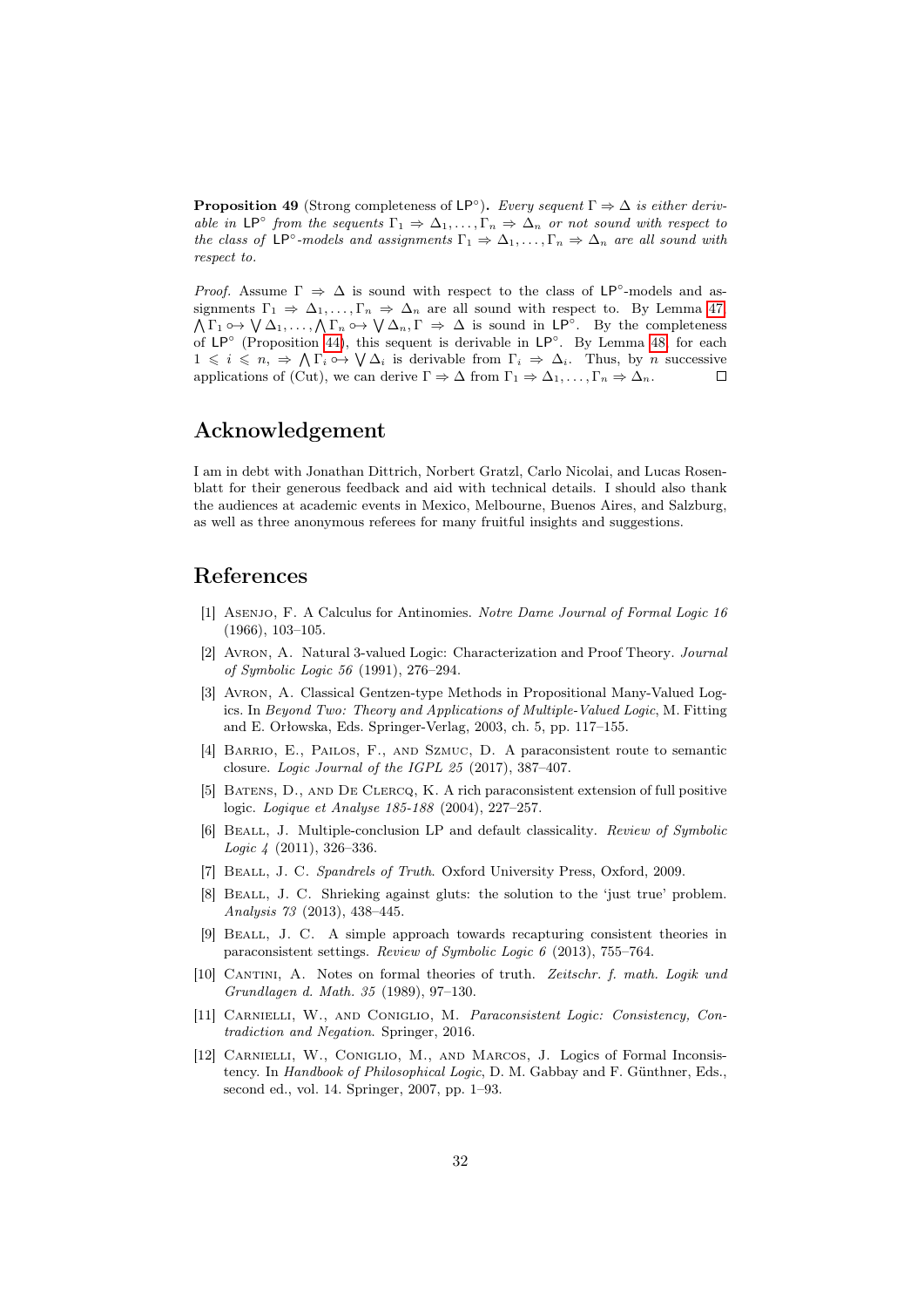**Proposition 49** (Strong completeness of $\mathsf{LP}^\circ$). *Every sequent $\Gamma \Rightarrow \Delta$ is either derivable in $\mathsf{LP}^\circ$ from the sequents $\Gamma_1 \Rightarrow \Delta_1, \ldots, \Gamma_n \Rightarrow \Delta_n$ or not sound with respect to the class of $\mathsf{LP}^\circ$-models and assignments $\Gamma_1 \Rightarrow \Delta_1, \ldots, \Gamma_n \Rightarrow \Delta_n$ are all sound with respect to.*

*Proof.* Assume $\Gamma \Rightarrow \Delta$ is sound with respect to the class of $\mathsf{LP}^\circ$-models and assignments $\Gamma_1 \Rightarrow \Delta_1, \ldots, \Gamma_n \Rightarrow \Delta_n$ are all sound with respect to. By Lemma 47, $\bigwedge \Gamma_1 \circ\!\!\rightarrow \bigvee \Delta_1, \ldots, \bigwedge \Gamma_n \circ\!\!\rightarrow \bigvee \Delta_n, \Gamma \Rightarrow \Delta$ is sound in $\mathsf{LP}^\circ$. By the completeness of $\mathsf{LP}^\circ$ (Proposition 44), this sequent is derivable in $\mathsf{LP}^\circ$. By Lemma 48, for each $1 \leqslant i \leqslant n$, $\Rightarrow \bigwedge \Gamma_i \circ\!\!\rightarrow \bigvee \Delta_i$ is derivable from $\Gamma_i \Rightarrow \Delta_i$. Thus, by $n$ successive applications of (Cut), we can derive $\Gamma \Rightarrow \Delta$ from $\Gamma_1 \Rightarrow \Delta_1, \ldots, \Gamma_n \Rightarrow \Delta_n$. $\square$

## Acknowledgement

I am in debt with Jonathan Dittrich, Norbert Gratzl, Carlo Nicolai, and Lucas Rosenblatt for their generous feedback and aid with technical details. I should also thank the audiences at academic events in Mexico, Melbourne, Buenos Aires, and Salzburg, as well as three anonymous referees for many fruitful insights and suggestions.

## References

[1] Asenjo, F. A Calculus for Antinomies. *Notre Dame Journal of Formal Logic 16* (1966), 103–105.

[2] Avron, A. Natural 3-valued Logic: Characterization and Proof Theory. *Journal of Symbolic Logic 56* (1991), 276–294.

[3] Avron, A. Classical Gentzen-type Methods in Propositional Many-Valued Logics. In *Beyond Two: Theory and Applications of Multiple-Valued Logic*, M. Fitting and E. Orłowska, Eds. Springer-Verlag, 2003, ch. 5, pp. 117–155.

[4] Barrio, E., Pailos, F., and Szmuc, D. A paraconsistent route to semantic closure. *Logic Journal of the IGPL 25* (2017), 387–407.

[5] Batens, D., and De Clercq, K. A rich paraconsistent extension of full positive logic. *Logique et Analyse 185-188* (2004), 227–257.

[6] Beall, J. Multiple-conclusion LP and default classicality. *Review of Symbolic Logic 4* (2011), 326–336.

[7] Beall, J. C. *Spandrels of Truth*. Oxford University Press, Oxford, 2009.

[8] Beall, J. C. Shrieking against gluts: the solution to the 'just true' problem. *Analysis 73* (2013), 438–445.

[9] Beall, J. C. A simple approach towards recapturing consistent theories in paraconsistent settings. *Review of Symbolic Logic 6* (2013), 755–764.

[10] Cantini, A. Notes on formal theories of truth. *Zeitschr. f. math. Logik und Grundlagen d. Math. 35* (1989), 97–130.

[11] Carnielli, W., and Coniglio, M. *Paraconsistent Logic: Consistency, Contradiction and Negation*. Springer, 2016.

[12] Carnielli, W., Coniglio, M., and Marcos, J. Logics of Formal Inconsistency. In *Handbook of Philosophical Logic*, D. M. Gabbay and F. Günthner, Eds., second ed., vol. 14. Springer, 2007, pp. 1–93.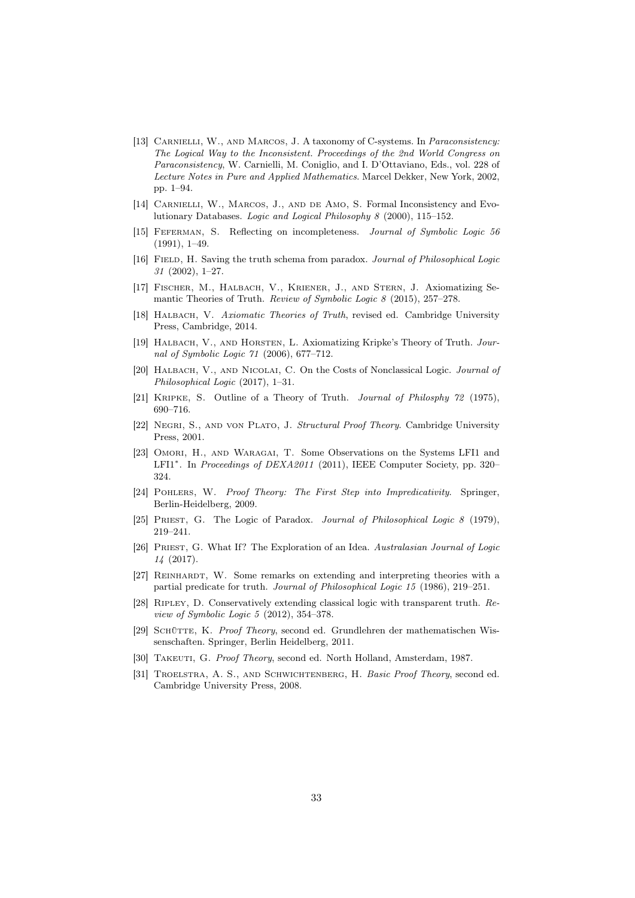[13] Carnielli, W., and Marcos, J. A taxonomy of C-systems. In *Paraconsistency: The Logical Way to the Inconsistent. Proceedings of the 2nd World Congress on Paraconsistency*, W. Carnielli, M. Coniglio, and I. D'Ottaviano, Eds., vol. 228 of *Lecture Notes in Pure and Applied Mathematics*. Marcel Dekker, New York, 2002, pp. 1–94.

[14] Carnielli, W., Marcos, J., and de Amo, S. Formal Inconsistency and Evolutionary Databases. *Logic and Logical Philosophy 8* (2000), 115–152.

[15] Feferman, S. Reflecting on incompleteness. *Journal of Symbolic Logic 56* (1991), 1–49.

[16] Field, H. Saving the truth schema from paradox. *Journal of Philosophical Logic 31* (2002), 1–27.

[17] Fischer, M., Halbach, V., Kriener, J., and Stern, J. Axiomatizing Semantic Theories of Truth. *Review of Symbolic Logic 8* (2015), 257–278.

[18] Halbach, V. *Axiomatic Theories of Truth*, revised ed. Cambridge University Press, Cambridge, 2014.

[19] Halbach, V., and Horsten, L. Axiomatizing Kripke's Theory of Truth. *Journal of Symbolic Logic 71* (2006), 677–712.

[20] Halbach, V., and Nicolai, C. On the Costs of Nonclassical Logic. *Journal of Philosophical Logic* (2017), 1–31.

[21] Kripke, S. Outline of a Theory of Truth. *Journal of Philosphy 72* (1975), 690–716.

[22] Negri, S., and von Plato, J. *Structural Proof Theory*. Cambridge University Press, 2001.

[23] Omori, H., and Waragai, T. Some Observations on the Systems LFI1 and LFI1*. In *Proceedings of DEXA2011* (2011), IEEE Computer Society, pp. 320–324.

[24] Pohlers, W. *Proof Theory: The First Step into Impredicativity*. Springer, Berlin-Heidelberg, 2009.

[25] Priest, G. The Logic of Paradox. *Journal of Philosophical Logic 8* (1979), 219–241.

[26] Priest, G. What If? The Exploration of an Idea. *Australasian Journal of Logic 14* (2017).

[27] Reinhardt, W. Some remarks on extending and interpreting theories with a partial predicate for truth. *Journal of Philosophical Logic 15* (1986), 219–251.

[28] Ripley, D. Conservatively extending classical logic with transparent truth. *Review of Symbolic Logic 5* (2012), 354–378.

[29] Schütte, K. *Proof Theory*, second ed. Grundlehren der mathematischen Wissenschaften. Springer, Berlin Heidelberg, 2011.

[30] Takeuti, G. *Proof Theory*, second ed. North Holland, Amsterdam, 1987.

[31] Troelstra, A. S., and Schwichtenberg, H. *Basic Proof Theory*, second ed. Cambridge University Press, 2008.